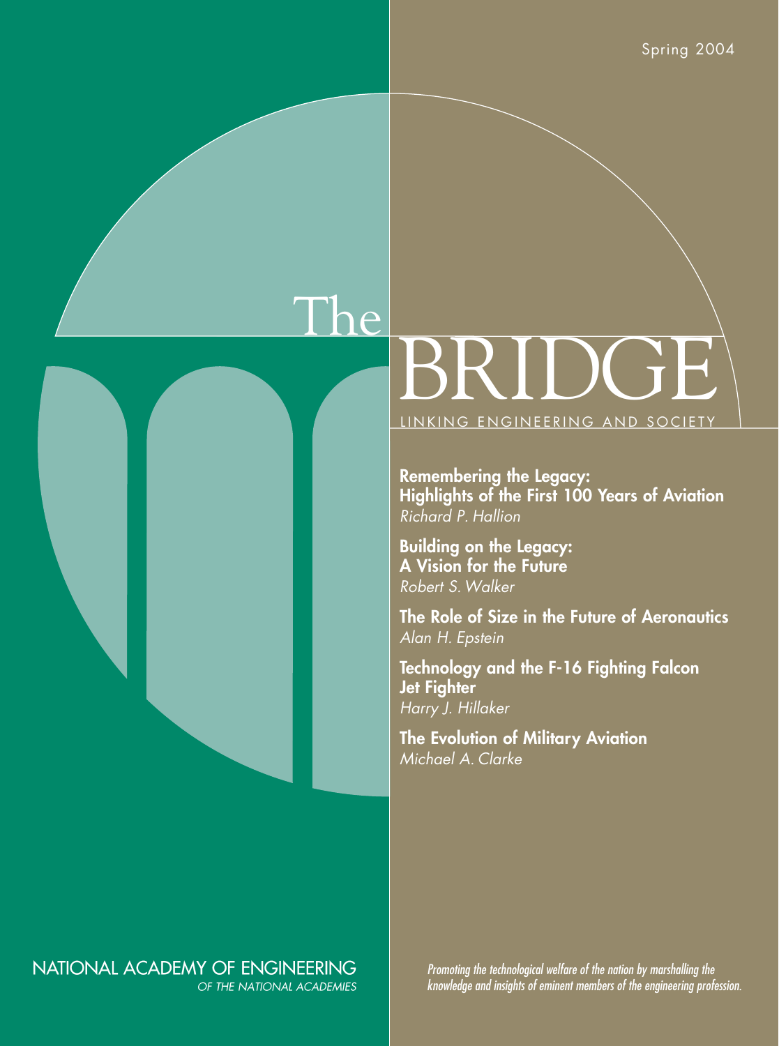Spring 2004

# The BRIDGE

LINKING ENGINEERING AND SOCIETY

**Remembering the Legacy: Highlights of the First 100 Years of Aviation**
*Richard P. Hallion*

**Building on the Legacy: A Vision for the Future**
*Robert S. Walker*

**The Role of Size in the Future of Aeronautics**
*Alan H. Epstein*

**Technology and the F-16 Fighting Falcon Jet Fighter**
*Harry J. Hillaker*

**The Evolution of Military Aviation**
*Michael A. Clarke*

NATIONAL ACADEMY OF ENGINEERING
*OF THE NATIONAL ACADEMIES*

*Promoting the technological welfare of the nation by marshalling the knowledge and insights of eminent members of the engineering profession.*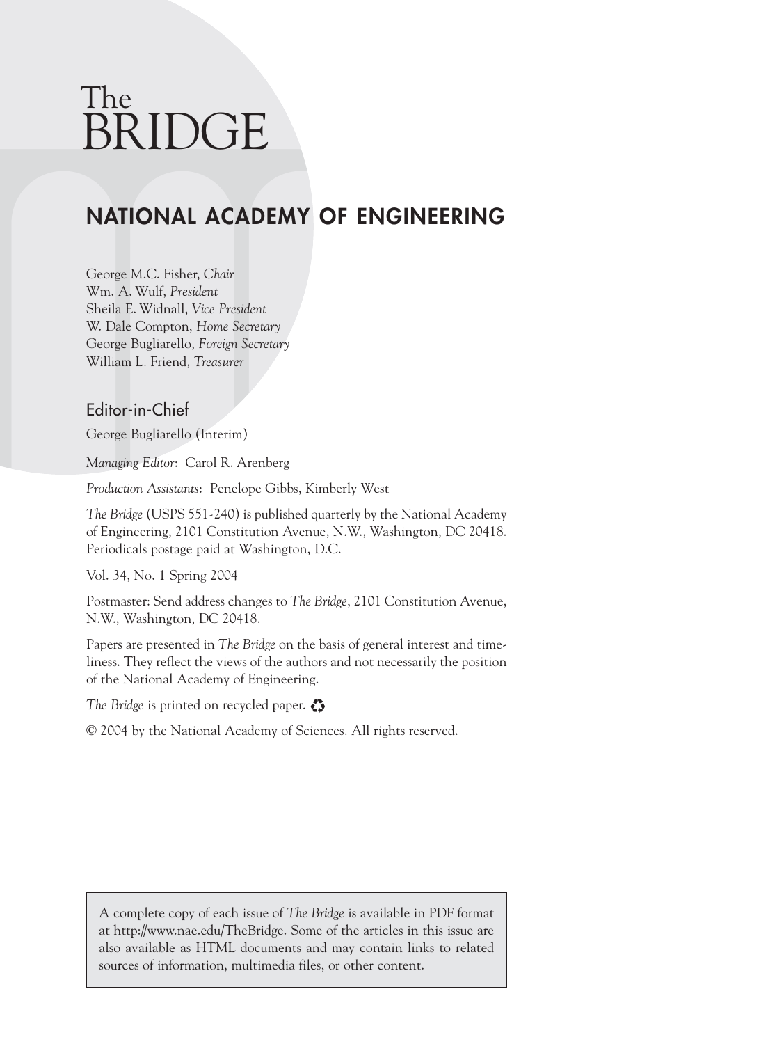# The BRIDGE

## NATIONAL ACADEMY OF ENGINEERING

George M.C. Fisher, *Chair*
Wm. A. Wulf, *President*
Sheila E. Widnall, *Vice President*
W. Dale Compton, *Home Secretary*
George Bugliarello, *Foreign Secretary*
William L. Friend, *Treasurer*

### Editor-in-Chief

George Bugliarello (Interim)

*Managing Editor*: Carol R. Arenberg

*Production Assistants*: Penelope Gibbs, Kimberly West

*The Bridge* (USPS 551-240) is published quarterly by the National Academy of Engineering, 2101 Constitution Avenue, N.W., Washington, DC 20418. Periodicals postage paid at Washington, D.C.

Vol. 34, No. 1 Spring 2004

Postmaster: Send address changes to *The Bridge*, 2101 Constitution Avenue, N.W., Washington, DC 20418.

Papers are presented in *The Bridge* on the basis of general interest and timeliness. They reflect the views of the authors and not necessarily the position of the National Academy of Engineering.

*The Bridge* is printed on recycled paper. ♻

© 2004 by the National Academy of Sciences. All rights reserved.

A complete copy of each issue of *The Bridge* is available in PDF format at http://www.nae.edu/TheBridge. Some of the articles in this issue are also available as HTML documents and may contain links to related sources of information, multimedia files, or other content.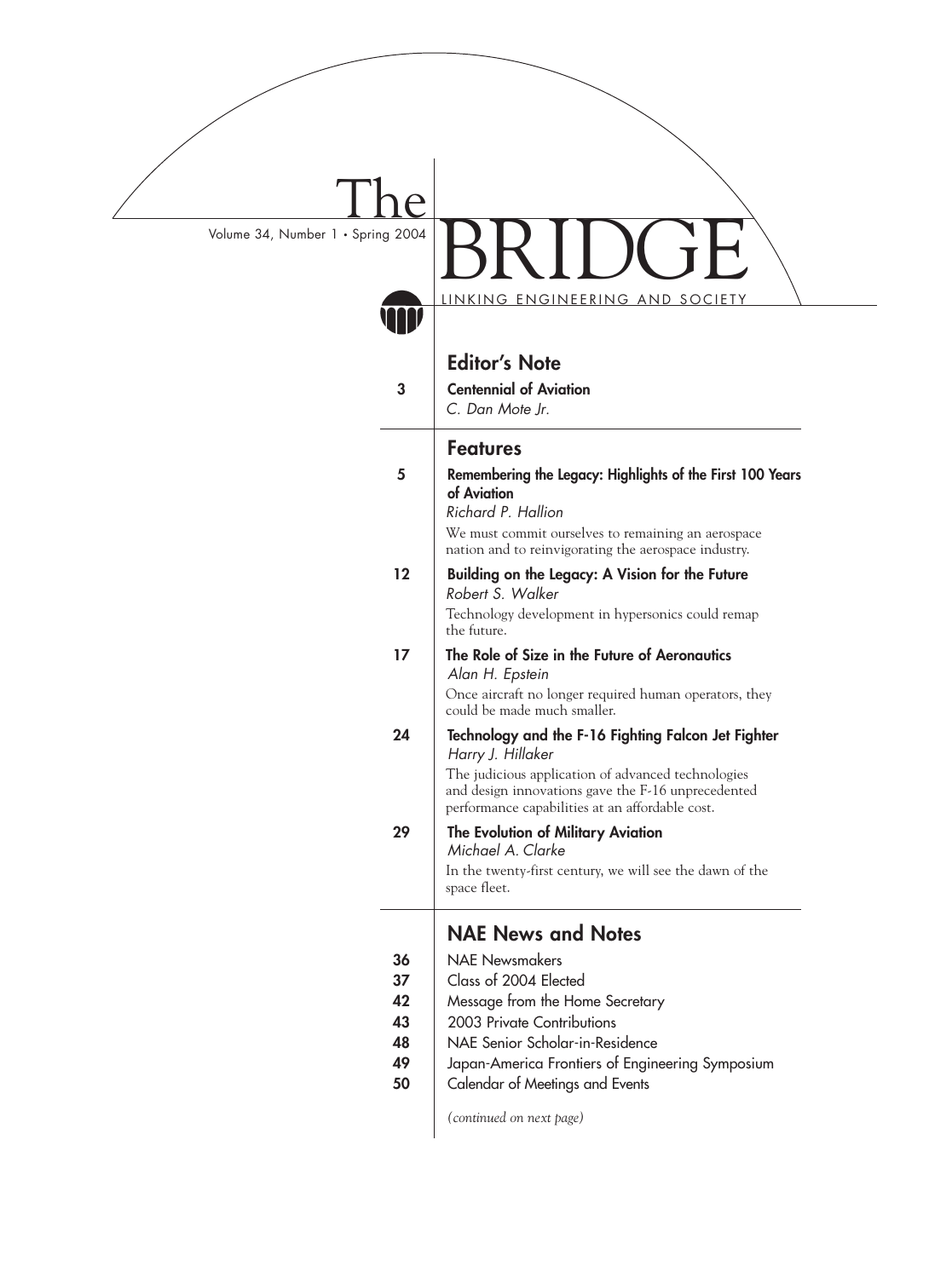# The BRIDGE

Volume 34, Number 1 • Spring 2004

LINKING ENGINEERING AND SOCIETY

## Editor's Note

3 **Centennial of Aviation**
*C. Dan Mote Jr.*

## Features

5 **Remembering the Legacy: Highlights of the First 100 Years of Aviation**
*Richard P. Hallion*
We must commit ourselves to remaining an aerospace nation and to reinvigorating the aerospace industry.

12 **Building on the Legacy: A Vision for the Future**
*Robert S. Walker*
Technology development in hypersonics could remap the future.

17 **The Role of Size in the Future of Aeronautics**
*Alan H. Epstein*
Once aircraft no longer required human operators, they could be made much smaller.

24 **Technology and the F-16 Fighting Falcon Jet Fighter**
*Harry J. Hillaker*
The judicious application of advanced technologies and design innovations gave the F-16 unprecedented performance capabilities at an affordable cost.

29 **The Evolution of Military Aviation**
*Michael A. Clarke*
In the twenty-first century, we will see the dawn of the space fleet.

## NAE News and Notes

36 NAE Newsmakers
37 Class of 2004 Elected
42 Message from the Home Secretary
43 2003 Private Contributions
48 NAE Senior Scholar-in-Residence
49 Japan-America Frontiers of Engineering Symposium
50 Calendar of Meetings and Events

*(continued on next page)*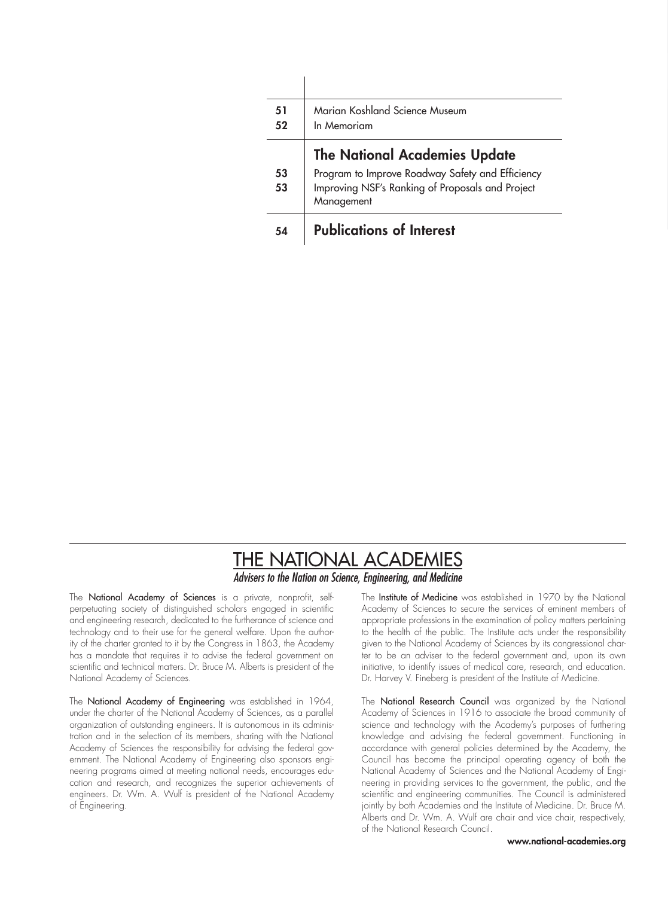| | |
|---|---|
| 51 | Marian Koshland Science Museum |
| 52 | In Memoriam |
| | **The National Academies Update** |
| 53 | Program to Improve Roadway Safety and Efficiency |
| 53 | Improving NSF's Ranking of Proposals and Project Management |
| 54 | **Publications of Interest** |

# THE NATIONAL ACADEMIES

*Advisers to the Nation on Science, Engineering, and Medicine*

The **National Academy of Sciences** is a private, nonprofit, self-perpetuating society of distinguished scholars engaged in scientific and engineering research, dedicated to the furtherance of science and technology and to their use for the general welfare. Upon the authority of the charter granted to it by the Congress in 1863, the Academy has a mandate that requires it to advise the federal government on scientific and technical matters. Dr. Bruce M. Alberts is president of the National Academy of Sciences.

The **National Academy of Engineering** was established in 1964, under the charter of the National Academy of Sciences, as a parallel organization of outstanding engineers. It is autonomous in its administration and in the selection of its members, sharing with the National Academy of Sciences the responsibility for advising the federal government. The National Academy of Engineering also sponsors engineering programs aimed at meeting national needs, encourages education and research, and recognizes the superior achievements of engineers. Dr. Wm. A. Wulf is president of the National Academy of Engineering.

The **Institute of Medicine** was established in 1970 by the National Academy of Sciences to secure the services of eminent members of appropriate professions in the examination of policy matters pertaining to the health of the public. The Institute acts under the responsibility given to the National Academy of Sciences by its congressional charter to be an adviser to the federal government and, upon its own initiative, to identify issues of medical care, research, and education. Dr. Harvey V. Fineberg is president of the Institute of Medicine.

The **National Research Council** was organized by the National Academy of Sciences in 1916 to associate the broad community of science and technology with the Academy's purposes of furthering knowledge and advising the federal government. Functioning in accordance with general policies determined by the Academy, the Council has become the principal operating agency of both the National Academy of Sciences and the National Academy of Engineering in providing services to the government, the public, and the scientific and engineering communities. The Council is administered jointly by both Academies and the Institute of Medicine. Dr. Bruce M. Alberts and Dr. Wm. A. Wulf are chair and vice chair, respectively, of the National Research Council.

**www.national-academies.org**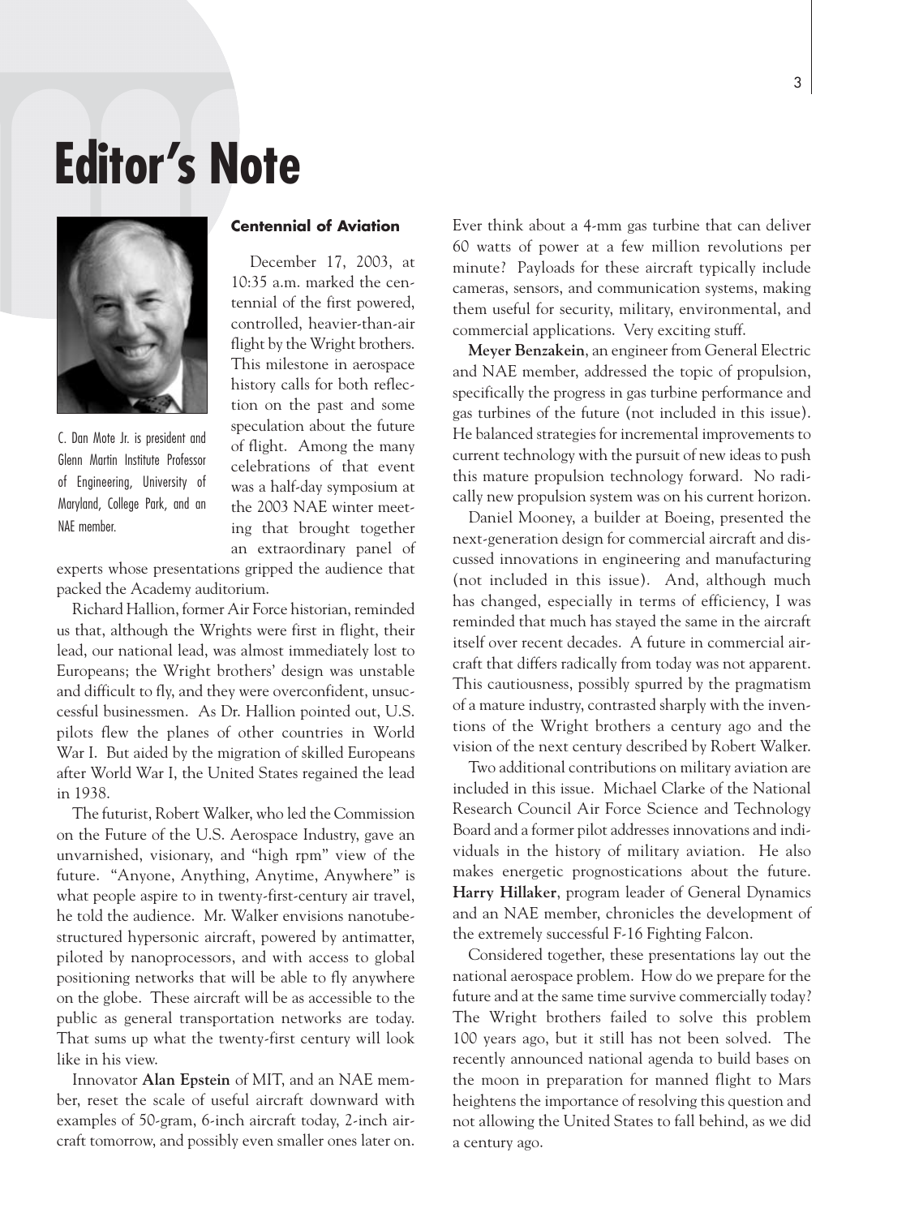# Editor's Note

C. Dan Mote Jr. is president and Glenn Martin Institute Professor of Engineering, University of Maryland, College Park, and an NAE member.

### Centennial of Aviation

December 17, 2003, at 10:35 a.m. marked the centennial of the first powered, controlled, heavier-than-air flight by the Wright brothers. This milestone in aerospace history calls for both reflection on the past and some speculation about the future of flight. Among the many celebrations of that event was a half-day symposium at the 2003 NAE winter meeting that brought together an extraordinary panel of experts whose presentations gripped the audience that packed the Academy auditorium.

Richard Hallion, former Air Force historian, reminded us that, although the Wrights were first in flight, their lead, our national lead, was almost immediately lost to Europeans; the Wright brothers' design was unstable and difficult to fly, and they were overconfident, unsuccessful businessmen. As Dr. Hallion pointed out, U.S. pilots flew the planes of other countries in World War I. But aided by the migration of skilled Europeans after World War I, the United States regained the lead in 1938.

The futurist, Robert Walker, who led the Commission on the Future of the U.S. Aerospace Industry, gave an unvarnished, visionary, and "high rpm" view of the future. "Anyone, Anything, Anytime, Anywhere" is what people aspire to in twenty-first-century air travel, he told the audience. Mr. Walker envisions nanotube-structured hypersonic aircraft, powered by antimatter, piloted by nanoprocessors, and with access to global positioning networks that will be able to fly anywhere on the globe. These aircraft will be as accessible to the public as general transportation networks are today. That sums up what the twenty-first century will look like in his view.

Innovator **Alan Epstein** of MIT, and an NAE member, reset the scale of useful aircraft downward with examples of 50-gram, 6-inch aircraft today, 2-inch aircraft tomorrow, and possibly even smaller ones later on. Ever think about a 4-mm gas turbine that can deliver 60 watts of power at a few million revolutions per minute? Payloads for these aircraft typically include cameras, sensors, and communication systems, making them useful for security, military, environmental, and commercial applications. Very exciting stuff.

**Meyer Benzakein**, an engineer from General Electric and NAE member, addressed the topic of propulsion, specifically the progress in gas turbine performance and gas turbines of the future (not included in this issue). He balanced strategies for incremental improvements to current technology with the pursuit of new ideas to push this mature propulsion technology forward. No radically new propulsion system was on his current horizon.

Daniel Mooney, a builder at Boeing, presented the next-generation design for commercial aircraft and discussed innovations in engineering and manufacturing (not included in this issue). And, although much has changed, especially in terms of efficiency, I was reminded that much has stayed the same in the aircraft itself over recent decades. A future in commercial aircraft that differs radically from today was not apparent. This cautiousness, possibly spurred by the pragmatism of a mature industry, contrasted sharply with the inventions of the Wright brothers a century ago and the vision of the next century described by Robert Walker.

Two additional contributions on military aviation are included in this issue. Michael Clarke of the National Research Council Air Force Science and Technology Board and a former pilot addresses innovations and individuals in the history of military aviation. He also makes energetic prognostications about the future. **Harry Hillaker**, program leader of General Dynamics and an NAE member, chronicles the development of the extremely successful F-16 Fighting Falcon.

Considered together, these presentations lay out the national aerospace problem. How do we prepare for the future and at the same time survive commercially today? The Wright brothers failed to solve this problem 100 years ago, but it still has not been solved. The recently announced national agenda to build bases on the moon in preparation for manned flight to Mars heightens the importance of resolving this question and not allowing the United States to fall behind, as we did a century ago.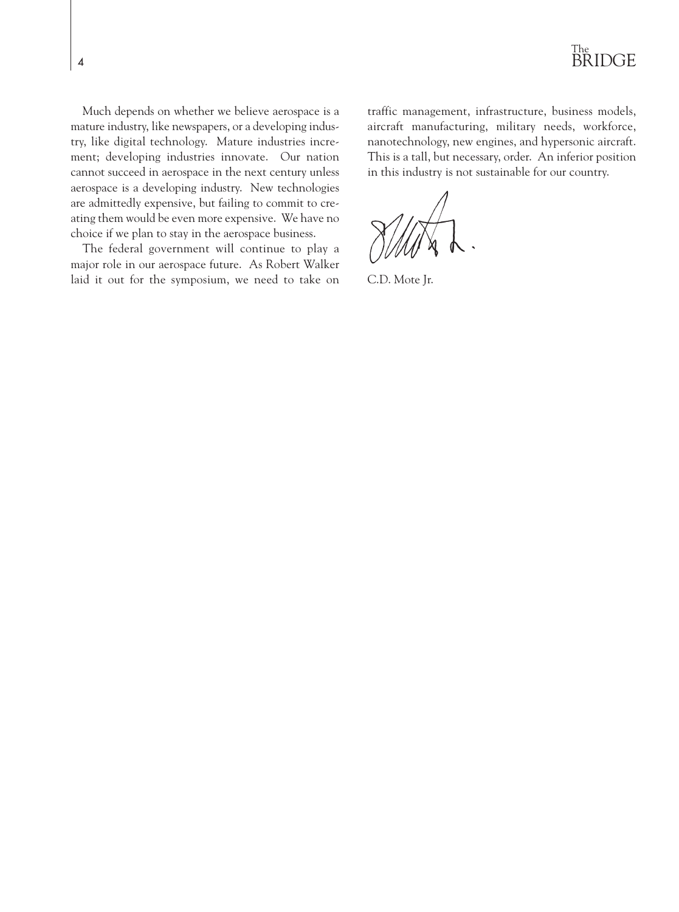Much depends on whether we believe aerospace is a mature industry, like newspapers, or a developing industry, like digital technology. Mature industries increment; developing industries innovate. Our nation cannot succeed in aerospace in the next century unless aerospace is a developing industry. New technologies are admittedly expensive, but failing to commit to creating them would be even more expensive. We have no choice if we plan to stay in the aerospace business.

The federal government will continue to play a major role in our aerospace future. As Robert Walker laid it out for the symposium, we need to take on traffic management, infrastructure, business models, aircraft manufacturing, military needs, workforce, nanotechnology, new engines, and hypersonic aircraft. This is a tall, but necessary, order. An inferior position in this industry is not sustainable for our country.

C.D. Mote Jr.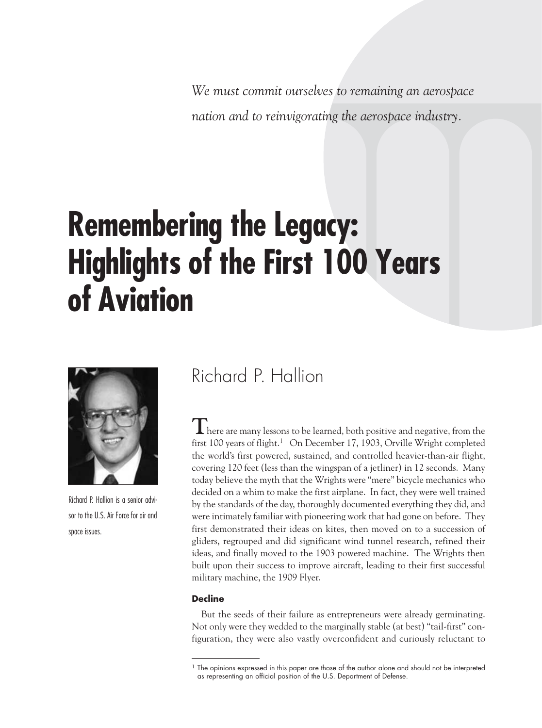*We must commit ourselves to remaining an aerospace nation and to reinvigorating the aerospace industry.*

# Remembering the Legacy: Highlights of the First 100 Years of Aviation

Richard P. Hallion is a senior advisor to the U.S. Air Force for air and space issues.

## Richard P. Hallion

There are many lessons to be learned, both positive and negative, from the first 100 years of flight.[1] On December 17, 1903, Orville Wright completed the world's first powered, sustained, and controlled heavier-than-air flight, covering 120 feet (less than the wingspan of a jetliner) in 12 seconds. Many today believe the myth that the Wrights were "mere" bicycle mechanics who decided on a whim to make the first airplane. In fact, they were well trained by the standards of the day, thoroughly documented everything they did, and were intimately familiar with pioneering work that had gone on before. They first demonstrated their ideas on kites, then moved on to a succession of gliders, regrouped and did significant wind tunnel research, refined their ideas, and finally moved to the 1903 powered machine. The Wrights then built upon their success to improve aircraft, leading to their first successful military machine, the 1909 Flyer.

### Decline

But the seeds of their failure as entrepreneurs were already germinating. Not only were they wedded to the marginally stable (at best) "tail-first" configuration, they were also vastly overconfident and curiously reluctant to

[1] The opinions expressed in this paper are those of the author alone and should not be interpreted as representing an official position of the U.S. Department of Defense.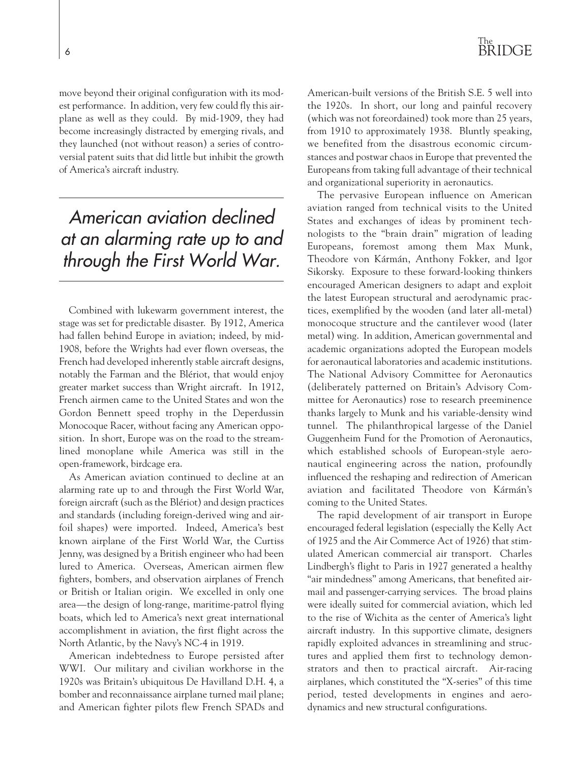move beyond their original configuration with its modest performance. In addition, very few could fly this airplane as well as they could. By mid-1909, they had become increasingly distracted by emerging rivals, and they launched (not without reason) a series of controversial patent suits that did little but inhibit the growth of America's aircraft industry.

> *American aviation declined at an alarming rate up to and through the First World War.*

Combined with lukewarm government interest, the stage was set for predictable disaster. By 1912, America had fallen behind Europe in aviation; indeed, by mid-1908, before the Wrights had ever flown overseas, the French had developed inherently stable aircraft designs, notably the Farman and the Blériot, that would enjoy greater market success than Wright aircraft. In 1912, French airmen came to the United States and won the Gordon Bennett speed trophy in the Deperdussin Monocoque Racer, without facing any American opposition. In short, Europe was on the road to the streamlined monoplane while America was still in the open-framework, birdcage era.

As American aviation continued to decline at an alarming rate up to and through the First World War, foreign aircraft (such as the Blériot) and design practices and standards (including foreign-derived wing and airfoil shapes) were imported. Indeed, America's best known airplane of the First World War, the Curtiss Jenny, was designed by a British engineer who had been lured to America. Overseas, American airmen flew fighters, bombers, and observation airplanes of French or British or Italian origin. We excelled in only one area—the design of long-range, maritime-patrol flying boats, which led to America's next great international accomplishment in aviation, the first flight across the North Atlantic, by the Navy's NC-4 in 1919.

American indebtedness to Europe persisted after WWI. Our military and civilian workhorse in the 1920s was Britain's ubiquitous De Havilland D.H. 4, a bomber and reconnaissance airplane turned mail plane; and American fighter pilots flew French SPADs and American-built versions of the British S.E. 5 well into the 1920s. In short, our long and painful recovery (which was not foreordained) took more than 25 years, from 1910 to approximately 1938. Bluntly speaking, we benefited from the disastrous economic circumstances and postwar chaos in Europe that prevented the Europeans from taking full advantage of their technical and organizational superiority in aeronautics.

The pervasive European influence on American aviation ranged from technical visits to the United States and exchanges of ideas by prominent technologists to the "brain drain" migration of leading Europeans, foremost among them Max Munk, Theodore von Kármán, Anthony Fokker, and Igor Sikorsky. Exposure to these forward-looking thinkers encouraged American designers to adapt and exploit the latest European structural and aerodynamic practices, exemplified by the wooden (and later all-metal) monocoque structure and the cantilever wood (later metal) wing. In addition, American governmental and academic organizations adopted the European models for aeronautical laboratories and academic institutions. The National Advisory Committee for Aeronautics (deliberately patterned on Britain's Advisory Committee for Aeronautics) rose to research preeminence thanks largely to Munk and his variable-density wind tunnel. The philanthropical largesse of the Daniel Guggenheim Fund for the Promotion of Aeronautics, which established schools of European-style aeronautical engineering across the nation, profoundly influenced the reshaping and redirection of American aviation and facilitated Theodore von Kármán's coming to the United States.

The rapid development of air transport in Europe encouraged federal legislation (especially the Kelly Act of 1925 and the Air Commerce Act of 1926) that stimulated American commercial air transport. Charles Lindbergh's flight to Paris in 1927 generated a healthy "air mindedness" among Americans, that benefited airmail and passenger-carrying services. The broad plains were ideally suited for commercial aviation, which led to the rise of Wichita as the center of America's light aircraft industry. In this supportive climate, designers rapidly exploited advances in streamlining and structures and applied them first to technology demonstrators and then to practical aircraft. Air-racing airplanes, which constituted the "X-series" of this time period, tested developments in engines and aerodynamics and new structural configurations.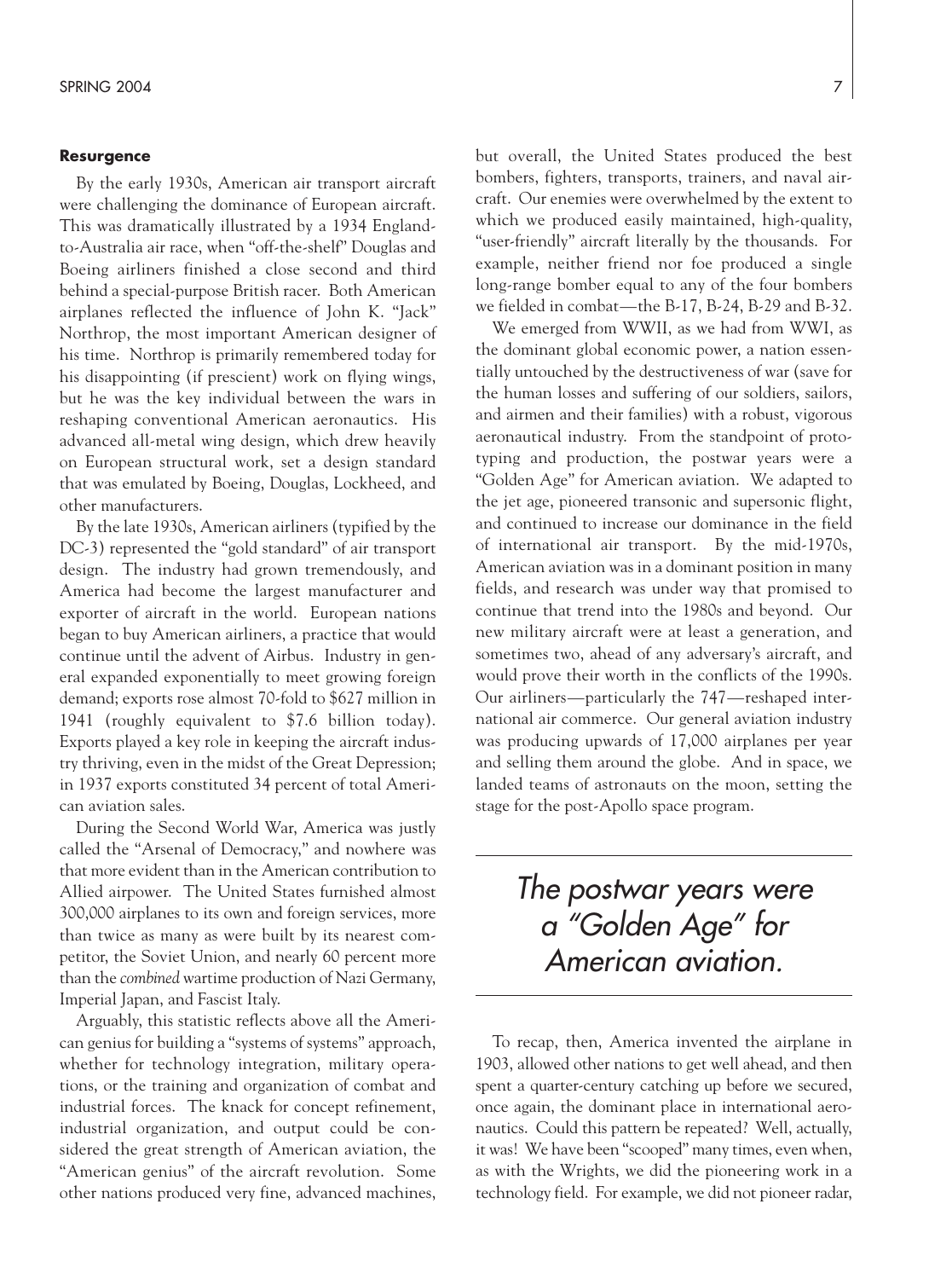### Resurgence

By the early 1930s, American air transport aircraft were challenging the dominance of European aircraft. This was dramatically illustrated by a 1934 England-to-Australia air race, when "off-the-shelf" Douglas and Boeing airliners finished a close second and third behind a special-purpose British racer. Both American airplanes reflected the influence of John K. "Jack" Northrop, the most important American designer of his time. Northrop is primarily remembered today for his disappointing (if prescient) work on flying wings, but he was the key individual between the wars in reshaping conventional American aeronautics. His advanced all-metal wing design, which drew heavily on European structural work, set a design standard that was emulated by Boeing, Douglas, Lockheed, and other manufacturers.

By the late 1930s, American airliners (typified by the DC-3) represented the "gold standard" of air transport design. The industry had grown tremendously, and America had become the largest manufacturer and exporter of aircraft in the world. European nations began to buy American airliners, a practice that would continue until the advent of Airbus. Industry in general expanded exponentially to meet growing foreign demand; exports rose almost 70-fold to $627 million in 1941 (roughly equivalent to $7.6 billion today). Exports played a key role in keeping the aircraft industry thriving, even in the midst of the Great Depression; in 1937 exports constituted 34 percent of total American aviation sales.

During the Second World War, America was justly called the "Arsenal of Democracy," and nowhere was that more evident than in the American contribution to Allied airpower. The United States furnished almost 300,000 airplanes to its own and foreign services, more than twice as many as were built by its nearest competitor, the Soviet Union, and nearly 60 percent more than the *combined* wartime production of Nazi Germany, Imperial Japan, and Fascist Italy.

Arguably, this statistic reflects above all the American genius for building a "systems of systems" approach, whether for technology integration, military operations, or the training and organization of combat and industrial forces. The knack for concept refinement, industrial organization, and output could be considered the great strength of American aviation, the "American genius" of the aircraft revolution. Some other nations produced very fine, advanced machines, but overall, the United States produced the best bombers, fighters, transports, trainers, and naval aircraft. Our enemies were overwhelmed by the extent to which we produced easily maintained, high-quality, "user-friendly" aircraft literally by the thousands. For example, neither friend nor foe produced a single long-range bomber equal to any of the four bombers we fielded in combat—the B-17, B-24, B-29 and B-32.

We emerged from WWII, as we had from WWI, as the dominant global economic power, a nation essentially untouched by the destructiveness of war (save for the human losses and suffering of our soldiers, sailors, and airmen and their families) with a robust, vigorous aeronautical industry. From the standpoint of prototyping and production, the postwar years were a "Golden Age" for American aviation. We adapted to the jet age, pioneered transonic and supersonic flight, and continued to increase our dominance in the field of international air transport. By the mid-1970s, American aviation was in a dominant position in many fields, and research was under way that promised to continue that trend into the 1980s and beyond. Our new military aircraft were at least a generation, and sometimes two, ahead of any adversary's aircraft, and would prove their worth in the conflicts of the 1990s. Our airliners—particularly the 747—reshaped international air commerce. Our general aviation industry was producing upwards of 17,000 airplanes per year and selling them around the globe. And in space, we landed teams of astronauts on the moon, setting the stage for the post-Apollo space program.

> *The postwar years were a "Golden Age" for American aviation.*

To recap, then, America invented the airplane in 1903, allowed other nations to get well ahead, and then spent a quarter-century catching up before we secured, once again, the dominant place in international aeronautics. Could this pattern be repeated? Well, actually, it was! We have been "scooped" many times, even when, as with the Wrights, we did the pioneering work in a technology field. For example, we did not pioneer radar,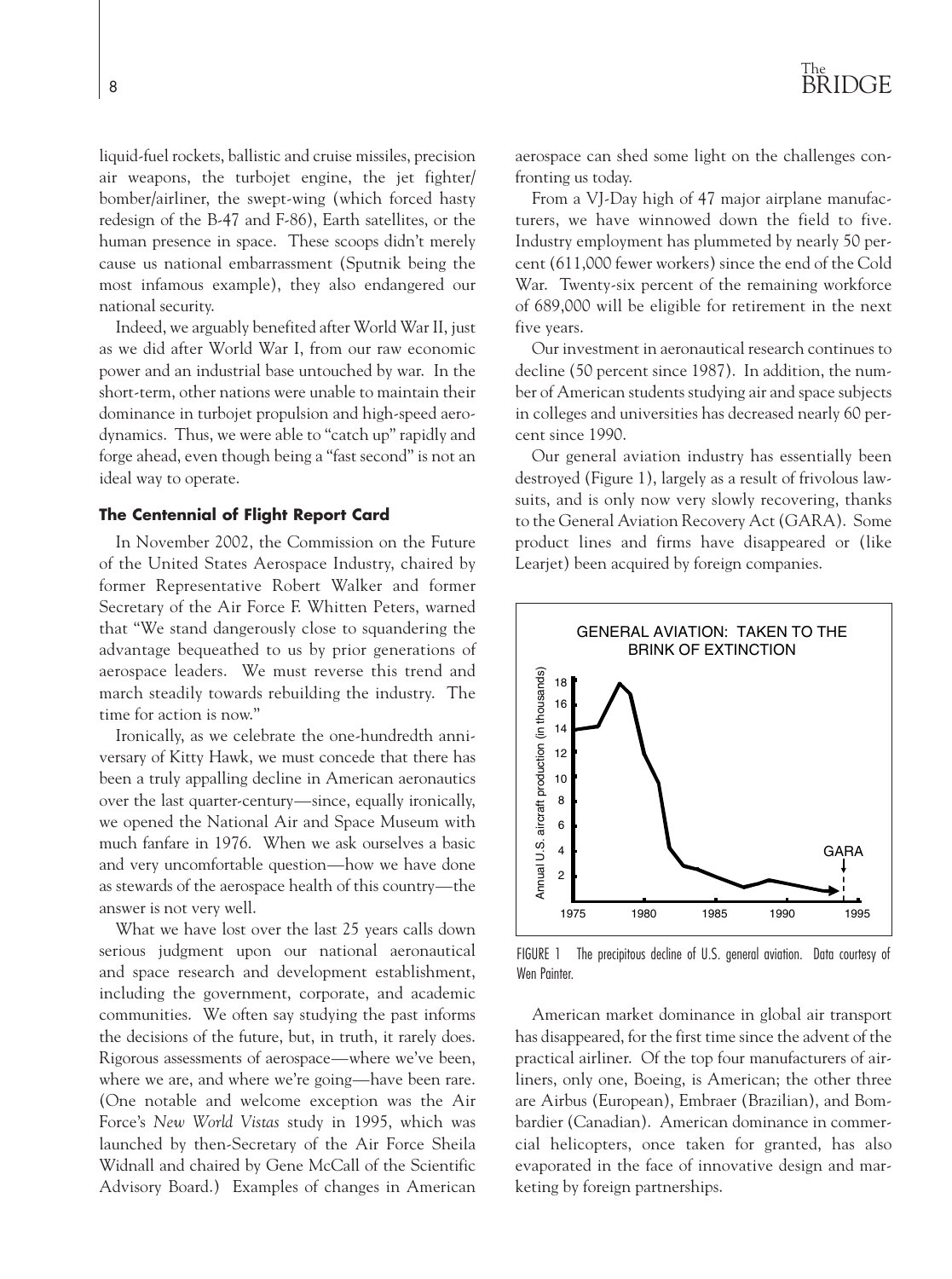liquid-fuel rockets, ballistic and cruise missiles, precision air weapons, the turbojet engine, the jet fighter/bomber/airliner, the swept-wing (which forced hasty redesign of the B-47 and F-86), Earth satellites, or the human presence in space. These scoops didn't merely cause us national embarrassment (Sputnik being the most infamous example), they also endangered our national security.

Indeed, we arguably benefited after World War II, just as we did after World War I, from our raw economic power and an industrial base untouched by war. In the short-term, other nations were unable to maintain their dominance in turbojet propulsion and high-speed aerodynamics. Thus, we were able to "catch up" rapidly and forge ahead, even though being a "fast second" is not an ideal way to operate.

### The Centennial of Flight Report Card

In November 2002, the Commission on the Future of the United States Aerospace Industry, chaired by former Representative Robert Walker and former Secretary of the Air Force F. Whitten Peters, warned that "We stand dangerously close to squandering the advantage bequeathed to us by prior generations of aerospace leaders. We must reverse this trend and march steadily towards rebuilding the industry. The time for action is now."

Ironically, as we celebrate the one-hundredth anniversary of Kitty Hawk, we must concede that there has been a truly appalling decline in American aeronautics over the last quarter-century—since, equally ironically, we opened the National Air and Space Museum with much fanfare in 1976. When we ask ourselves a basic and very uncomfortable question—how we have done as stewards of the aerospace health of this country—the answer is not very well.

What we have lost over the last 25 years calls down serious judgment upon our national aeronautical and space research and development establishment, including the government, corporate, and academic communities. We often say studying the past informs the decisions of the future, but, in truth, it rarely does. Rigorous assessments of aerospace—where we've been, where we are, and where we're going—have been rare. (One notable and welcome exception was the Air Force's *New World Vistas* study in 1995, which was launched by then-Secretary of the Air Force Sheila Widnall and chaired by Gene McCall of the Scientific Advisory Board.) Examples of changes in American aerospace can shed some light on the challenges confronting us today.

From a VJ-Day high of 47 major airplane manufacturers, we have winnowed down the field to five. Industry employment has plummeted by nearly 50 percent (611,000 fewer workers) since the end of the Cold War. Twenty-six percent of the remaining workforce of 689,000 will be eligible for retirement in the next five years.

Our investment in aeronautical research continues to decline (50 percent since 1987). In addition, the number of American students studying air and space subjects in colleges and universities has decreased nearly 60 percent since 1990.

Our general aviation industry has essentially been destroyed (Figure 1), largely as a result of frivolous lawsuits, and is only now very slowly recovering, thanks to the General Aviation Recovery Act (GARA). Some product lines and firms have disappeared or (like Learjet) been acquired by foreign companies.

FIGURE 1 The precipitous decline of U.S. general aviation. Data courtesy of Wen Painter.

American market dominance in global air transport has disappeared, for the first time since the advent of the practical airliner. Of the top four manufacturers of airliners, only one, Boeing, is American; the other three are Airbus (European), Embraer (Brazilian), and Bombardier (Canadian). American dominance in commercial helicopters, once taken for granted, has also evaporated in the face of innovative design and marketing by foreign partnerships.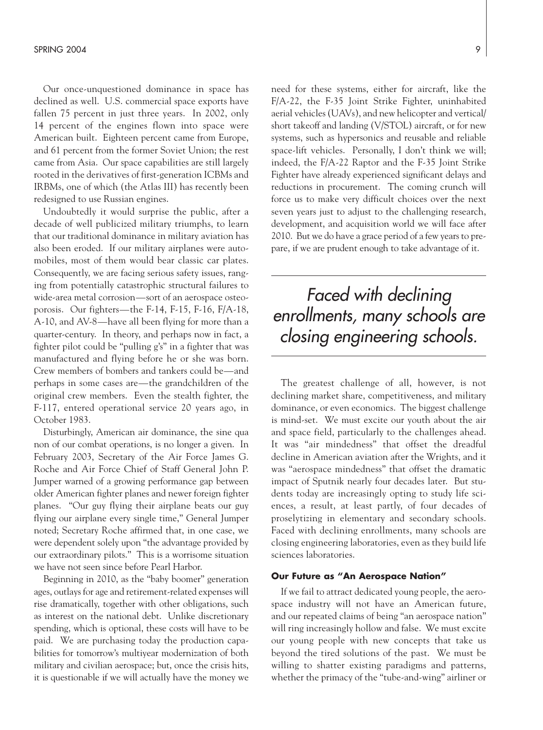Our once-unquestioned dominance in space has declined as well. U.S. commercial space exports have fallen 75 percent in just three years. In 2002, only 14 percent of the engines flown into space were American built. Eighteen percent came from Europe, and 61 percent from the former Soviet Union; the rest came from Asia. Our space capabilities are still largely rooted in the derivatives of first-generation ICBMs and IRBMs, one of which (the Atlas III) has recently been redesigned to use Russian engines.

Undoubtedly it would surprise the public, after a decade of well publicized military triumphs, to learn that our traditional dominance in military aviation has also been eroded. If our military airplanes were automobiles, most of them would bear classic car plates. Consequently, we are facing serious safety issues, ranging from potentially catastrophic structural failures to wide-area metal corrosion—sort of an aerospace osteoporosis. Our fighters—the F-14, F-15, F-16, F/A-18, A-10, and AV-8—have all been flying for more than a quarter-century. In theory, and perhaps now in fact, a fighter pilot could be "pulling g's" in a fighter that was manufactured and flying before he or she was born. Crew members of bombers and tankers could be—and perhaps in some cases are—the grandchildren of the original crew members. Even the stealth fighter, the F-117, entered operational service 20 years ago, in October 1983.

Disturbingly, American air dominance, the sine qua non of our combat operations, is no longer a given. In February 2003, Secretary of the Air Force James G. Roche and Air Force Chief of Staff General John P. Jumper warned of a growing performance gap between older American fighter planes and newer foreign fighter planes. "Our guy flying their airplane beats our guy flying our airplane every single time," General Jumper noted; Secretary Roche affirmed that, in one case, we were dependent solely upon "the advantage provided by our extraordinary pilots." This is a worrisome situation we have not seen since before Pearl Harbor.

Beginning in 2010, as the "baby boomer" generation ages, outlays for age and retirement-related expenses will rise dramatically, together with other obligations, such as interest on the national debt. Unlike discretionary spending, which is optional, these costs will have to be paid. We are purchasing today the production capabilities for tomorrow's multiyear modernization of both military and civilian aerospace; but, once the crisis hits, it is questionable if we will actually have the money we need for these systems, either for aircraft, like the F/A-22, the F-35 Joint Strike Fighter, uninhabited aerial vehicles (UAVs), and new helicopter and vertical/short takeoff and landing (V/STOL) aircraft, or for new systems, such as hypersonics and reusable and reliable space-lift vehicles. Personally, I don't think we will; indeed, the F/A-22 Raptor and the F-35 Joint Strike Fighter have already experienced significant delays and reductions in procurement. The coming crunch will force us to make very difficult choices over the next seven years just to adjust to the challenging research, development, and acquisition world we will face after 2010. But we do have a grace period of a few years to prepare, if we are prudent enough to take advantage of it.

> *Faced with declining enrollments, many schools are closing engineering schools.*

The greatest challenge of all, however, is not declining market share, competitiveness, and military dominance, or even economics. The biggest challenge is mind-set. We must excite our youth about the air and space field, particularly to the challenges ahead. It was "air mindedness" that offset the dreadful decline in American aviation after the Wrights, and it was "aerospace mindedness" that offset the dramatic impact of Sputnik nearly four decades later. But students today are increasingly opting to study life sciences, a result, at least partly, of four decades of proselytizing in elementary and secondary schools. Faced with declining enrollments, many schools are closing engineering laboratories, even as they build life sciences laboratories.

### Our Future as "An Aerospace Nation"

If we fail to attract dedicated young people, the aerospace industry will not have an American future, and our repeated claims of being "an aerospace nation" will ring increasingly hollow and false. We must excite our young people with new concepts that take us beyond the tired solutions of the past. We must be willing to shatter existing paradigms and patterns, whether the primacy of the "tube-and-wing" airliner or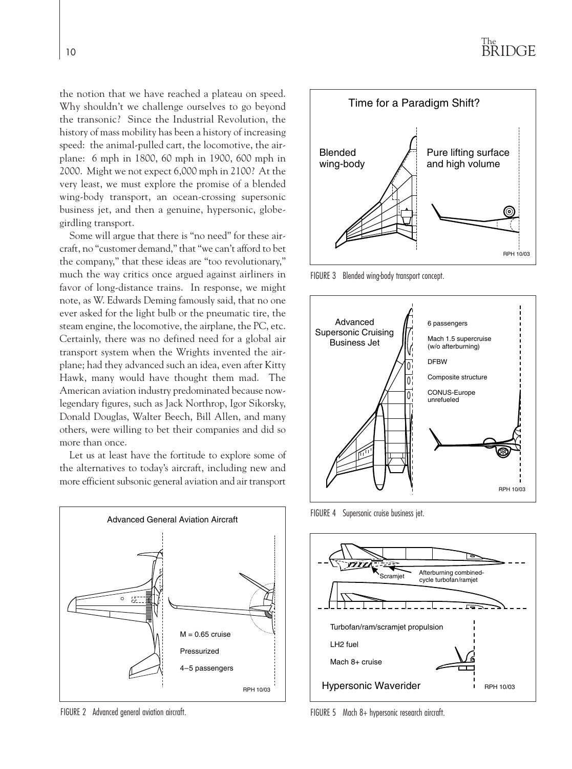the notion that we have reached a plateau on speed. Why shouldn't we challenge ourselves to go beyond the transonic? Since the Industrial Revolution, the history of mass mobility has been a history of increasing speed: the animal-pulled cart, the locomotive, the airplane: 6 mph in 1800, 60 mph in 1900, 600 mph in 2000. Might we not expect 6,000 mph in 2100? At the very least, we must explore the promise of a blended wing-body transport, an ocean-crossing supersonic business jet, and then a genuine, hypersonic, globe-girdling transport.

Some will argue that there is "no need" for these aircraft, no "customer demand," that "we can't afford to bet the company," that these ideas are "too revolutionary," much the way critics once argued against airliners in favor of long-distance trains. In response, we might note, as W. Edwards Deming famously said, that no one ever asked for the light bulb or the pneumatic tire, the steam engine, the locomotive, the airplane, the PC, etc. Certainly, there was no defined need for a global air transport system when the Wrights invented the airplane; had they advanced such an idea, even after Kitty Hawk, many would have thought them mad. The American aviation industry predominated because now-legendary figures, such as Jack Northrop, Igor Sikorsky, Donald Douglas, Walter Beech, Bill Allen, and many others, were willing to bet their companies and did so more than once.

Let us at least have the fortitude to explore some of the alternatives to today's aircraft, including new and more efficient subsonic general aviation and air transport

FIGURE 2 Advanced general aviation aircraft.

FIGURE 3 Blended wing-body transport concept.

FIGURE 4 Supersonic cruise business jet.

FIGURE 5 Mach 8+ hypersonic research aircraft.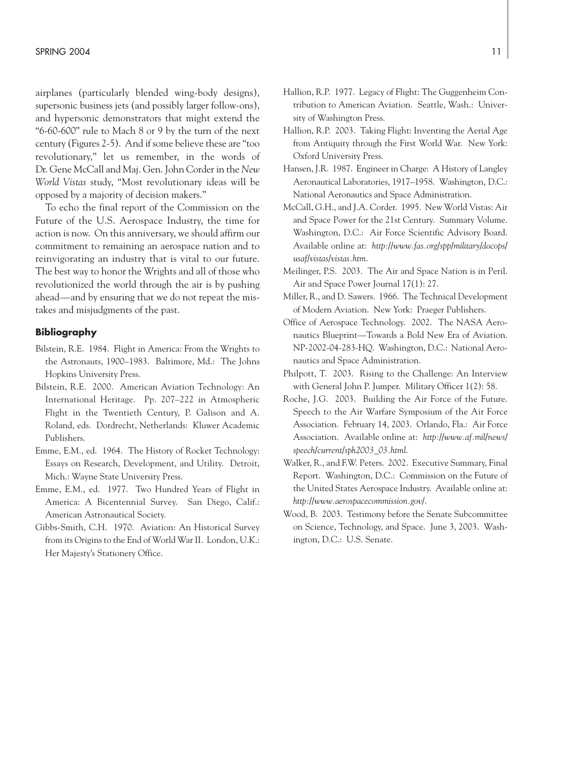airplanes (particularly blended wing-body designs), supersonic business jets (and possibly larger follow-ons), and hypersonic demonstrators that might extend the "6-60-600" rule to Mach 8 or 9 by the turn of the next century (Figures 2-5). And if some believe these are "too revolutionary," let us remember, in the words of Dr. Gene McCall and Maj. Gen. John Corder in the *New World Vistas* study, "Most revolutionary ideas will be opposed by a majority of decision makers."

To echo the final report of the Commission on the Future of the U.S. Aerospace Industry, the time for action is now. On this anniversary, we should affirm our commitment to remaining an aerospace nation and to reinvigorating an industry that is vital to our future. The best way to honor the Wrights and all of those who revolutionized the world through the air is by pushing ahead—and by ensuring that we do not repeat the mistakes and misjudgments of the past.

## Bibliography

Bilstein, R.E. 1984. Flight in America: From the Wrights to the Astronauts, 1900–1983. Baltimore, Md.: The Johns Hopkins University Press.

Bilstein, R.E. 2000. American Aviation Technology: An International Heritage. Pp. 207–222 in Atmospheric Flight in the Twentieth Century, P. Galison and A. Roland, eds. Dordrecht, Netherlands: Kluwer Academic Publishers.

Emme, E.M., ed. 1964. The History of Rocket Technology: Essays on Research, Development, and Utility. Detroit, Mich.: Wayne State University Press.

Emme, E.M., ed. 1977. Two Hundred Years of Flight in America: A Bicentennial Survey. San Diego, Calif.: American Astronautical Society.

Gibbs-Smith, C.H. 1970. Aviation: An Historical Survey from its Origins to the End of World War II. London, U.K.: Her Majesty's Stationery Office.

Hallion, R.P. 1977. Legacy of Flight: The Guggenheim Contribution to American Aviation. Seattle, Wash.: University of Washington Press.

Hallion, R.P. 2003. Taking Flight: Inventing the Aerial Age from Antiquity through the First World War. New York: Oxford University Press.

Hansen, J.R. 1987. Engineer in Charge: A History of Langley Aeronautical Laboratories, 1917–1958. Washington, D.C.: National Aeronautics and Space Administration.

McCall, G.H., and J.A. Corder. 1995. New World Vistas: Air and Space Power for the 21st Century. Summary Volume. Washington, D.C.: Air Force Scientific Advisory Board. Available online at: *http://www.fas.org/spp/military/docops/usaf/vistas/vistas.htm*.

Meilinger, P.S. 2003. The Air and Space Nation is in Peril. Air and Space Power Journal 17(1): 27.

Miller, R., and D. Sawers. 1966. The Technical Development of Modern Aviation. New York: Praeger Publishers.

Office of Aerospace Technology. 2002. The NASA Aeronautics Blueprint—Towards a Bold New Era of Aviation. NP-2002-04-283-HQ. Washington, D.C.: National Aeronautics and Space Administration.

Philpott, T. 2003. Rising to the Challenge: An Interview with General John P. Jumper. Military Officer 1(2): 58.

Roche, J.G. 2003. Building the Air Force of the Future. Speech to the Air Warfare Symposium of the Air Force Association. February 14, 2003. Orlando, Fla.: Air Force Association. Available online at: *http://www.af.mil/news/speech/current/sph2003_03.html*.

Walker, R., and F.W. Peters. 2002. Executive Summary, Final Report. Washington, D.C.: Commission on the Future of the United States Aerospace Industry. Available online at: *http://www.aerospacecommission.gov/*.

Wood, B. 2003. Testimony before the Senate Subcommittee on Science, Technology, and Space. June 3, 2003. Washington, D.C.: U.S. Senate.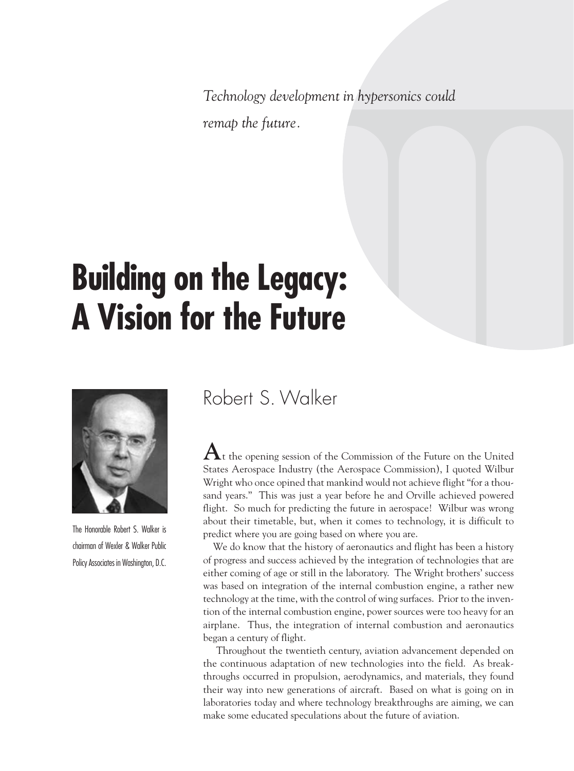*Technology development in hypersonics could remap the future.*

# Building on the Legacy: A Vision for the Future

The Honorable Robert S. Walker is chairman of Wexler & Walker Public Policy Associates in Washington, D.C.

## Robert S. Walker

At the opening session of the Commission of the Future on the United States Aerospace Industry (the Aerospace Commission), I quoted Wilbur Wright who once opined that mankind would not achieve flight "for a thousand years." This was just a year before he and Orville achieved powered flight. So much for predicting the future in aerospace! Wilbur was wrong about their timetable, but, when it comes to technology, it is difficult to predict where you are going based on where you are.

We do know that the history of aeronautics and flight has been a history of progress and success achieved by the integration of technologies that are either coming of age or still in the laboratory. The Wright brothers' success was based on integration of the internal combustion engine, a rather new technology at the time, with the control of wing surfaces. Prior to the invention of the internal combustion engine, power sources were too heavy for an airplane. Thus, the integration of internal combustion and aeronautics began a century of flight.

Throughout the twentieth century, aviation advancement depended on the continuous adaptation of new technologies into the field. As breakthroughs occurred in propulsion, aerodynamics, and materials, they found their way into new generations of aircraft. Based on what is going on in laboratories today and where technology breakthroughs are aiming, we can make some educated speculations about the future of aviation.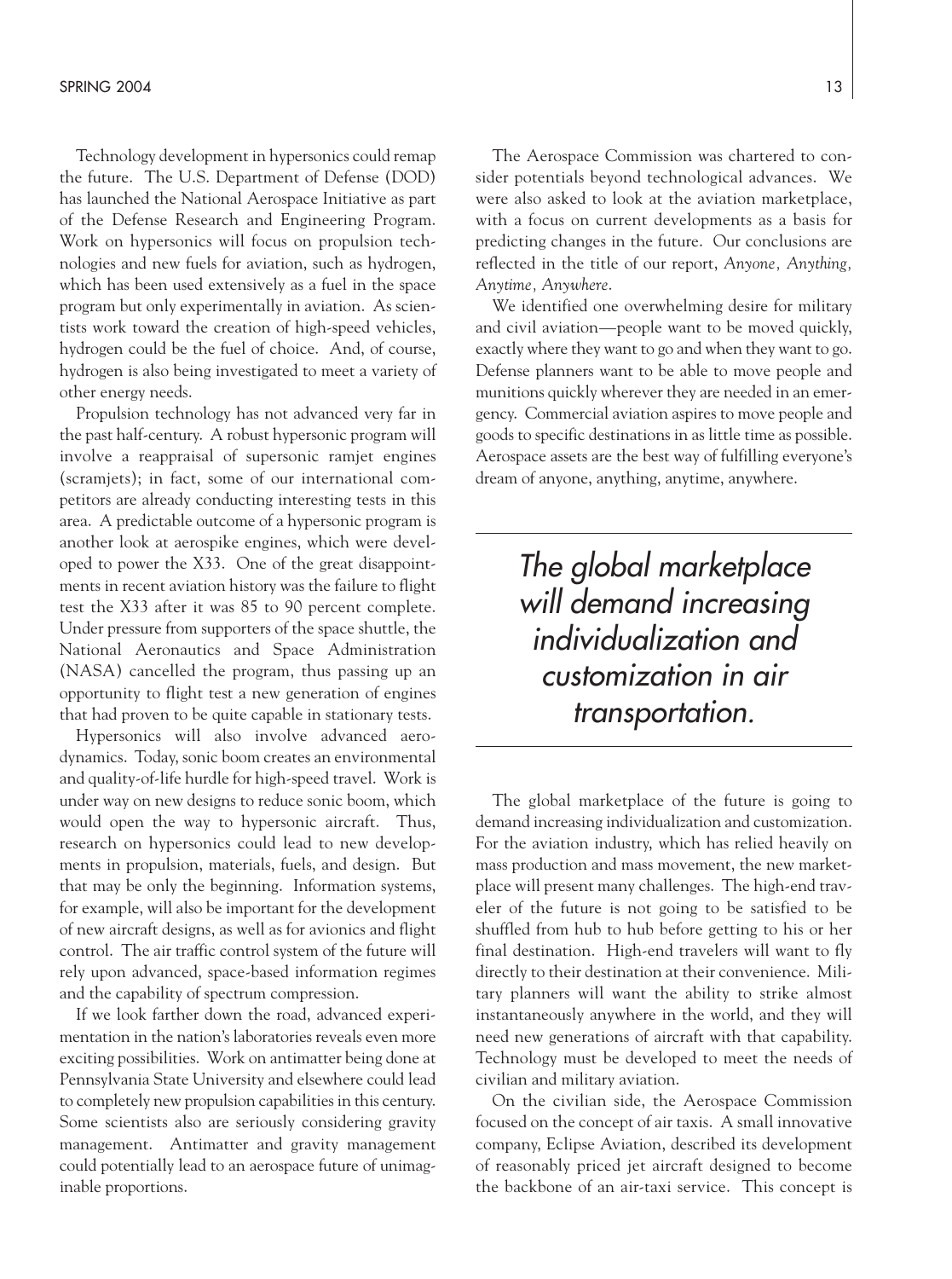Technology development in hypersonics could remap the future. The U.S. Department of Defense (DOD) has launched the National Aerospace Initiative as part of the Defense Research and Engineering Program. Work on hypersonics will focus on propulsion technologies and new fuels for aviation, such as hydrogen, which has been used extensively as a fuel in the space program but only experimentally in aviation. As scientists work toward the creation of high-speed vehicles, hydrogen could be the fuel of choice. And, of course, hydrogen is also being investigated to meet a variety of other energy needs.

Propulsion technology has not advanced very far in the past half-century. A robust hypersonic program will involve a reappraisal of supersonic ramjet engines (scramjets); in fact, some of our international competitors are already conducting interesting tests in this area. A predictable outcome of a hypersonic program is another look at aerospike engines, which were developed to power the X33. One of the great disappointments in recent aviation history was the failure to flight test the X33 after it was 85 to 90 percent complete. Under pressure from supporters of the space shuttle, the National Aeronautics and Space Administration (NASA) cancelled the program, thus passing up an opportunity to flight test a new generation of engines that had proven to be quite capable in stationary tests.

Hypersonics will also involve advanced aerodynamics. Today, sonic boom creates an environmental and quality-of-life hurdle for high-speed travel. Work is under way on new designs to reduce sonic boom, which would open the way to hypersonic aircraft. Thus, research on hypersonics could lead to new developments in propulsion, materials, fuels, and design. But that may be only the beginning. Information systems, for example, will also be important for the development of new aircraft designs, as well as for avionics and flight control. The air traffic control system of the future will rely upon advanced, space-based information regimes and the capability of spectrum compression.

If we look farther down the road, advanced experimentation in the nation's laboratories reveals even more exciting possibilities. Work on antimatter being done at Pennsylvania State University and elsewhere could lead to completely new propulsion capabilities in this century. Some scientists also are seriously considering gravity management. Antimatter and gravity management could potentially lead to an aerospace future of unimaginable proportions.

The Aerospace Commission was chartered to consider potentials beyond technological advances. We were also asked to look at the aviation marketplace, with a focus on current developments as a basis for predicting changes in the future. Our conclusions are reflected in the title of our report, *Anyone, Anything, Anytime, Anywhere*.

We identified one overwhelming desire for military and civil aviation—people want to be moved quickly, exactly where they want to go and when they want to go. Defense planners want to be able to move people and munitions quickly wherever they are needed in an emergency. Commercial aviation aspires to move people and goods to specific destinations in as little time as possible. Aerospace assets are the best way of fulfilling everyone's dream of anyone, anything, anytime, anywhere.

> *The global marketplace will demand increasing individualization and customization in air transportation.*

The global marketplace of the future is going to demand increasing individualization and customization. For the aviation industry, which has relied heavily on mass production and mass movement, the new marketplace will present many challenges. The high-end traveler of the future is not going to be satisfied to be shuffled from hub to hub before getting to his or her final destination. High-end travelers will want to fly directly to their destination at their convenience. Military planners will want the ability to strike almost instantaneously anywhere in the world, and they will need new generations of aircraft with that capability. Technology must be developed to meet the needs of civilian and military aviation.

On the civilian side, the Aerospace Commission focused on the concept of air taxis. A small innovative company, Eclipse Aviation, described its development of reasonably priced jet aircraft designed to become the backbone of an air-taxi service. This concept is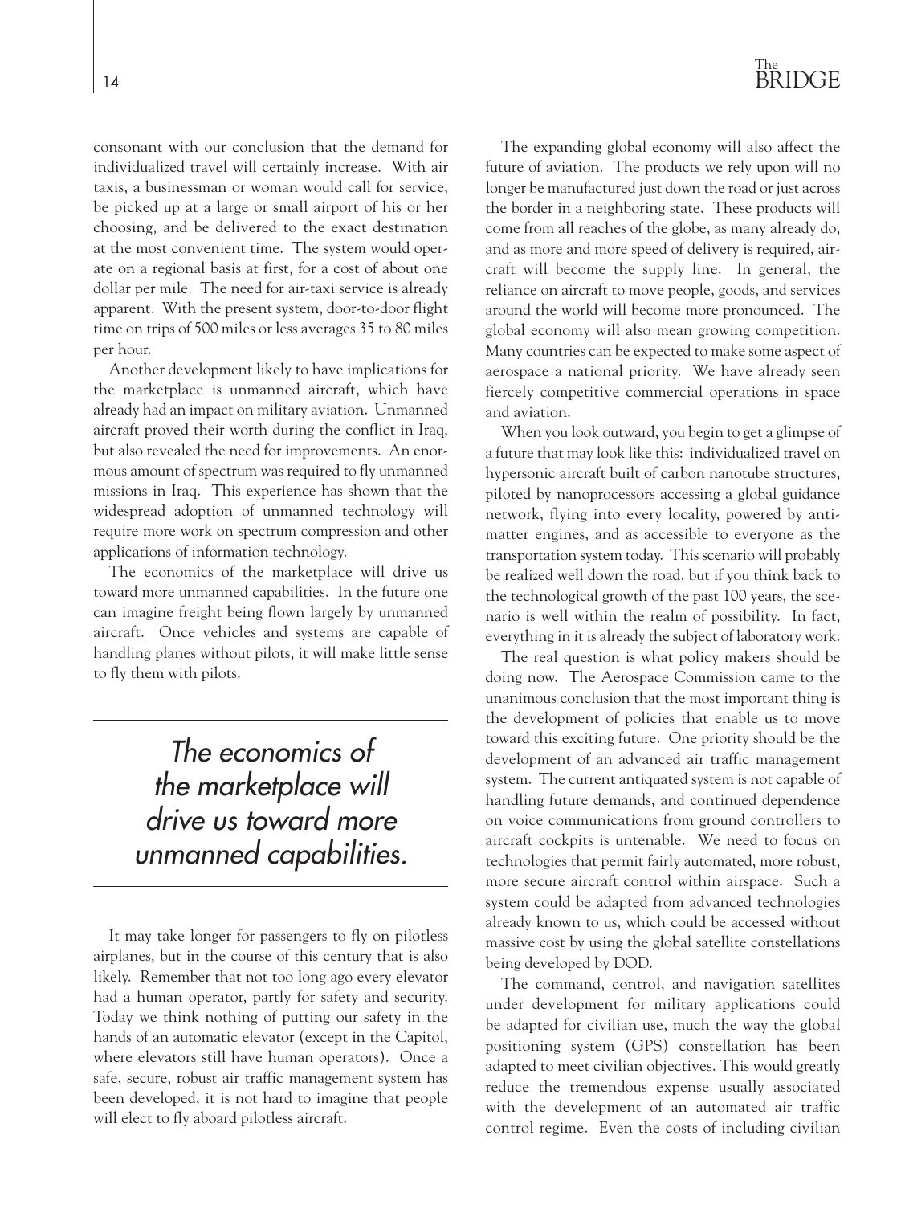consonant with our conclusion that the demand for individualized travel will certainly increase. With air taxis, a businessman or woman would call for service, be picked up at a large or small airport of his or her choosing, and be delivered to the exact destination at the most convenient time. The system would operate on a regional basis at first, for a cost of about one dollar per mile. The need for air-taxi service is already apparent. With the present system, door-to-door flight time on trips of 500 miles or less averages 35 to 80 miles per hour.

Another development likely to have implications for the marketplace is unmanned aircraft, which have already had an impact on military aviation. Unmanned aircraft proved their worth during the conflict in Iraq, but also revealed the need for improvements. An enormous amount of spectrum was required to fly unmanned missions in Iraq. This experience has shown that the widespread adoption of unmanned technology will require more work on spectrum compression and other applications of information technology.

The economics of the marketplace will drive us toward more unmanned capabilities. In the future one can imagine freight being flown largely by unmanned aircraft. Once vehicles and systems are capable of handling planes without pilots, it will make little sense to fly them with pilots.

*The economics of the marketplace will drive us toward more unmanned capabilities.*

It may take longer for passengers to fly on pilotless airplanes, but in the course of this century that is also likely. Remember that not too long ago every elevator had a human operator, partly for safety and security. Today we think nothing of putting our safety in the hands of an automatic elevator (except in the Capitol, where elevators still have human operators). Once a safe, secure, robust air traffic management system has been developed, it is not hard to imagine that people will elect to fly aboard pilotless aircraft.

The expanding global economy will also affect the future of aviation. The products we rely upon will no longer be manufactured just down the road or just across the border in a neighboring state. These products will come from all reaches of the globe, as many already do, and as more and more speed of delivery is required, aircraft will become the supply line. In general, the reliance on aircraft to move people, goods, and services around the world will become more pronounced. The global economy will also mean growing competition. Many countries can be expected to make some aspect of aerospace a national priority. We have already seen fiercely competitive commercial operations in space and aviation.

When you look outward, you begin to get a glimpse of a future that may look like this: individualized travel on hypersonic aircraft built of carbon nanotube structures, piloted by nanoprocessors accessing a global guidance network, flying into every locality, powered by antimatter engines, and as accessible to everyone as the transportation system today. This scenario will probably be realized well down the road, but if you think back to the technological growth of the past 100 years, the scenario is well within the realm of possibility. In fact, everything in it is already the subject of laboratory work.

The real question is what policy makers should be doing now. The Aerospace Commission came to the unanimous conclusion that the most important thing is the development of policies that enable us to move toward this exciting future. One priority should be the development of an advanced air traffic management system. The current antiquated system is not capable of handling future demands, and continued dependence on voice communications from ground controllers to aircraft cockpits is untenable. We need to focus on technologies that permit fairly automated, more robust, more secure aircraft control within airspace. Such a system could be adapted from advanced technologies already known to us, which could be accessed without massive cost by using the global satellite constellations being developed by DOD.

The command, control, and navigation satellites under development for military applications could be adapted for civilian use, much the way the global positioning system (GPS) constellation has been adapted to meet civilian objectives. This would greatly reduce the tremendous expense usually associated with the development of an automated air traffic control regime. Even the costs of including civilian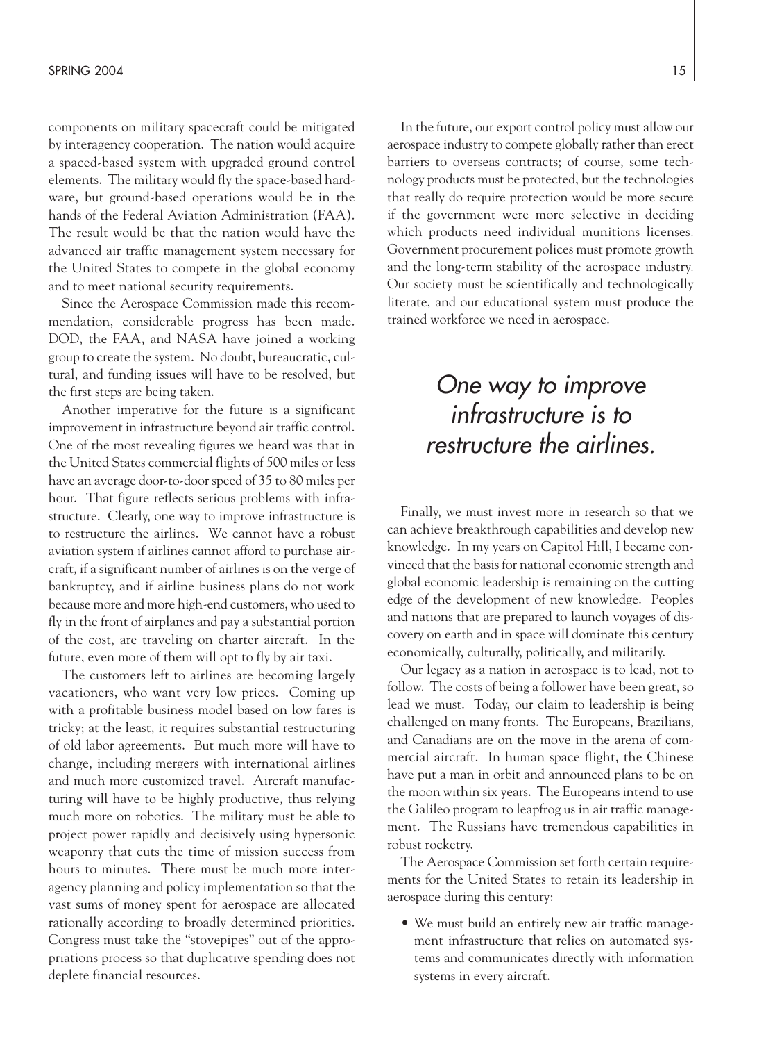components on military spacecraft could be mitigated by interagency cooperation. The nation would acquire a spaced-based system with upgraded ground control elements. The military would fly the space-based hardware, but ground-based operations would be in the hands of the Federal Aviation Administration (FAA). The result would be that the nation would have the advanced air traffic management system necessary for the United States to compete in the global economy and to meet national security requirements.

Since the Aerospace Commission made this recommendation, considerable progress has been made. DOD, the FAA, and NASA have joined a working group to create the system. No doubt, bureaucratic, cultural, and funding issues will have to be resolved, but the first steps are being taken.

Another imperative for the future is a significant improvement in infrastructure beyond air traffic control. One of the most revealing figures we heard was that in the United States commercial flights of 500 miles or less have an average door-to-door speed of 35 to 80 miles per hour. That figure reflects serious problems with infrastructure. Clearly, one way to improve infrastructure is to restructure the airlines. We cannot have a robust aviation system if airlines cannot afford to purchase aircraft, if a significant number of airlines is on the verge of bankruptcy, and if airline business plans do not work because more and more high-end customers, who used to fly in the front of airplanes and pay a substantial portion of the cost, are traveling on charter aircraft. In the future, even more of them will opt to fly by air taxi.

The customers left to airlines are becoming largely vacationers, who want very low prices. Coming up with a profitable business model based on low fares is tricky; at the least, it requires substantial restructuring of old labor agreements. But much more will have to change, including mergers with international airlines and much more customized travel. Aircraft manufacturing will have to be highly productive, thus relying much more on robotics. The military must be able to project power rapidly and decisively using hypersonic weaponry that cuts the time of mission success from hours to minutes. There must be much more interagency planning and policy implementation so that the vast sums of money spent for aerospace are allocated rationally according to broadly determined priorities. Congress must take the "stovepipes" out of the appropriations process so that duplicative spending does not deplete financial resources.

In the future, our export control policy must allow our aerospace industry to compete globally rather than erect barriers to overseas contracts; of course, some technology products must be protected, but the technologies that really do require protection would be more secure if the government were more selective in deciding which products need individual munitions licenses. Government procurement polices must promote growth and the long-term stability of the aerospace industry. Our society must be scientifically and technologically literate, and our educational system must produce the trained workforce we need in aerospace.

*One way to improve infrastructure is to restructure the airlines.*

Finally, we must invest more in research so that we can achieve breakthrough capabilities and develop new knowledge. In my years on Capitol Hill, I became convinced that the basis for national economic strength and global economic leadership is remaining on the cutting edge of the development of new knowledge. Peoples and nations that are prepared to launch voyages of discovery on earth and in space will dominate this century economically, culturally, politically, and militarily.

Our legacy as a nation in aerospace is to lead, not to follow. The costs of being a follower have been great, so lead we must. Today, our claim to leadership is being challenged on many fronts. The Europeans, Brazilians, and Canadians are on the move in the arena of commercial aircraft. In human space flight, the Chinese have put a man in orbit and announced plans to be on the moon within six years. The Europeans intend to use the Galileo program to leapfrog us in air traffic management. The Russians have tremendous capabilities in robust rocketry.

The Aerospace Commission set forth certain requirements for the United States to retain its leadership in aerospace during this century:

- We must build an entirely new air traffic management infrastructure that relies on automated systems and communicates directly with information systems in every aircraft.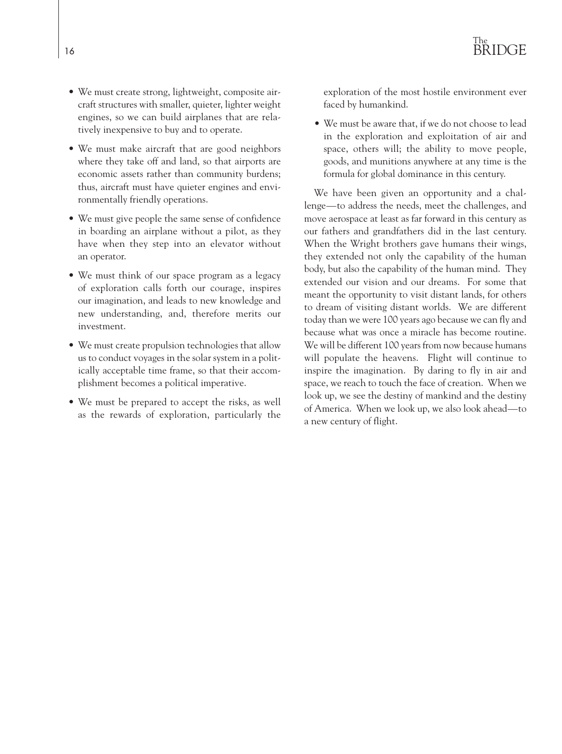- We must create strong, lightweight, composite aircraft structures with smaller, quieter, lighter weight engines, so we can build airplanes that are relatively inexpensive to buy and to operate.
- We must make aircraft that are good neighbors where they take off and land, so that airports are economic assets rather than community burdens; thus, aircraft must have quieter engines and environmentally friendly operations.
- We must give people the same sense of confidence in boarding an airplane without a pilot, as they have when they step into an elevator without an operator.
- We must think of our space program as a legacy of exploration calls forth our courage, inspires our imagination, and leads to new knowledge and new understanding, and, therefore merits our investment.
- We must create propulsion technologies that allow us to conduct voyages in the solar system in a politically acceptable time frame, so that their accomplishment becomes a political imperative.
- We must be prepared to accept the risks, as well as the rewards of exploration, particularly the exploration of the most hostile environment ever faced by humankind.
- We must be aware that, if we do not choose to lead in the exploration and exploitation of air and space, others will; the ability to move people, goods, and munitions anywhere at any time is the formula for global dominance in this century.

We have been given an opportunity and a challenge—to address the needs, meet the challenges, and move aerospace at least as far forward in this century as our fathers and grandfathers did in the last century. When the Wright brothers gave humans their wings, they extended not only the capability of the human body, but also the capability of the human mind. They extended our vision and our dreams. For some that meant the opportunity to visit distant lands, for others to dream of visiting distant worlds. We are different today than we were 100 years ago because we can fly and because what was once a miracle has become routine. We will be different 100 years from now because humans will populate the heavens. Flight will continue to inspire the imagination. By daring to fly in air and space, we reach to touch the face of creation. When we look up, we see the destiny of mankind and the destiny of America. When we look up, we also look ahead—to a new century of flight.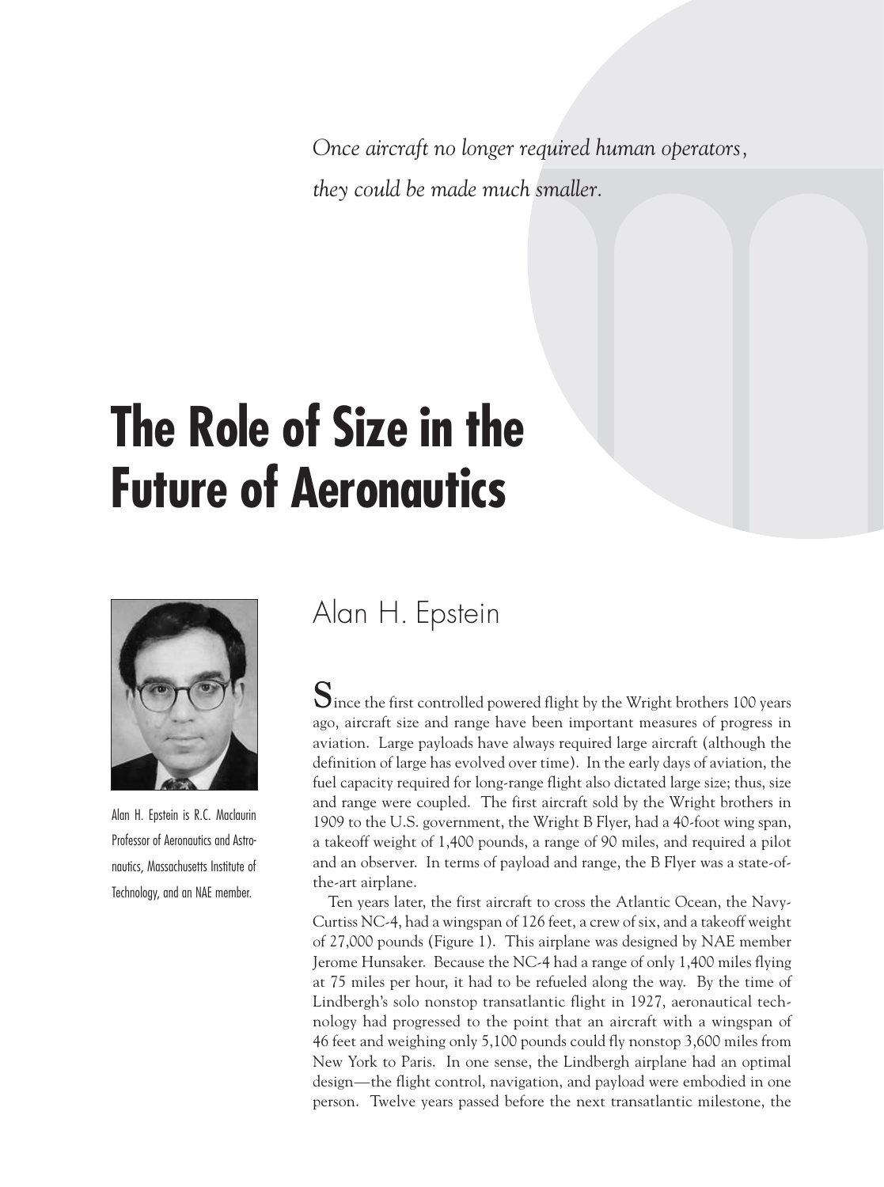*Once aircraft no longer required human operators, they could be made much smaller.*

# The Role of Size in the Future of Aeronautics

## Alan H. Epstein

Alan H. Epstein is R.C. Maclaurin Professor of Aeronautics and Astronautics, Massachusetts Institute of Technology, and an NAE member.

Since the first controlled powered flight by the Wright brothers 100 years ago, aircraft size and range have been important measures of progress in aviation. Large payloads have always required large aircraft (although the definition of large has evolved over time). In the early days of aviation, the fuel capacity required for long-range flight also dictated large size; thus, size and range were coupled. The first aircraft sold by the Wright brothers in 1909 to the U.S. government, the Wright B Flyer, had a 40-foot wing span, a takeoff weight of 1,400 pounds, a range of 90 miles, and required a pilot and an observer. In terms of payload and range, the B Flyer was a state-of-the-art airplane.

Ten years later, the first aircraft to cross the Atlantic Ocean, the Navy-Curtiss NC-4, had a wingspan of 126 feet, a crew of six, and a takeoff weight of 27,000 pounds (Figure 1). This airplane was designed by NAE member Jerome Hunsaker. Because the NC-4 had a range of only 1,400 miles flying at 75 miles per hour, it had to be refueled along the way. By the time of Lindbergh's solo nonstop transatlantic flight in 1927, aeronautical technology had progressed to the point that an aircraft with a wingspan of 46 feet and weighing only 5,100 pounds could fly nonstop 3,600 miles from New York to Paris. In one sense, the Lindbergh airplane had an optimal design—the flight control, navigation, and payload were embodied in one person. Twelve years passed before the next transatlantic milestone, the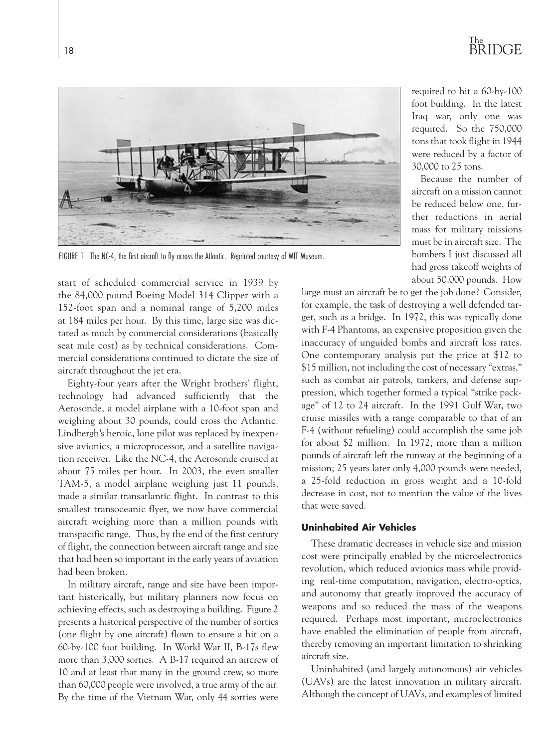FIGURE 1 The NC-4, the first aircraft to fly across the Atlantic. Reprinted courtesy of MIT Museum.

start of scheduled commercial service in 1939 by the 84,000 pound Boeing Model 314 Clipper with a 152-foot span and a nominal range of 5,200 miles at 184 miles per hour. By this time, large size was dictated as much by commercial considerations (basically seat mile cost) as by technical considerations. Commercial considerations continued to dictate the size of aircraft throughout the jet era.

Eighty-four years after the Wright brothers' flight, technology had advanced sufficiently that the Aerosonde, a model airplane with a 10-foot span and weighing about 30 pounds, could cross the Atlantic. Lindbergh's heroic, lone pilot was replaced by inexpensive avionics, a microprocessor, and a satellite navigation receiver. Like the NC-4, the Aerosonde cruised at about 75 miles per hour. In 2003, the even smaller TAM-5, a model airplane weighing just 11 pounds, made a similar transatlantic flight. In contrast to this smallest transoceanic flyer, we now have commercial aircraft weighing more than a million pounds with transpacific range. Thus, by the end of the first century of flight, the connection between aircraft range and size that had been so important in the early years of aviation had been broken.

In military aircraft, range and size have been important historically, but military planners now focus on achieving effects, such as destroying a building. Figure 2 presents a historical perspective of the number of sorties (one flight by one aircraft) flown to ensure a hit on a 60-by-100 foot building. In World War II, B-17s flew more than 3,000 sorties. A B-17 required an aircrew of 10 and at least that many in the ground crew, so more than 60,000 people were involved, a true army of the air. By the time of the Vietnam War, only 44 sorties were required to hit a 60-by-100 foot building. In the latest Iraq war, only one was required. So the 750,000 tons that took flight in 1944 were reduced by a factor of 30,000 to 25 tons.

Because the number of aircraft on a mission cannot be reduced below one, further reductions in aerial mass for military missions must be in aircraft size. The bombers I just discussed all had gross takeoff weights of about 50,000 pounds. How large must an aircraft be to get the job done? Consider, for example, the task of destroying a well defended target, such as a bridge. In 1972, this was typically done with F-4 Phantoms, an expensive proposition given the inaccuracy of unguided bombs and aircraft loss rates. One contemporary analysis put the price at $12 to $15 million, not including the cost of necessary "extras," such as combat air patrols, tankers, and defense suppression, which together formed a typical "strike package" of 12 to 24 aircraft. In the 1991 Gulf War, two cruise missiles with a range comparable to that of an F-4 (without refueling) could accomplish the same job for about $2 million. In 1972, more than a million pounds of aircraft left the runway at the beginning of a mission; 25 years later only 4,000 pounds were needed, a 25-fold reduction in gross weight and a 10-fold decrease in cost, not to mention the value of the lives that were saved.

#### Uninhabited Air Vehicles

These dramatic decreases in vehicle size and mission cost were principally enabled by the microelectronics revolution, which reduced avionics mass while providing real-time computation, navigation, electro-optics, and autonomy that greatly improved the accuracy of weapons and so reduced the mass of the weapons required. Perhaps most important, microelectronics have enabled the elimination of people from aircraft, thereby removing an important limitation to shrinking aircraft size.

Uninhabited (and largely autonomous) air vehicles (UAVs) are the latest innovation in military aircraft. Although the concept of UAVs, and examples of limited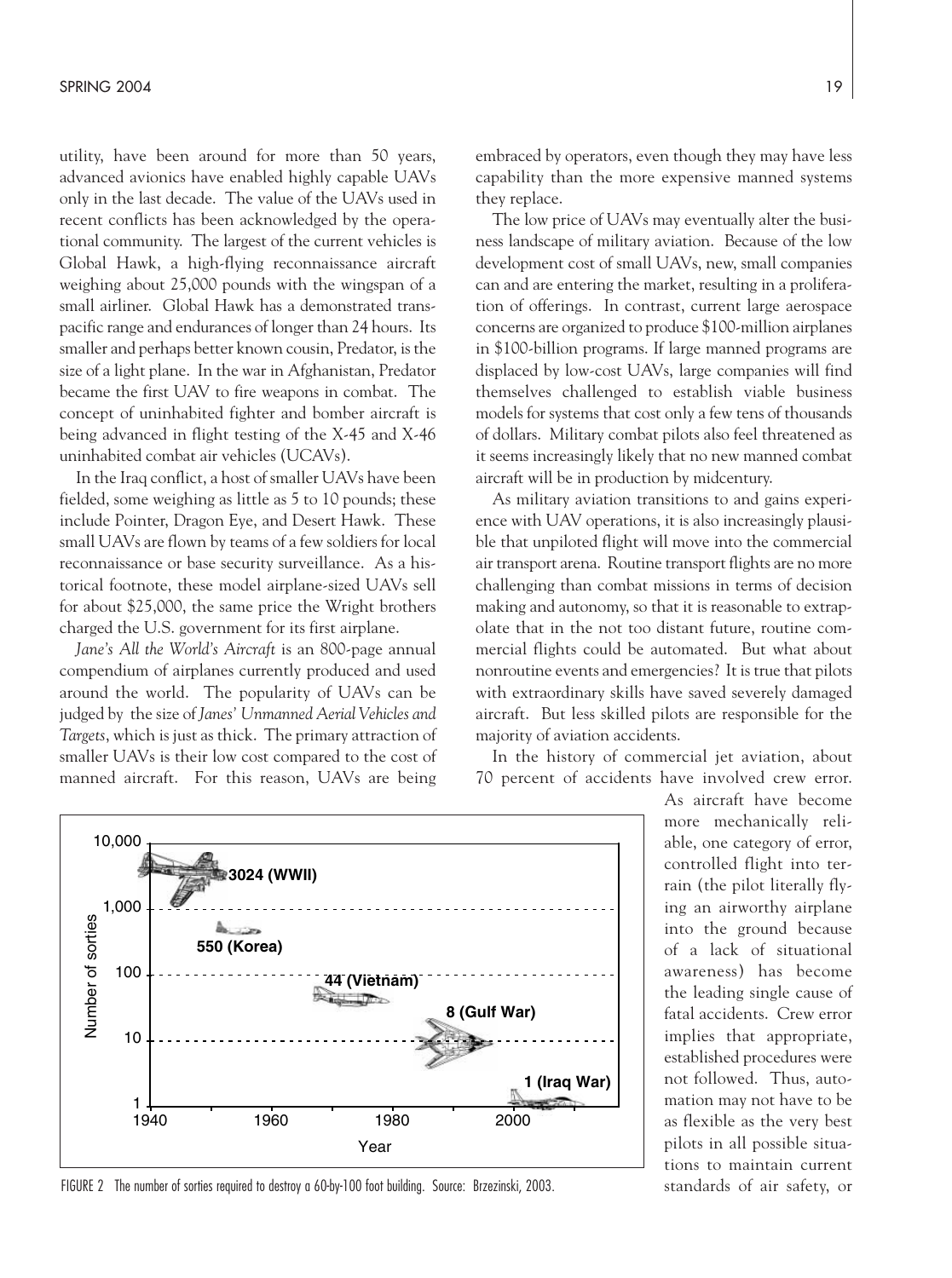utility, have been around for more than 50 years, advanced avionics have enabled highly capable UAVs only in the last decade. The value of the UAVs used in recent conflicts has been acknowledged by the operational community. The largest of the current vehicles is Global Hawk, a high-flying reconnaissance aircraft weighing about 25,000 pounds with the wingspan of a small airliner. Global Hawk has a demonstrated transpacific range and endurances of longer than 24 hours. Its smaller and perhaps better known cousin, Predator, is the size of a light plane. In the war in Afghanistan, Predator became the first UAV to fire weapons in combat. The concept of uninhabited fighter and bomber aircraft is being advanced in flight testing of the X-45 and X-46 uninhabited combat air vehicles (UCAVs).

In the Iraq conflict, a host of smaller UAVs have been fielded, some weighing as little as 5 to 10 pounds; these include Pointer, Dragon Eye, and Desert Hawk. These small UAVs are flown by teams of a few soldiers for local reconnaissance or base security surveillance. As a historical footnote, these model airplane-sized UAVs sell for about $25,000, the same price the Wright brothers charged the U.S. government for its first airplane.

*Jane's All the World's Aircraft* is an 800-page annual compendium of airplanes currently produced and used around the world. The popularity of UAVs can be judged by the size of *Janes' Unmanned Aerial Vehicles and Targets*, which is just as thick. The primary attraction of smaller UAVs is their low cost compared to the cost of manned aircraft. For this reason, UAVs are being embraced by operators, even though they may have less capability than the more expensive manned systems they replace.

The low price of UAVs may eventually alter the business landscape of military aviation. Because of the low development cost of small UAVs, new, small companies can and are entering the market, resulting in a proliferation of offerings. In contrast, current large aerospace concerns are organized to produce $100-million airplanes in $100-billion programs. If large manned programs are displaced by low-cost UAVs, large companies will find themselves challenged to establish viable business models for systems that cost only a few tens of thousands of dollars. Military combat pilots also feel threatened as it seems increasingly likely that no new manned combat aircraft will be in production by midcentury.

As military aviation transitions to and gains experience with UAV operations, it is also increasingly plausible that unpiloted flight will move into the commercial air transport arena. Routine transport flights are no more challenging than combat missions in terms of decision making and autonomy, so that it is reasonable to extrapolate that in the not too distant future, routine commercial flights could be automated. But what about nonroutine events and emergencies? It is true that pilots with extraordinary skills have saved severely damaged aircraft. But less skilled pilots are responsible for the majority of aviation accidents.

In the history of commercial jet aviation, about 70 percent of accidents have involved crew error. As aircraft have become more mechanically reliable, one category of error, controlled flight into terrain (the pilot literally flying an airworthy airplane into the ground because of a lack of situational awareness) has become the leading single cause of fatal accidents. Crew error implies that appropriate, established procedures were not followed. Thus, automation may not have to be as flexible as the very best pilots in all possible situations to maintain current standards of air safety, or

FIGURE 2 The number of sorties required to destroy a 60-by-100 foot building. Source: Brzezinski, 2003.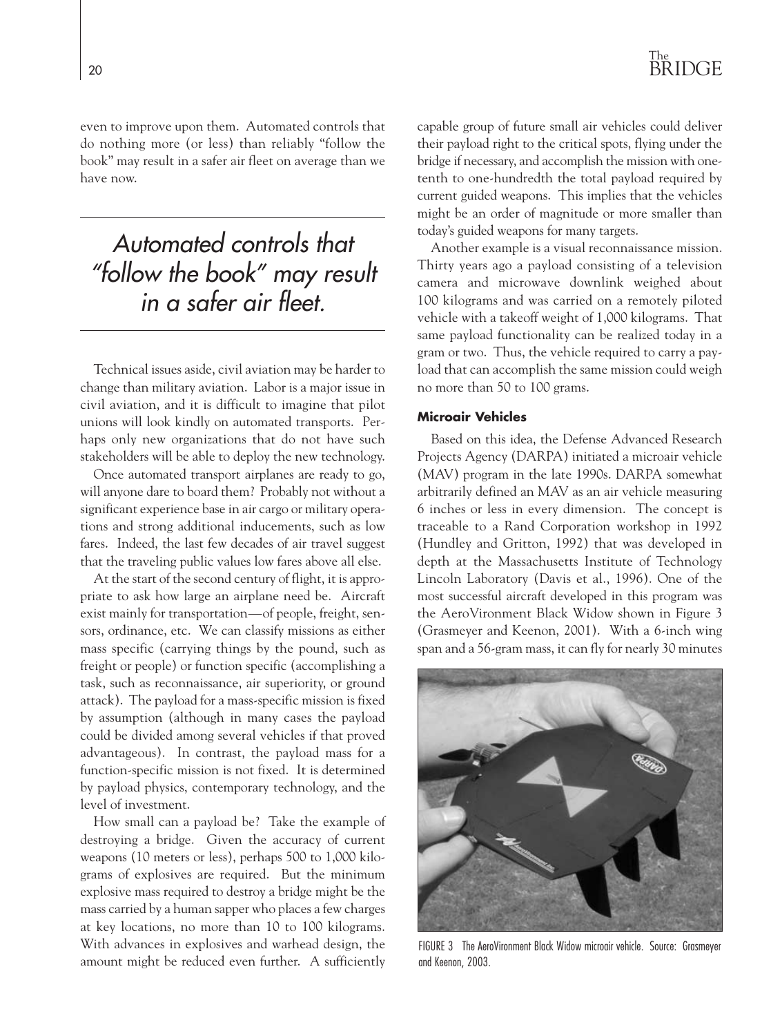even to improve upon them. Automated controls that do nothing more (or less) than reliably "follow the book" may result in a safer air fleet on average than we have now.

> *Automated controls that "follow the book" may result in a safer air fleet.*

Technical issues aside, civil aviation may be harder to change than military aviation. Labor is a major issue in civil aviation, and it is difficult to imagine that pilot unions will look kindly on automated transports. Perhaps only new organizations that do not have such stakeholders will be able to deploy the new technology.

Once automated transport airplanes are ready to go, will anyone dare to board them? Probably not without a significant experience base in air cargo or military operations and strong additional inducements, such as low fares. Indeed, the last few decades of air travel suggest that the traveling public values low fares above all else.

At the start of the second century of flight, it is appropriate to ask how large an airplane need be. Aircraft exist mainly for transportation—of people, freight, sensors, ordinance, etc. We can classify missions as either mass specific (carrying things by the pound, such as freight or people) or function specific (accomplishing a task, such as reconnaissance, air superiority, or ground attack). The payload for a mass-specific mission is fixed by assumption (although in many cases the payload could be divided among several vehicles if that proved advantageous). In contrast, the payload mass for a function-specific mission is not fixed. It is determined by payload physics, contemporary technology, and the level of investment.

How small can a payload be? Take the example of destroying a bridge. Given the accuracy of current weapons (10 meters or less), perhaps 500 to 1,000 kilograms of explosives are required. But the minimum explosive mass required to destroy a bridge might be the mass carried by a human sapper who places a few charges at key locations, no more than 10 to 100 kilograms. With advances in explosives and warhead design, the amount might be reduced even further. A sufficiently capable group of future small air vehicles could deliver their payload right to the critical spots, flying under the bridge if necessary, and accomplish the mission with one-tenth to one-hundredth the total payload required by current guided weapons. This implies that the vehicles might be an order of magnitude or more smaller than today's guided weapons for many targets.

Another example is a visual reconnaissance mission. Thirty years ago a payload consisting of a television camera and microwave downlink weighed about 100 kilograms and was carried on a remotely piloted vehicle with a takeoff weight of 1,000 kilograms. That same payload functionality can be realized today in a gram or two. Thus, the vehicle required to carry a payload that can accomplish the same mission could weigh no more than 50 to 100 grams.

### Microair Vehicles

Based on this idea, the Defense Advanced Research Projects Agency (DARPA) initiated a microair vehicle (MAV) program in the late 1990s. DARPA somewhat arbitrarily defined an MAV as an air vehicle measuring 6 inches or less in every dimension. The concept is traceable to a Rand Corporation workshop in 1992 (Hundley and Gritton, 1992) that was developed in depth at the Massachusetts Institute of Technology Lincoln Laboratory (Davis et al., 1996). One of the most successful aircraft developed in this program was the AeroVironment Black Widow shown in Figure 3 (Grasmeyer and Keenon, 2001). With a 6-inch wing span and a 56-gram mass, it can fly for nearly 30 minutes

FIGURE 3 The AeroVironment Black Widow microair vehicle. Source: Grasmeyer and Keenon, 2003.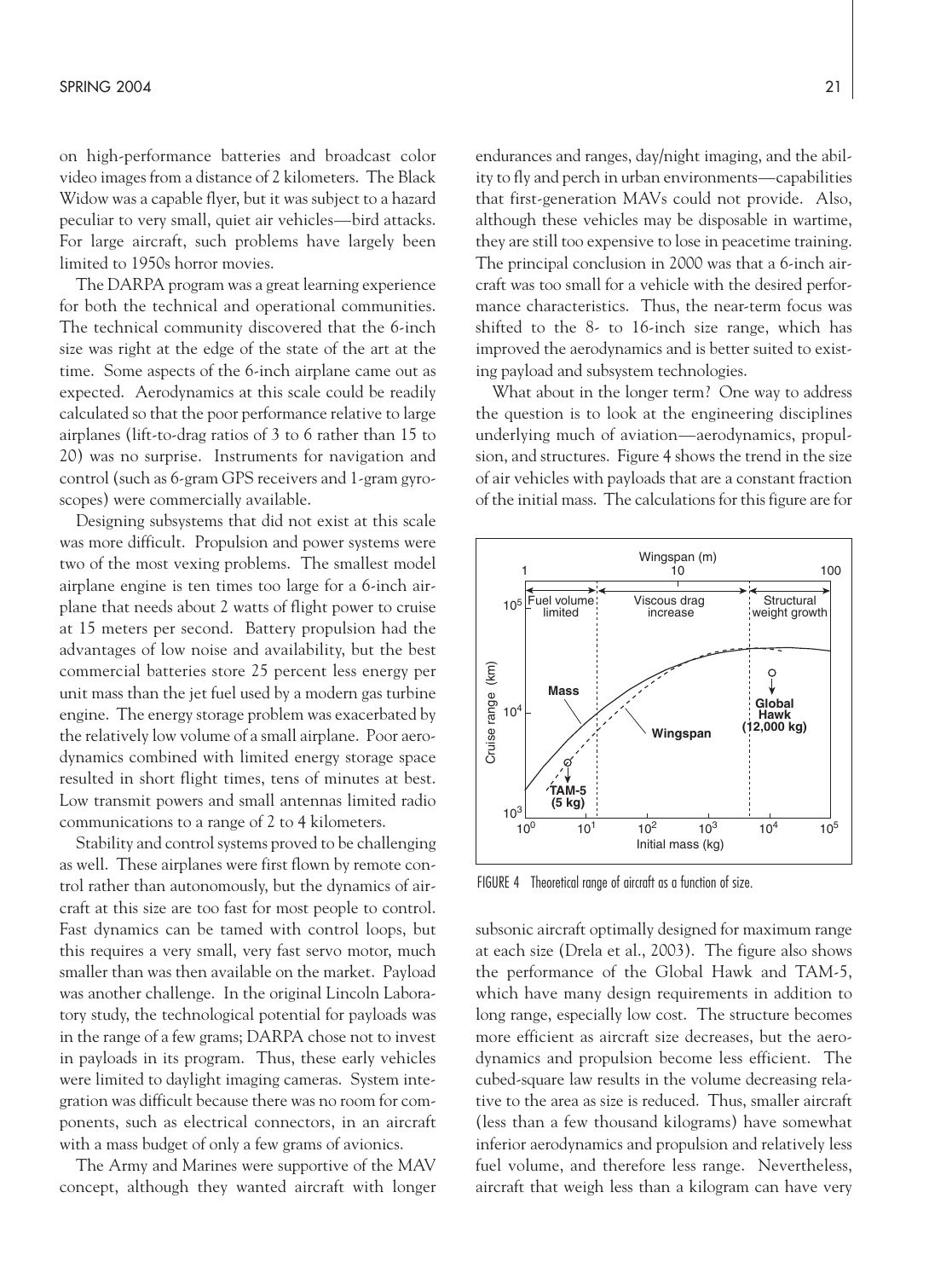on high-performance batteries and broadcast color video images from a distance of 2 kilometers. The Black Widow was a capable flyer, but it was subject to a hazard peculiar to very small, quiet air vehicles—bird attacks. For large aircraft, such problems have largely been limited to 1950s horror movies.

The DARPA program was a great learning experience for both the technical and operational communities. The technical community discovered that the 6-inch size was right at the edge of the state of the art at the time. Some aspects of the 6-inch airplane came out as expected. Aerodynamics at this scale could be readily calculated so that the poor performance relative to large airplanes (lift-to-drag ratios of 3 to 6 rather than 15 to 20) was no surprise. Instruments for navigation and control (such as 6-gram GPS receivers and 1-gram gyroscopes) were commercially available.

Designing subsystems that did not exist at this scale was more difficult. Propulsion and power systems were two of the most vexing problems. The smallest model airplane engine is ten times too large for a 6-inch airplane that needs about 2 watts of flight power to cruise at 15 meters per second. Battery propulsion had the advantages of low noise and availability, but the best commercial batteries store 25 percent less energy per unit mass than the jet fuel used by a modern gas turbine engine. The energy storage problem was exacerbated by the relatively low volume of a small airplane. Poor aerodynamics combined with limited energy storage space resulted in short flight times, tens of minutes at best. Low transmit powers and small antennas limited radio communications to a range of 2 to 4 kilometers.

Stability and control systems proved to be challenging as well. These airplanes were first flown by remote control rather than autonomously, but the dynamics of aircraft at this size are too fast for most people to control. Fast dynamics can be tamed with control loops, but this requires a very small, very fast servo motor, much smaller than was then available on the market. Payload was another challenge. In the original Lincoln Laboratory study, the technological potential for payloads was in the range of a few grams; DARPA chose not to invest in payloads in its program. Thus, these early vehicles were limited to daylight imaging cameras. System integration was difficult because there was no room for components, such as electrical connectors, in an aircraft with a mass budget of only a few grams of avionics.

The Army and Marines were supportive of the MAV concept, although they wanted aircraft with longer endurances and ranges, day/night imaging, and the ability to fly and perch in urban environments—capabilities that first-generation MAVs could not provide. Also, although these vehicles may be disposable in wartime, they are still too expensive to lose in peacetime training. The principal conclusion in 2000 was that a 6-inch aircraft was too small for a vehicle with the desired performance characteristics. Thus, the near-term focus was shifted to the 8- to 16-inch size range, which has improved the aerodynamics and is better suited to existing payload and subsystem technologies.

What about in the longer term? One way to address the question is to look at the engineering disciplines underlying much of aviation—aerodynamics, propulsion, and structures. Figure 4 shows the trend in the size of air vehicles with payloads that are a constant fraction of the initial mass. The calculations for this figure are for subsonic aircraft optimally designed for maximum range at each size (Drela et al., 2003). The figure also shows the performance of the Global Hawk and TAM-5, which have many design requirements in addition to long range, especially low cost. The structure becomes more efficient as aircraft size decreases, but the aerodynamics and propulsion become less efficient. The cubed-square law results in the volume decreasing relative to the area as size is reduced. Thus, smaller aircraft (less than a few thousand kilograms) have somewhat inferior aerodynamics and propulsion and relatively less fuel volume, and therefore less range. Nevertheless, aircraft that weigh less than a kilogram can have very

FIGURE 4 Theoretical range of aircraft as a function of size.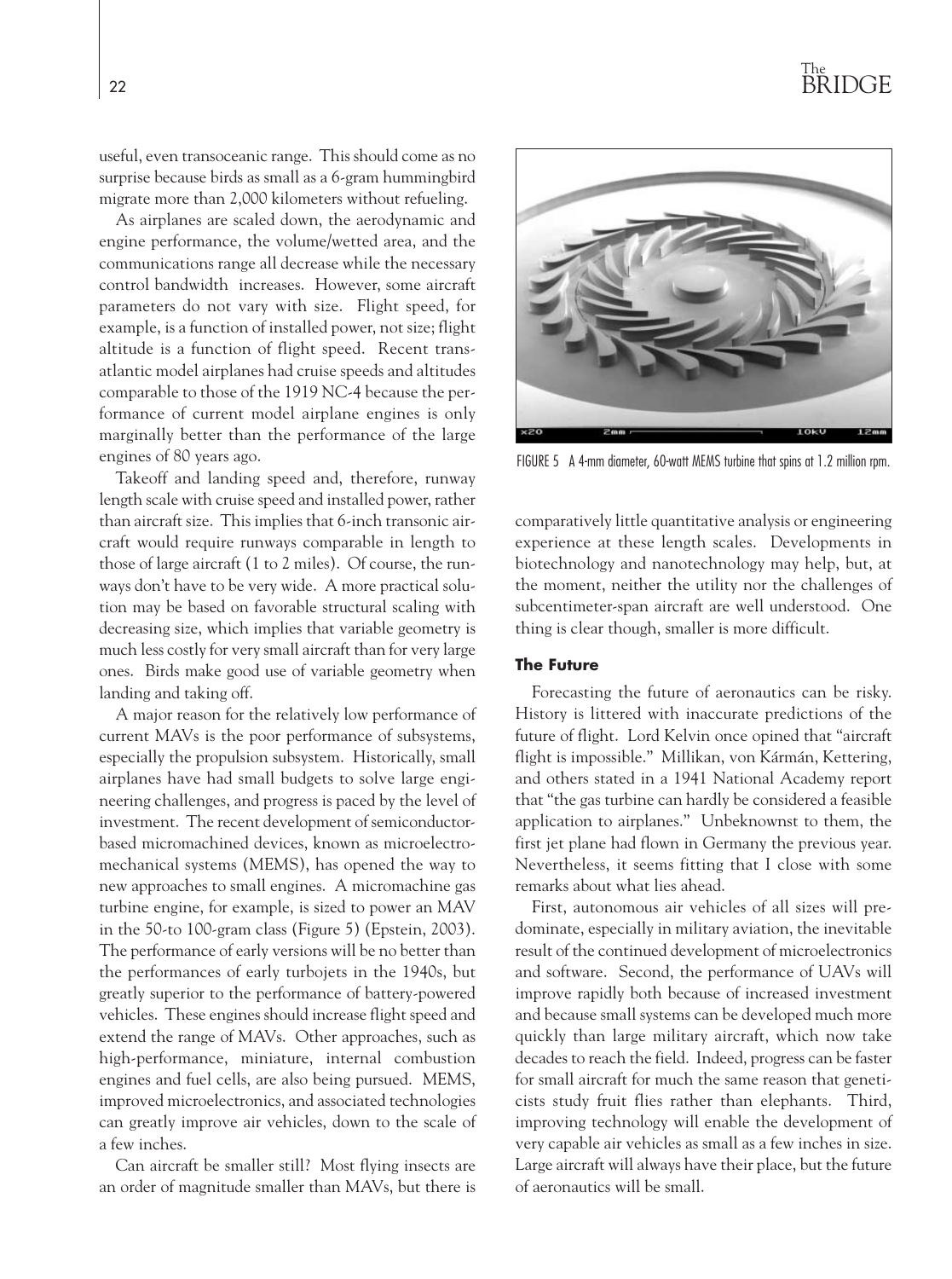useful, even transoceanic range. This should come as no surprise because birds as small as a 6-gram hummingbird migrate more than 2,000 kilometers without refueling.

As airplanes are scaled down, the aerodynamic and engine performance, the volume/wetted area, and the communications range all decrease while the necessary control bandwidth increases. However, some aircraft parameters do not vary with size. Flight speed, for example, is a function of installed power, not size; flight altitude is a function of flight speed. Recent transatlantic model airplanes had cruise speeds and altitudes comparable to those of the 1919 NC-4 because the performance of current model airplane engines is only marginally better than the performance of the large engines of 80 years ago.

Takeoff and landing speed and, therefore, runway length scale with cruise speed and installed power, rather than aircraft size. This implies that 6-inch transonic aircraft would require runways comparable in length to those of large aircraft (1 to 2 miles). Of course, the runways don't have to be very wide. A more practical solution may be based on favorable structural scaling with decreasing size, which implies that variable geometry is much less costly for very small aircraft than for very large ones. Birds make good use of variable geometry when landing and taking off.

A major reason for the relatively low performance of current MAVs is the poor performance of subsystems, especially the propulsion subsystem. Historically, small airplanes have had small budgets to solve large engineering challenges, and progress is paced by the level of investment. The recent development of semiconductor-based micromachined devices, known as microelectromechanical systems (MEMS), has opened the way to new approaches to small engines. A micromachine gas turbine engine, for example, is sized to power an MAV in the 50-to 100-gram class (Figure 5) (Epstein, 2003). The performance of early versions will be no better than the performances of early turbojets in the 1940s, but greatly superior to the performance of battery-powered vehicles. These engines should increase flight speed and extend the range of MAVs. Other approaches, such as high-performance, miniature, internal combustion engines and fuel cells, are also being pursued. MEMS, improved microelectronics, and associated technologies can greatly improve air vehicles, down to the scale of a few inches.

Can aircraft be smaller still? Most flying insects are an order of magnitude smaller than MAVs, but there is comparatively little quantitative analysis or engineering experience at these length scales. Developments in biotechnology and nanotechnology may help, but, at the moment, neither the utility nor the challenges of subcentimeter-span aircraft are well understood. One thing is clear though, smaller is more difficult.

FIGURE 5 A 4-mm diameter, 60-watt MEMS turbine that spins at 1.2 million rpm.

## The Future

Forecasting the future of aeronautics can be risky. History is littered with inaccurate predictions of the future of flight. Lord Kelvin once opined that "aircraft flight is impossible." Millikan, von Kármán, Kettering, and others stated in a 1941 National Academy report that "the gas turbine can hardly be considered a feasible application to airplanes." Unbeknownst to them, the first jet plane had flown in Germany the previous year. Nevertheless, it seems fitting that I close with some remarks about what lies ahead.

First, autonomous air vehicles of all sizes will predominate, especially in military aviation, the inevitable result of the continued development of microelectronics and software. Second, the performance of UAVs will improve rapidly both because of increased investment and because small systems can be developed much more quickly than large military aircraft, which now take decades to reach the field. Indeed, progress can be faster for small aircraft for much the same reason that geneticists study fruit flies rather than elephants. Third, improving technology will enable the development of very capable air vehicles as small as a few inches in size. Large aircraft will always have their place, but the future of aeronautics will be small.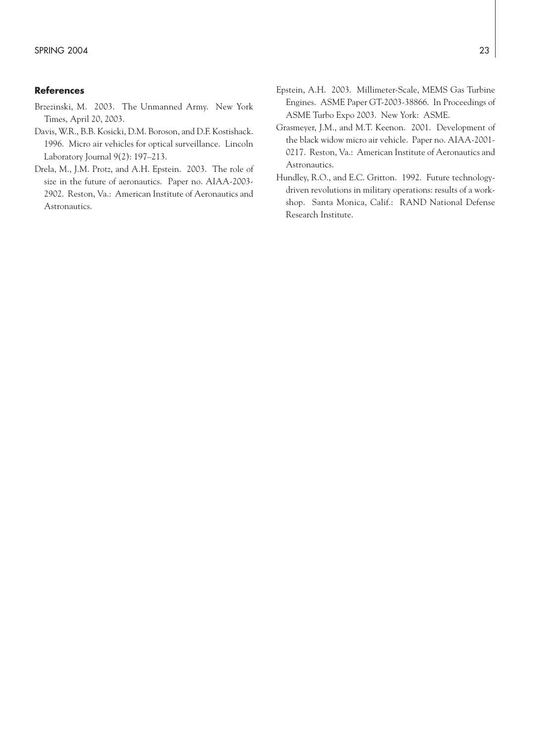## References

Brzezinski, M. 2003. The Unmanned Army. New York Times, April 20, 2003.

Davis, W.R., B.B. Kosicki, D.M. Boroson, and D.F. Kostishack. 1996. Micro air vehicles for optical surveillance. Lincoln Laboratory Journal 9(2): 197–213.

Drela, M., J.M. Protz, and A.H. Epstein. 2003. The role of size in the future of aeronautics. Paper no. AIAA-2003-2902. Reston, Va.: American Institute of Aeronautics and Astronautics.

Epstein, A.H. 2003. Millimeter-Scale, MEMS Gas Turbine Engines. ASME Paper GT-2003-38866. In Proceedings of ASME Turbo Expo 2003. New York: ASME.

Grasmeyer, J.M., and M.T. Keenon. 2001. Development of the black widow micro air vehicle. Paper no. AIAA-2001-0217. Reston, Va.: American Institute of Aeronautics and Astronautics.

Hundley, R.O., and E.C. Gritton. 1992. Future technology-driven revolutions in military operations: results of a workshop. Santa Monica, Calif.: RAND National Defense Research Institute.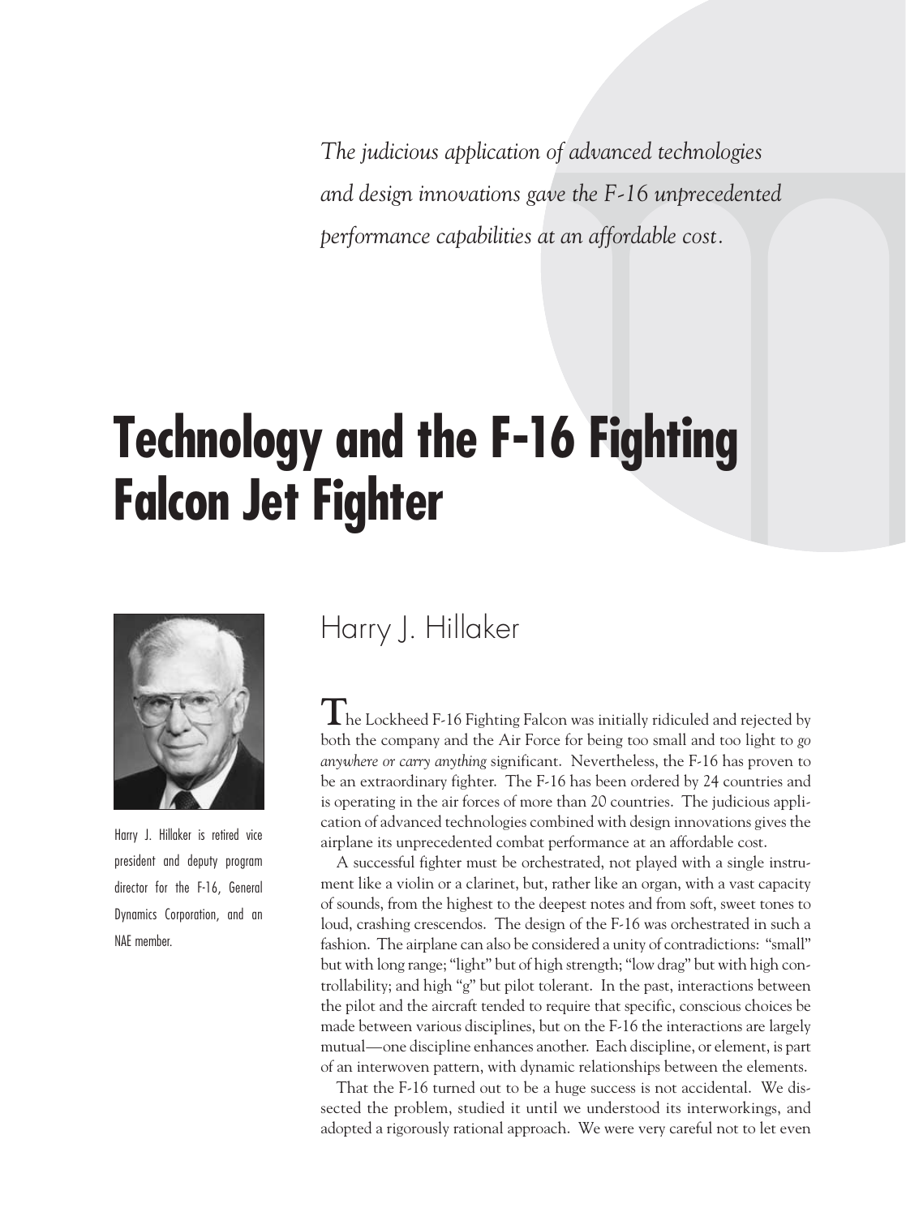*The judicious application of advanced technologies and design innovations gave the F-16 unprecedented performance capabilities at an affordable cost.*

# Technology and the F-16 Fighting Falcon Jet Fighter

## Harry J. Hillaker

Harry J. Hillaker is retired vice president and deputy program director for the F-16, General Dynamics Corporation, and an NAE member.

The Lockheed F-16 Fighting Falcon was initially ridiculed and rejected by both the company and the Air Force for being too small and too light to *go anywhere or carry anything* significant. Nevertheless, the F-16 has proven to be an extraordinary fighter. The F-16 has been ordered by 24 countries and is operating in the air forces of more than 20 countries. The judicious application of advanced technologies combined with design innovations gives the airplane its unprecedented combat performance at an affordable cost.

A successful fighter must be orchestrated, not played with a single instrument like a violin or a clarinet, but, rather like an organ, with a vast capacity of sounds, from the highest to the deepest notes and from soft, sweet tones to loud, crashing crescendos. The design of the F-16 was orchestrated in such a fashion. The airplane can also be considered a unity of contradictions: "small" but with long range; "light" but of high strength; "low drag" but with high controllability; and high "g" but pilot tolerant. In the past, interactions between the pilot and the aircraft tended to require that specific, conscious choices be made between various disciplines, but on the F-16 the interactions are largely mutual—one discipline enhances another. Each discipline, or element, is part of an interwoven pattern, with dynamic relationships between the elements.

That the F-16 turned out to be a huge success is not accidental. We dissected the problem, studied it until we understood its interworkings, and adopted a rigorously rational approach. We were very careful not to let even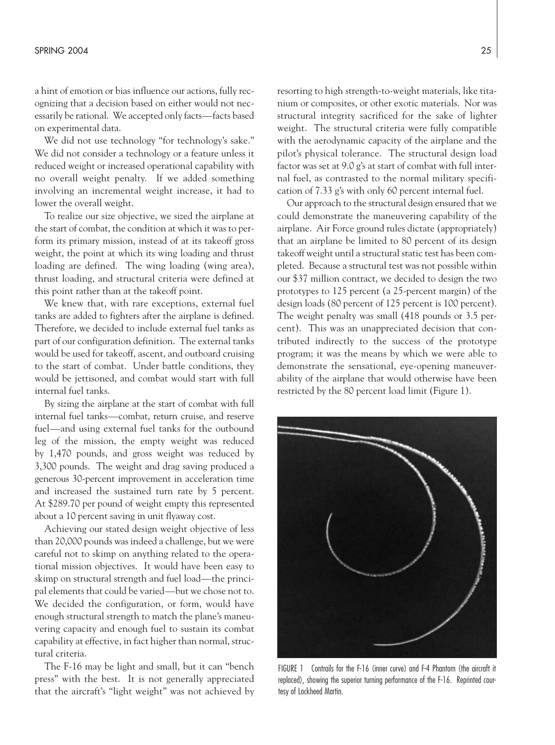a hint of emotion or bias influence our actions, fully recognizing that a decision based on either would not necessarily be rational. We accepted only facts—facts based on experimental data.

We did not use technology "for technology's sake." We did not consider a technology or a feature unless it reduced weight or increased operational capability with no overall weight penalty. If we added something involving an incremental weight increase, it had to lower the overall weight.

To realize our size objective, we sized the airplane at the start of combat, the condition at which it was to perform its primary mission, instead of at its takeoff gross weight, the point at which its wing loading and thrust loading are defined. The wing loading (wing area), thrust loading, and structural criteria were defined at this point rather than at the takeoff point.

We knew that, with rare exceptions, external fuel tanks are added to fighters after the airplane is defined. Therefore, we decided to include external fuel tanks as part of our configuration definition. The external tanks would be used for takeoff, ascent, and outboard cruising to the start of combat. Under battle conditions, they would be jettisoned, and combat would start with full internal fuel tanks.

By sizing the airplane at the start of combat with full internal fuel tanks—combat, return cruise, and reserve fuel—and using external fuel tanks for the outbound leg of the mission, the empty weight was reduced by 1,470 pounds, and gross weight was reduced by 3,300 pounds. The weight and drag saving produced a generous 30-percent improvement in acceleration time and increased the sustained turn rate by 5 percent. At $289.70 per pound of weight empty this represented about a 10 percent saving in unit flyaway cost.

Achieving our stated design weight objective of less than 20,000 pounds was indeed a challenge, but we were careful not to skimp on anything related to the operational mission objectives. It would have been easy to skimp on structural strength and fuel load—the principal elements that could be varied—but we chose not to. We decided the configuration, or form, would have enough structural strength to match the plane's maneuvering capacity and enough fuel to sustain its combat capability at effective, in fact higher than normal, structural criteria.

The F-16 may be light and small, but it can "bench press" with the best. It is not generally appreciated that the aircraft's "light weight" was not achieved by resorting to high strength-to-weight materials, like titanium or composites, or other exotic materials. Nor was structural integrity sacrificed for the sake of lighter weight. The structural criteria were fully compatible with the aerodynamic capacity of the airplane and the pilot's physical tolerance. The structural design load factor was set at 9.0 g's at start of combat with full internal fuel, as contrasted to the normal military specification of 7.33 g's with only 60 percent internal fuel.

Our approach to the structural design ensured that we could demonstrate the maneuvering capability of the airplane. Air Force ground rules dictate (appropriately) that an airplane be limited to 80 percent of its design takeoff weight until a structural static test has been completed. Because a structural test was not possible within our $37 million contract, we decided to design the two prototypes to 125 percent (a 25-percent margin) of the design loads (80 percent of 125 percent is 100 percent). The weight penalty was small (418 pounds or 3.5 percent). This was an unappreciated decision that contributed indirectly to the success of the prototype program; it was the means by which we were able to demonstrate the sensational, eye-opening maneuverability of the airplane that would otherwise have been restricted by the 80 percent load limit (Figure 1).

FIGURE 1 Contrails for the F-16 (inner curve) and F-4 Phantom (the aircraft it replaced), showing the superior turning performance of the F-16. Reprinted courtesy of Lockheed Martin.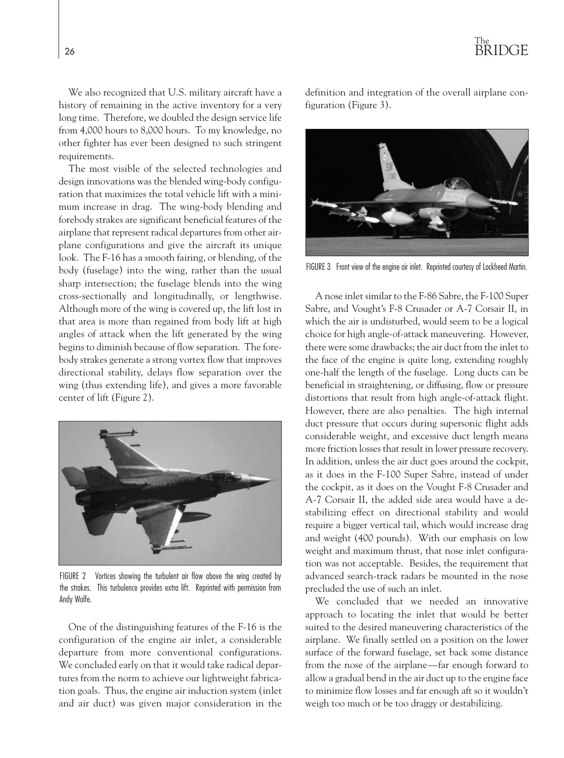We also recognized that U.S. military aircraft have a history of remaining in the active inventory for a very long time. Therefore, we doubled the design service life from 4,000 hours to 8,000 hours. To my knowledge, no other fighter has ever been designed to such stringent requirements.

The most visible of the selected technologies and design innovations was the blended wing-body configuration that maximizes the total vehicle lift with a minimum increase in drag. The wing-body blending and forebody strakes are significant beneficial features of the airplane that represent radical departures from other airplane configurations and give the aircraft its unique look. The F-16 has a smooth fairing, or blending, of the body (fuselage) into the wing, rather than the usual sharp intersection; the fuselage blends into the wing cross-sectionally and longitudinally, or lengthwise. Although more of the wing is covered up, the lift lost in that area is more than regained from body lift at high angles of attack when the lift generated by the wing begins to diminish because of flow separation. The forebody strakes generate a strong vortex flow that improves directional stability, delays flow separation over the wing (thus extending life), and gives a more favorable center of lift (Figure 2).

FIGURE 2 Vortices showing the turbulent air flow above the wing created by the strakes. This turbulence provides extra lift. Reprinted with permission from Andy Wolfe.

One of the distinguishing features of the F-16 is the configuration of the engine air inlet, a considerable departure from more conventional configurations. We concluded early on that it would take radical departures from the norm to achieve our lightweight fabrication goals. Thus, the engine air induction system (inlet and air duct) was given major consideration in the definition and integration of the overall airplane configuration (Figure 3).

FIGURE 3 Front view of the engine air inlet. Reprinted courtesy of Lockheed Martin.

A nose inlet similar to the F-86 Sabre, the F-100 Super Sabre, and Vought's F-8 Crusader or A-7 Corsair II, in which the air is undisturbed, would seem to be a logical choice for high angle-of-attack maneuvering. However, there were some drawbacks; the air duct from the inlet to the face of the engine is quite long, extending roughly one-half the length of the fuselage. Long ducts can be beneficial in straightening, or diffusing, flow or pressure distortions that result from high angle-of-attack flight. However, there are also penalties. The high internal duct pressure that occurs during supersonic flight adds considerable weight, and excessive duct length means more friction losses that result in lower pressure recovery. In addition, unless the air duct goes around the cockpit, as it does in the F-100 Super Sabre, instead of under the cockpit, as it does on the Vought F-8 Crusader and A-7 Corsair II, the added side area would have a destabilizing effect on directional stability and would require a bigger vertical tail, which would increase drag and weight (400 pounds). With our emphasis on low weight and maximum thrust, that nose inlet configuration was not acceptable. Besides, the requirement that advanced search-track radars be mounted in the nose precluded the use of such an inlet.

We concluded that we needed an innovative approach to locating the inlet that would be better suited to the desired maneuvering characteristics of the airplane. We finally settled on a position on the lower surface of the forward fuselage, set back some distance from the nose of the airplane—far enough forward to allow a gradual bend in the air duct up to the engine face to minimize flow losses and far enough aft so it wouldn't weigh too much or be too draggy or destabilizing.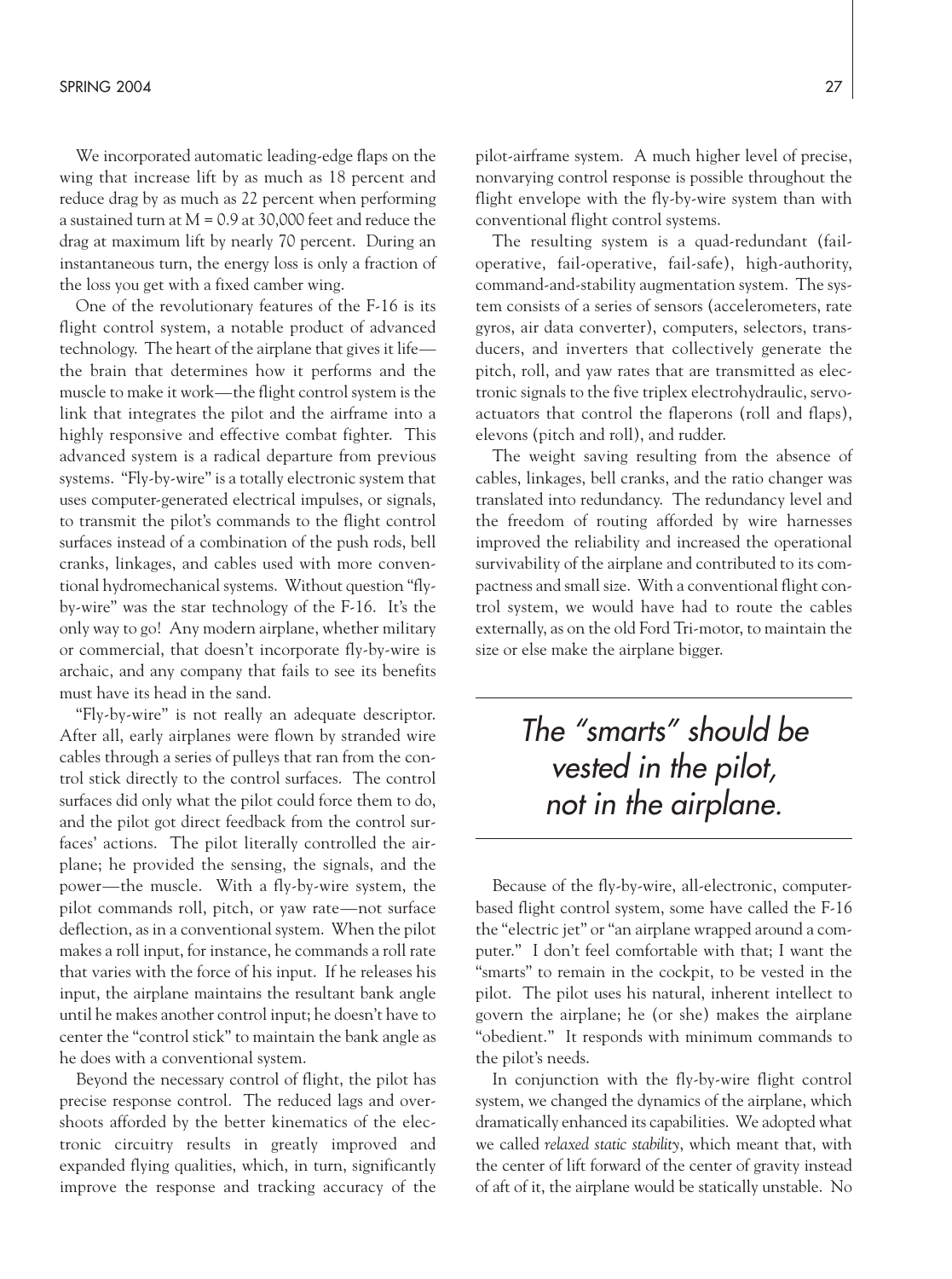We incorporated automatic leading-edge flaps on the wing that increase lift by as much as 18 percent and reduce drag by as much as 22 percent when performing a sustained turn at $M = 0.9$ at 30,000 feet and reduce the drag at maximum lift by nearly 70 percent. During an instantaneous turn, the energy loss is only a fraction of the loss you get with a fixed camber wing.

One of the revolutionary features of the F-16 is its flight control system, a notable product of advanced technology. The heart of the airplane that gives it life—the brain that determines how it performs and the muscle to make it work—the flight control system is the link that integrates the pilot and the airframe into a highly responsive and effective combat fighter. This advanced system is a radical departure from previous systems. "Fly-by-wire" is a totally electronic system that uses computer-generated electrical impulses, or signals, to transmit the pilot's commands to the flight control surfaces instead of a combination of the push rods, bell cranks, linkages, and cables used with more conventional hydromechanical systems. Without question "fly-by-wire" was the star technology of the F-16. It's the only way to go! Any modern airplane, whether military or commercial, that doesn't incorporate fly-by-wire is archaic, and any company that fails to see its benefits must have its head in the sand.

"Fly-by-wire" is not really an adequate descriptor. After all, early airplanes were flown by stranded wire cables through a series of pulleys that ran from the control stick directly to the control surfaces. The control surfaces did only what the pilot could force them to do, and the pilot got direct feedback from the control surfaces' actions. The pilot literally controlled the airplane; he provided the sensing, the signals, and the power—the muscle. With a fly-by-wire system, the pilot commands roll, pitch, or yaw rate—not surface deflection, as in a conventional system. When the pilot makes a roll input, for instance, he commands a roll rate that varies with the force of his input. If he releases his input, the airplane maintains the resultant bank angle until he makes another control input; he doesn't have to center the "control stick" to maintain the bank angle as he does with a conventional system.

Beyond the necessary control of flight, the pilot has precise response control. The reduced lags and overshoots afforded by the better kinematics of the electronic circuitry results in greatly improved and expanded flying qualities, which, in turn, significantly improve the response and tracking accuracy of the pilot-airframe system. A much higher level of precise, nonvarying control response is possible throughout the flight envelope with the fly-by-wire system than with conventional flight control systems.

The resulting system is a quad-redundant (fail-operative, fail-operative, fail-safe), high-authority, command-and-stability augmentation system. The system consists of a series of sensors (accelerometers, rate gyros, air data converter), computers, selectors, transducers, and inverters that collectively generate the pitch, roll, and yaw rates that are transmitted as electronic signals to the five triplex electrohydraulic, servoactuators that control the flaperons (roll and flaps), elevons (pitch and roll), and rudder.

The weight saving resulting from the absence of cables, linkages, bell cranks, and the ratio changer was translated into redundancy. The redundancy level and the freedom of routing afforded by wire harnesses improved the reliability and increased the operational survivability of the airplane and contributed to its compactness and small size. With a conventional flight control system, we would have had to route the cables externally, as on the old Ford Tri-motor, to maintain the size or else make the airplane bigger.

> *The "smarts" should be vested in the pilot, not in the airplane.*

Because of the fly-by-wire, all-electronic, computer-based flight control system, some have called the F-16 the "electric jet" or "an airplane wrapped around a computer." I don't feel comfortable with that; I want the "smarts" to remain in the cockpit, to be vested in the pilot. The pilot uses his natural, inherent intellect to govern the airplane; he (or she) makes the airplane "obedient." It responds with minimum commands to the pilot's needs.

In conjunction with the fly-by-wire flight control system, we changed the dynamics of the airplane, which dramatically enhanced its capabilities. We adopted what we called *relaxed static stability*, which meant that, with the center of lift forward of the center of gravity instead of aft of it, the airplane would be statically unstable. No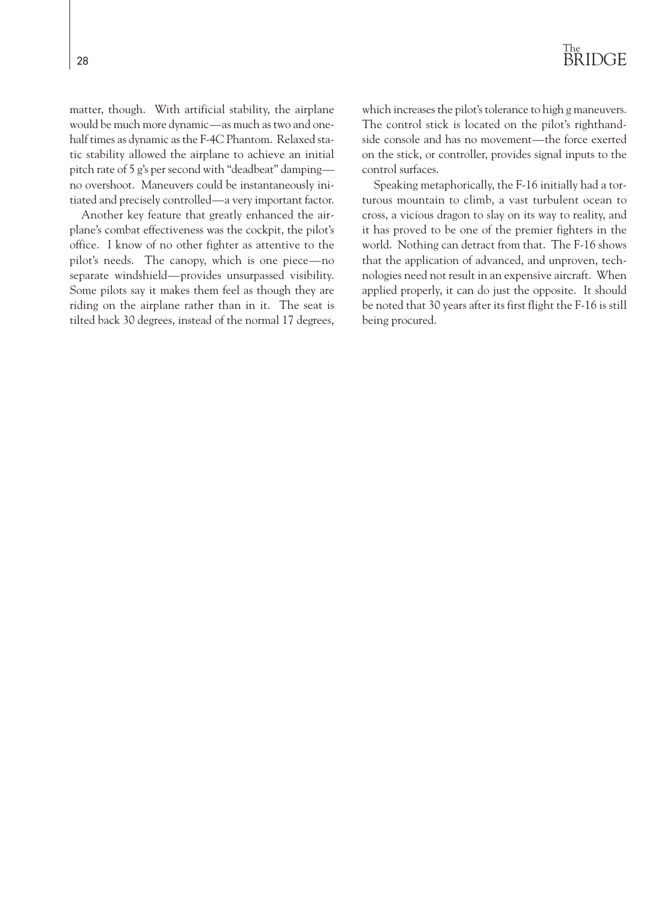matter, though. With artificial stability, the airplane would be much more dynamic—as much as two and one-half times as dynamic as the F-4C Phantom. Relaxed static stability allowed the airplane to achieve an initial pitch rate of 5 g's per second with "deadbeat" damping—no overshoot. Maneuvers could be instantaneously initiated and precisely controlled—a very important factor.

Another key feature that greatly enhanced the airplane's combat effectiveness was the cockpit, the pilot's office. I know of no other fighter as attentive to the pilot's needs. The canopy, which is one piece—no separate windshield—provides unsurpassed visibility. Some pilots say it makes them feel as though they are riding on the airplane rather than in it. The seat is tilted back 30 degrees, instead of the normal 17 degrees, which increases the pilot's tolerance to high g maneuvers. The control stick is located on the pilot's righthand-side console and has no movement—the force exerted on the stick, or controller, provides signal inputs to the control surfaces.

Speaking metaphorically, the F-16 initially had a torturous mountain to climb, a vast turbulent ocean to cross, a vicious dragon to slay on its way to reality, and it has proved to be one of the premier fighters in the world. Nothing can detract from that. The F-16 shows that the application of advanced, and unproven, technologies need not result in an expensive aircraft. When applied properly, it can do just the opposite. It should be noted that 30 years after its first flight the F-16 is still being procured.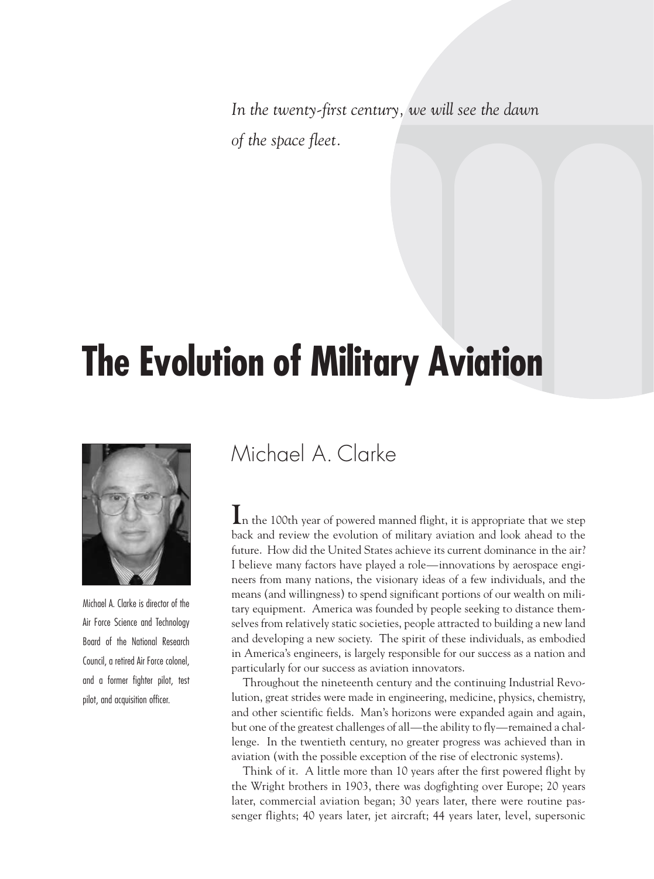*In the twenty-first century, we will see the dawn of the space fleet.*

# The Evolution of Military Aviation

## Michael A. Clarke

Michael A. Clarke is director of the Air Force Science and Technology Board of the National Research Council, a retired Air Force colonel, and a former fighter pilot, test pilot, and acquisition officer.

In the 100th year of powered manned flight, it is appropriate that we step back and review the evolution of military aviation and look ahead to the future. How did the United States achieve its current dominance in the air? I believe many factors have played a role—innovations by aerospace engineers from many nations, the visionary ideas of a few individuals, and the means (and willingness) to spend significant portions of our wealth on military equipment. America was founded by people seeking to distance themselves from relatively static societies, people attracted to building a new land and developing a new society. The spirit of these individuals, as embodied in America's engineers, is largely responsible for our success as a nation and particularly for our success as aviation innovators.

Throughout the nineteenth century and the continuing Industrial Revolution, great strides were made in engineering, medicine, physics, chemistry, and other scientific fields. Man's horizons were expanded again and again, but one of the greatest challenges of all—the ability to fly—remained a challenge. In the twentieth century, no greater progress was achieved than in aviation (with the possible exception of the rise of electronic systems).

Think of it. A little more than 10 years after the first powered flight by the Wright brothers in 1903, there was dogfighting over Europe; 20 years later, commercial aviation began; 30 years later, there were routine passenger flights; 40 years later, jet aircraft; 44 years later, level, supersonic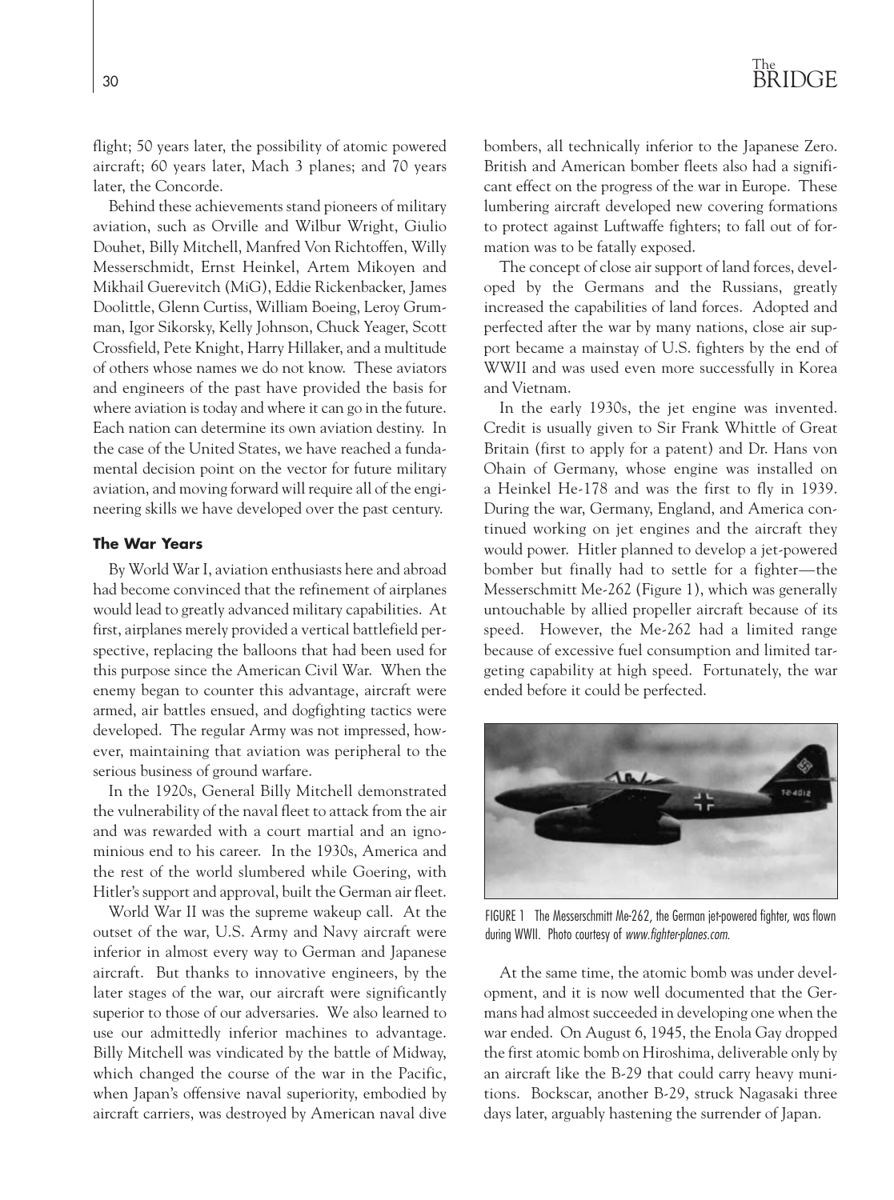flight; 50 years later, the possibility of atomic powered aircraft; 60 years later, Mach 3 planes; and 70 years later, the Concorde.

Behind these achievements stand pioneers of military aviation, such as Orville and Wilbur Wright, Giulio Douhet, Billy Mitchell, Manfred Von Richtoffen, Willy Messerschmidt, Ernst Heinkel, Artem Mikoyen and Mikhail Guerevitch (MiG), Eddie Rickenbacker, James Doolittle, Glenn Curtiss, William Boeing, Leroy Grumman, Igor Sikorsky, Kelly Johnson, Chuck Yeager, Scott Crossfield, Pete Knight, Harry Hillaker, and a multitude of others whose names we do not know. These aviators and engineers of the past have provided the basis for where aviation is today and where it can go in the future. Each nation can determine its own aviation destiny. In the case of the United States, we have reached a fundamental decision point on the vector for future military aviation, and moving forward will require all of the engineering skills we have developed over the past century.

#### The War Years

By World War I, aviation enthusiasts here and abroad had become convinced that the refinement of airplanes would lead to greatly advanced military capabilities. At first, airplanes merely provided a vertical battlefield perspective, replacing the balloons that had been used for this purpose since the American Civil War. When the enemy began to counter this advantage, aircraft were armed, air battles ensued, and dogfighting tactics were developed. The regular Army was not impressed, however, maintaining that aviation was peripheral to the serious business of ground warfare.

In the 1920s, General Billy Mitchell demonstrated the vulnerability of the naval fleet to attack from the air and was rewarded with a court martial and an ignominious end to his career. In the 1930s, America and the rest of the world slumbered while Goering, with Hitler's support and approval, built the German air fleet.

World War II was the supreme wakeup call. At the outset of the war, U.S. Army and Navy aircraft were inferior in almost every way to German and Japanese aircraft. But thanks to innovative engineers, by the later stages of the war, our aircraft were significantly superior to those of our adversaries. We also learned to use our admittedly inferior machines to advantage. Billy Mitchell was vindicated by the battle of Midway, which changed the course of the war in the Pacific, when Japan's offensive naval superiority, embodied by aircraft carriers, was destroyed by American naval dive bombers, all technically inferior to the Japanese Zero. British and American bomber fleets also had a significant effect on the progress of the war in Europe. These lumbering aircraft developed new covering formations to protect against Luftwaffe fighters; to fall out of formation was to be fatally exposed.

The concept of close air support of land forces, developed by the Germans and the Russians, greatly increased the capabilities of land forces. Adopted and perfected after the war by many nations, close air support became a mainstay of U.S. fighters by the end of WWII and was used even more successfully in Korea and Vietnam.

In the early 1930s, the jet engine was invented. Credit is usually given to Sir Frank Whittle of Great Britain (first to apply for a patent) and Dr. Hans von Ohain of Germany, whose engine was installed on a Heinkel He-178 and was the first to fly in 1939. During the war, Germany, England, and America continued working on jet engines and the aircraft they would power. Hitler planned to develop a jet-powered bomber but finally had to settle for a fighter—the Messerschmitt Me-262 (Figure 1), which was generally untouchable by allied propeller aircraft because of its speed. However, the Me-262 had a limited range because of excessive fuel consumption and limited targeting capability at high speed. Fortunately, the war ended before it could be perfected.

FIGURE 1 The Messerschmitt Me-262, the German jet-powered fighter, was flown during WWII. Photo courtesy of *www.fighter-planes.com*.

At the same time, the atomic bomb was under development, and it is now well documented that the Germans had almost succeeded in developing one when the war ended. On August 6, 1945, the Enola Gay dropped the first atomic bomb on Hiroshima, deliverable only by an aircraft like the B-29 that could carry heavy munitions. Bockscar, another B-29, struck Nagasaki three days later, arguably hastening the surrender of Japan.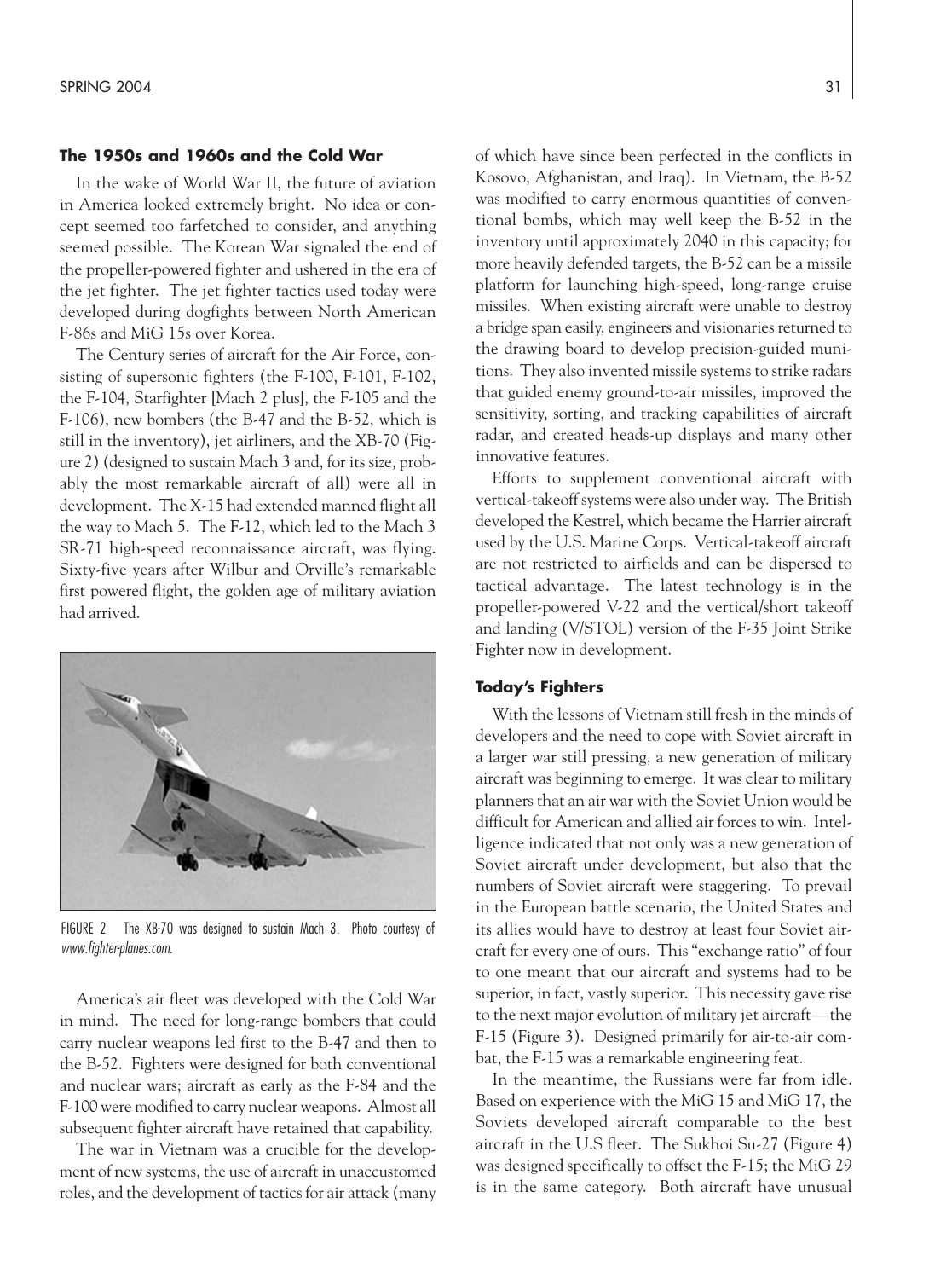### The 1950s and 1960s and the Cold War

In the wake of World War II, the future of aviation in America looked extremely bright. No idea or concept seemed too farfetched to consider, and anything seemed possible. The Korean War signaled the end of the propeller-powered fighter and ushered in the era of the jet fighter. The jet fighter tactics used today were developed during dogfights between North American F-86s and MiG 15s over Korea.

The Century series of aircraft for the Air Force, consisting of supersonic fighters (the F-100, F-101, F-102, the F-104, Starfighter [Mach 2 plus], the F-105 and the F-106), new bombers (the B-47 and the B-52, which is still in the inventory), jet airliners, and the XB-70 (Figure 2) (designed to sustain Mach 3 and, for its size, probably the most remarkable aircraft of all) were all in development. The X-15 had extended manned flight all the way to Mach 5. The F-12, which led to the Mach 3 SR-71 high-speed reconnaissance aircraft, was flying. Sixty-five years after Wilbur and Orville's remarkable first powered flight, the golden age of military aviation had arrived.

FIGURE 2 The XB-70 was designed to sustain Mach 3. Photo courtesy of *www.fighter-planes.com.*

America's air fleet was developed with the Cold War in mind. The need for long-range bombers that could carry nuclear weapons led first to the B-47 and then to the B-52. Fighters were designed for both conventional and nuclear wars; aircraft as early as the F-84 and the F-100 were modified to carry nuclear weapons. Almost all subsequent fighter aircraft have retained that capability.

The war in Vietnam was a crucible for the development of new systems, the use of aircraft in unaccustomed roles, and the development of tactics for air attack (many of which have since been perfected in the conflicts in Kosovo, Afghanistan, and Iraq). In Vietnam, the B-52 was modified to carry enormous quantities of conventional bombs, which may well keep the B-52 in the inventory until approximately 2040 in this capacity; for more heavily defended targets, the B-52 can be a missile platform for launching high-speed, long-range cruise missiles. When existing aircraft were unable to destroy a bridge span easily, engineers and visionaries returned to the drawing board to develop precision-guided munitions. They also invented missile systems to strike radars that guided enemy ground-to-air missiles, improved the sensitivity, sorting, and tracking capabilities of aircraft radar, and created heads-up displays and many other innovative features.

Efforts to supplement conventional aircraft with vertical-takeoff systems were also under way. The British developed the Kestrel, which became the Harrier aircraft used by the U.S. Marine Corps. Vertical-takeoff aircraft are not restricted to airfields and can be dispersed to tactical advantage. The latest technology is in the propeller-powered V-22 and the vertical/short takeoff and landing (V/STOL) version of the F-35 Joint Strike Fighter now in development.

### Today's Fighters

With the lessons of Vietnam still fresh in the minds of developers and the need to cope with Soviet aircraft in a larger war still pressing, a new generation of military aircraft was beginning to emerge. It was clear to military planners that an air war with the Soviet Union would be difficult for American and allied air forces to win. Intelligence indicated that not only was a new generation of Soviet aircraft under development, but also that the numbers of Soviet aircraft were staggering. To prevail in the European battle scenario, the United States and its allies would have to destroy at least four Soviet aircraft for every one of ours. This "exchange ratio" of four to one meant that our aircraft and systems had to be superior, in fact, vastly superior. This necessity gave rise to the next major evolution of military jet aircraft—the F-15 (Figure 3). Designed primarily for air-to-air combat, the F-15 is a remarkable engineering feat.

In the meantime, the Russians were far from idle. Based on experience with the MiG 15 and MiG 17, the Soviets developed aircraft comparable to the best aircraft in the U.S fleet. The Sukhoi Su-27 (Figure 4) was designed specifically to offset the F-15; the MiG 29 is in the same category. Both aircraft have unusual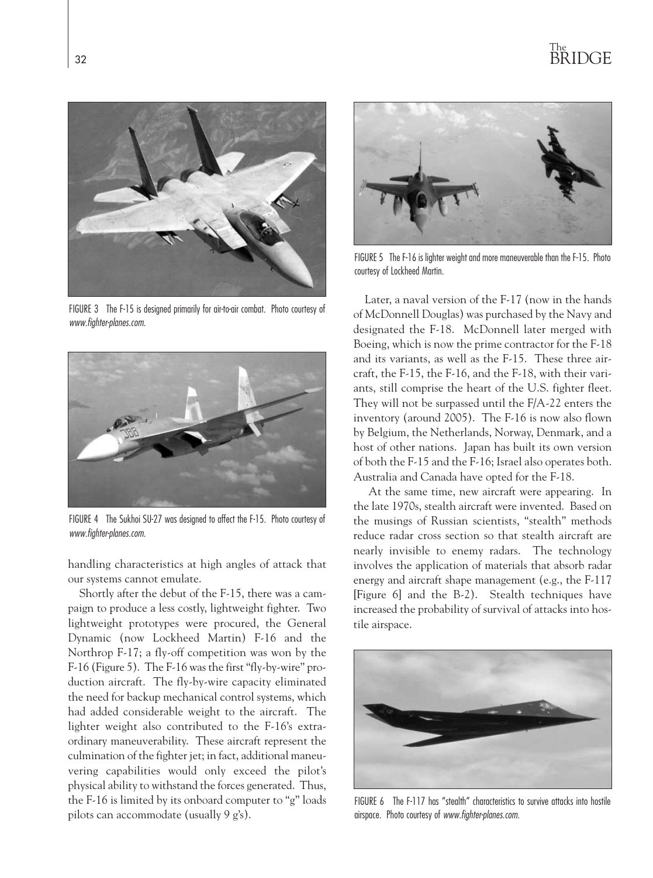FIGURE 3 The F-15 is designed primarily for air-to-air combat. Photo courtesy of *www.fighter-planes.com.*

FIGURE 4 The Sukhoi SU-27 was designed to affect the F-15. Photo courtesy of *www.fighter-planes.com.*

handling characteristics at high angles of attack that our systems cannot emulate.

Shortly after the debut of the F-15, there was a campaign to produce a less costly, lightweight fighter. Two lightweight prototypes were procured, the General Dynamic (now Lockheed Martin) F-16 and the Northrop F-17; a fly-off competition was won by the F-16 (Figure 5). The F-16 was the first "fly-by-wire" production aircraft. The fly-by-wire capacity eliminated the need for backup mechanical control systems, which had added considerable weight to the aircraft. The lighter weight also contributed to the F-16's extraordinary maneuverability. These aircraft represent the culmination of the fighter jet; in fact, additional maneuvering capabilities would only exceed the pilot's physical ability to withstand the forces generated. Thus, the F-16 is limited by its onboard computer to "g" loads pilots can accommodate (usually 9 g's).

FIGURE 5 The F-16 is lighter weight and more maneuverable than the F-15. Photo courtesy of Lockheed Martin.

Later, a naval version of the F-17 (now in the hands of McDonnell Douglas) was purchased by the Navy and designated the F-18. McDonnell later merged with Boeing, which is now the prime contractor for the F-18 and its variants, as well as the F-15. These three aircraft, the F-15, the F-16, and the F-18, with their variants, still comprise the heart of the U.S. fighter fleet. They will not be surpassed until the F/A-22 enters the inventory (around 2005). The F-16 is now also flown by Belgium, the Netherlands, Norway, Denmark, and a host of other nations. Japan has built its own version of both the F-15 and the F-16; Israel also operates both. Australia and Canada have opted for the F-18.

At the same time, new aircraft were appearing. In the late 1970s, stealth aircraft were invented. Based on the musings of Russian scientists, "stealth" methods reduce radar cross section so that stealth aircraft are nearly invisible to enemy radars. The technology involves the application of materials that absorb radar energy and aircraft shape management (e.g., the F-117 [Figure 6] and the B-2). Stealth techniques have increased the probability of survival of attacks into hostile airspace.

FIGURE 6 The F-117 has "stealth" characteristics to survive attacks into hostile airspace. Photo courtesy of *www.fighter-planes.com.*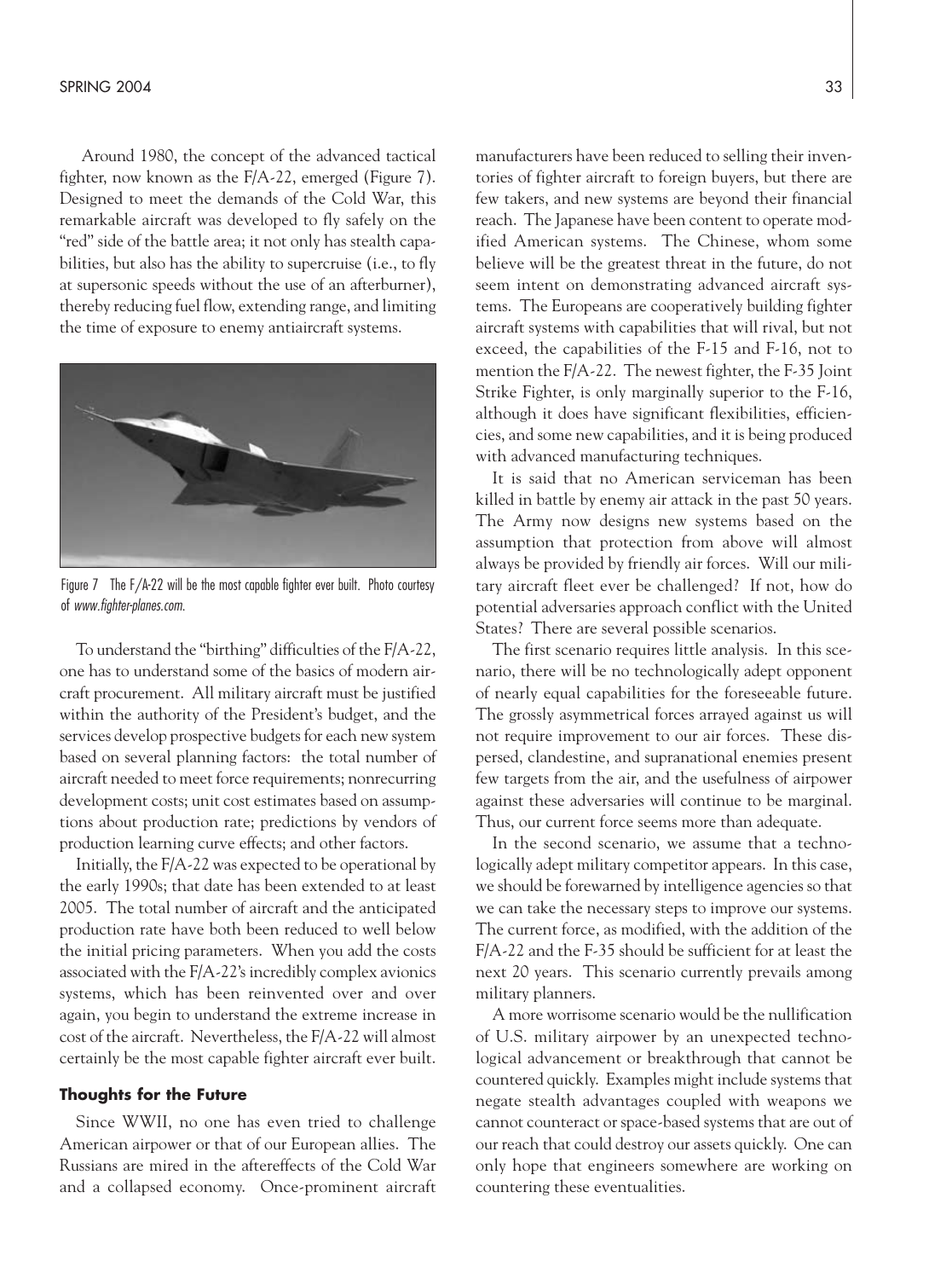Around 1980, the concept of the advanced tactical fighter, now known as the F/A-22, emerged (Figure 7). Designed to meet the demands of the Cold War, this remarkable aircraft was developed to fly safely on the "red" side of the battle area; it not only has stealth capabilities, but also has the ability to supercruise (i.e., to fly at supersonic speeds without the use of an afterburner), thereby reducing fuel flow, extending range, and limiting the time of exposure to enemy antiaircraft systems.

Figure 7 The F/A-22 will be the most capable fighter ever built. Photo courtesy of *www.fighter-planes.com.*

To understand the "birthing" difficulties of the F/A-22, one has to understand some of the basics of modern aircraft procurement. All military aircraft must be justified within the authority of the President's budget, and the services develop prospective budgets for each new system based on several planning factors: the total number of aircraft needed to meet force requirements; nonrecurring development costs; unit cost estimates based on assumptions about production rate; predictions by vendors of production learning curve effects; and other factors.

Initially, the F/A-22 was expected to be operational by the early 1990s; that date has been extended to at least 2005. The total number of aircraft and the anticipated production rate have both been reduced to well below the initial pricing parameters. When you add the costs associated with the F/A-22's incredibly complex avionics systems, which has been reinvented over and over again, you begin to understand the extreme increase in cost of the aircraft. Nevertheless, the F/A-22 will almost certainly be the most capable fighter aircraft ever built.

## Thoughts for the Future

Since WWII, no one has even tried to challenge American airpower or that of our European allies. The Russians are mired in the aftereffects of the Cold War and a collapsed economy. Once-prominent aircraft manufacturers have been reduced to selling their inventories of fighter aircraft to foreign buyers, but there are few takers, and new systems are beyond their financial reach. The Japanese have been content to operate modified American systems. The Chinese, whom some believe will be the greatest threat in the future, do not seem intent on demonstrating advanced aircraft systems. The Europeans are cooperatively building fighter aircraft systems with capabilities that will rival, but not exceed, the capabilities of the F-15 and F-16, not to mention the F/A-22. The newest fighter, the F-35 Joint Strike Fighter, is only marginally superior to the F-16, although it does have significant flexibilities, efficiencies, and some new capabilities, and it is being produced with advanced manufacturing techniques.

It is said that no American serviceman has been killed in battle by enemy air attack in the past 50 years. The Army now designs new systems based on the assumption that protection from above will almost always be provided by friendly air forces. Will our military aircraft fleet ever be challenged? If not, how do potential adversaries approach conflict with the United States? There are several possible scenarios.

The first scenario requires little analysis. In this scenario, there will be no technologically adept opponent of nearly equal capabilities for the foreseeable future. The grossly asymmetrical forces arrayed against us will not require improvement to our air forces. These dispersed, clandestine, and supranational enemies present few targets from the air, and the usefulness of airpower against these adversaries will continue to be marginal. Thus, our current force seems more than adequate.

In the second scenario, we assume that a technologically adept military competitor appears. In this case, we should be forewarned by intelligence agencies so that we can take the necessary steps to improve our systems. The current force, as modified, with the addition of the F/A-22 and the F-35 should be sufficient for at least the next 20 years. This scenario currently prevails among military planners.

A more worrisome scenario would be the nullification of U.S. military airpower by an unexpected technological advancement or breakthrough that cannot be countered quickly. Examples might include systems that negate stealth advantages coupled with weapons we cannot counteract or space-based systems that are out of our reach that could destroy our assets quickly. One can only hope that engineers somewhere are working on countering these eventualities.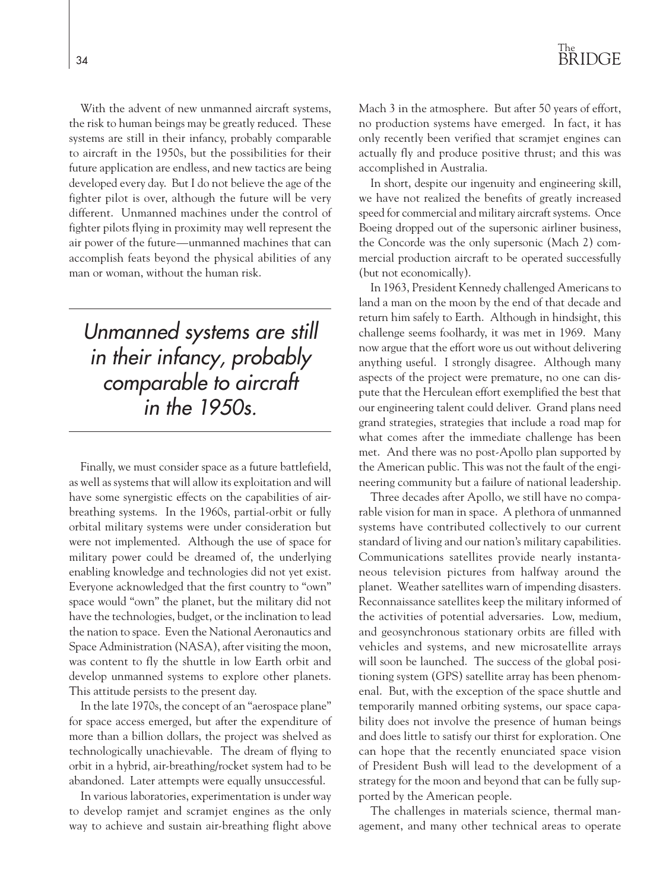With the advent of new unmanned aircraft systems, the risk to human beings may be greatly reduced. These systems are still in their infancy, probably comparable to aircraft in the 1950s, but the possibilities for their future application are endless, and new tactics are being developed every day. But I do not believe the age of the fighter pilot is over, although the future will be very different. Unmanned machines under the control of fighter pilots flying in proximity may well represent the air power of the future—unmanned machines that can accomplish feats beyond the physical abilities of any man or woman, without the human risk.

*Unmanned systems are still in their infancy, probably comparable to aircraft in the 1950s.*

Finally, we must consider space as a future battlefield, as well as systems that will allow its exploitation and will have some synergistic effects on the capabilities of air-breathing systems. In the 1960s, partial-orbit or fully orbital military systems were under consideration but were not implemented. Although the use of space for military power could be dreamed of, the underlying enabling knowledge and technologies did not yet exist. Everyone acknowledged that the first country to "own" space would "own" the planet, but the military did not have the technologies, budget, or the inclination to lead the nation to space. Even the National Aeronautics and Space Administration (NASA), after visiting the moon, was content to fly the shuttle in low Earth orbit and develop unmanned systems to explore other planets. This attitude persists to the present day.

In the late 1970s, the concept of an "aerospace plane" for space access emerged, but after the expenditure of more than a billion dollars, the project was shelved as technologically unachievable. The dream of flying to orbit in a hybrid, air-breathing/rocket system had to be abandoned. Later attempts were equally unsuccessful.

In various laboratories, experimentation is under way to develop ramjet and scramjet engines as the only way to achieve and sustain air-breathing flight above Mach 3 in the atmosphere. But after 50 years of effort, no production systems have emerged. In fact, it has only recently been verified that scramjet engines can actually fly and produce positive thrust; and this was accomplished in Australia.

In short, despite our ingenuity and engineering skill, we have not realized the benefits of greatly increased speed for commercial and military aircraft systems. Once Boeing dropped out of the supersonic airliner business, the Concorde was the only supersonic (Mach 2) commercial production aircraft to be operated successfully (but not economically).

In 1963, President Kennedy challenged Americans to land a man on the moon by the end of that decade and return him safely to Earth. Although in hindsight, this challenge seems foolhardy, it was met in 1969. Many now argue that the effort wore us out without delivering anything useful. I strongly disagree. Although many aspects of the project were premature, no one can dispute that the Herculean effort exemplified the best that our engineering talent could deliver. Grand plans need grand strategies, strategies that include a road map for what comes after the immediate challenge has been met. And there was no post-Apollo plan supported by the American public. This was not the fault of the engineering community but a failure of national leadership.

Three decades after Apollo, we still have no comparable vision for man in space. A plethora of unmanned systems have contributed collectively to our current standard of living and our nation's military capabilities. Communications satellites provide nearly instantaneous television pictures from halfway around the planet. Weather satellites warn of impending disasters. Reconnaissance satellites keep the military informed of the activities of potential adversaries. Low, medium, and geosynchronous stationary orbits are filled with vehicles and systems, and new microsatellite arrays will soon be launched. The success of the global positioning system (GPS) satellite array has been phenomenal. But, with the exception of the space shuttle and temporarily manned orbiting systems, our space capability does not involve the presence of human beings and does little to satisfy our thirst for exploration. One can hope that the recently enunciated space vision of President Bush will lead to the development of a strategy for the moon and beyond that can be fully supported by the American people.

The challenges in materials science, thermal management, and many other technical areas to operate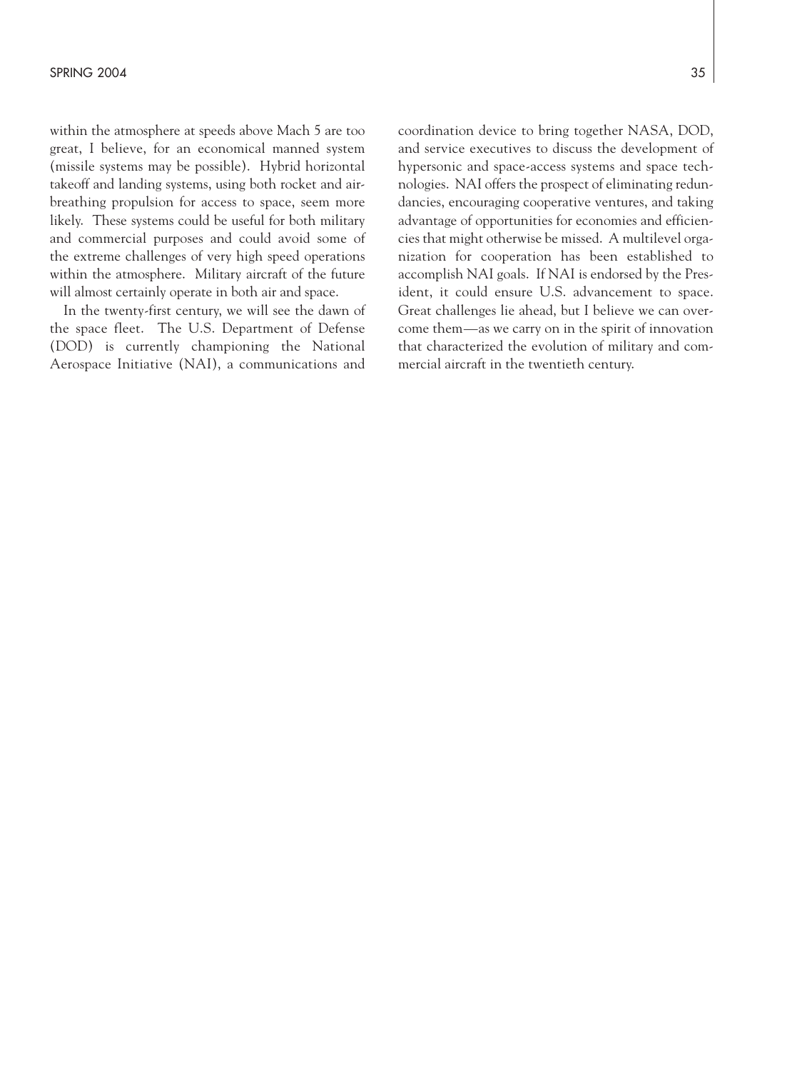within the atmosphere at speeds above Mach 5 are too great, I believe, for an economical manned system (missile systems may be possible). Hybrid horizontal takeoff and landing systems, using both rocket and air-breathing propulsion for access to space, seem more likely. These systems could be useful for both military and commercial purposes and could avoid some of the extreme challenges of very high speed operations within the atmosphere. Military aircraft of the future will almost certainly operate in both air and space.

In the twenty-first century, we will see the dawn of the space fleet. The U.S. Department of Defense (DOD) is currently championing the National Aerospace Initiative (NAI), a communications and coordination device to bring together NASA, DOD, and service executives to discuss the development of hypersonic and space-access systems and space technologies. NAI offers the prospect of eliminating redundancies, encouraging cooperative ventures, and taking advantage of opportunities for economies and efficiencies that might otherwise be missed. A multilevel organization for cooperation has been established to accomplish NAI goals. If NAI is endorsed by the President, it could ensure U.S. advancement to space. Great challenges lie ahead, but I believe we can overcome them—as we carry on in the spirit of innovation that characterized the evolution of military and commercial aircraft in the twentieth century.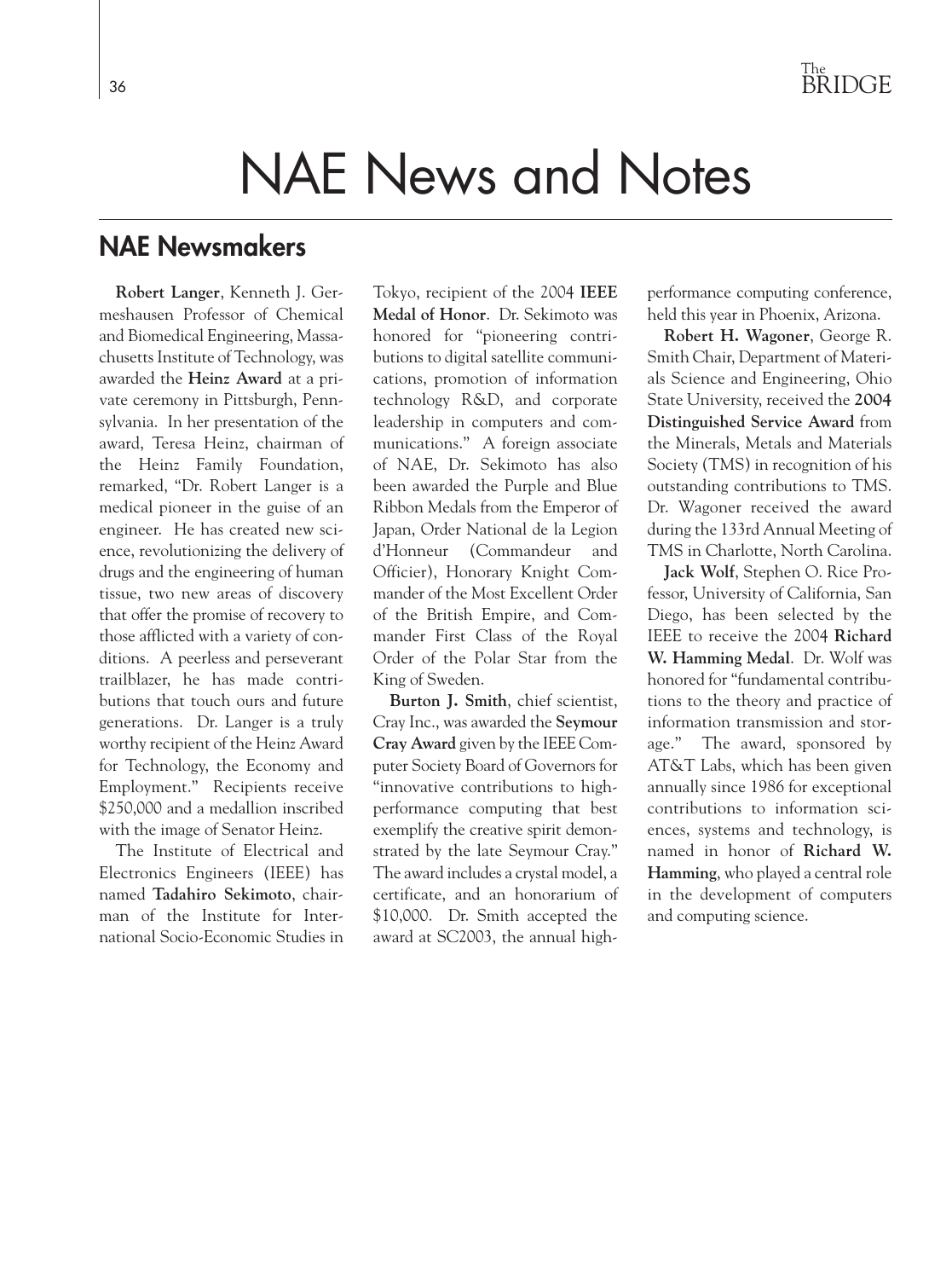# NAE News and Notes

## NAE Newsmakers

**Robert Langer**, Kenneth J. Germeshausen Professor of Chemical and Biomedical Engineering, Massachusetts Institute of Technology, was awarded the **Heinz Award** at a private ceremony in Pittsburgh, Pennsylvania. In her presentation of the award, Teresa Heinz, chairman of the Heinz Family Foundation, remarked, "Dr. Robert Langer is a medical pioneer in the guise of an engineer. He has created new science, revolutionizing the delivery of drugs and the engineering of human tissue, two new areas of discovery that offer the promise of recovery to those afflicted with a variety of conditions. A peerless and perseverant trailblazer, he has made contributions that touch ours and future generations. Dr. Langer is a truly worthy recipient of the Heinz Award for Technology, the Economy and Employment." Recipients receive $250,000 and a medallion inscribed with the image of Senator Heinz.

The Institute of Electrical and Electronics Engineers (IEEE) has named **Tadahiro Sekimoto**, chairman of the Institute for International Socio-Economic Studies in Tokyo, recipient of the 2004 **IEEE Medal of Honor**. Dr. Sekimoto was honored for "pioneering contributions to digital satellite communications, promotion of information technology R&D, and corporate leadership in computers and communications." A foreign associate of NAE, Dr. Sekimoto has also been awarded the Purple and Blue Ribbon Medals from the Emperor of Japan, Order National de la Legion d'Honneur (Commandeur and Officier), Honorary Knight Commander of the Most Excellent Order of the British Empire, and Commander First Class of the Royal Order of the Polar Star from the King of Sweden.

**Burton J. Smith**, chief scientist, Cray Inc., was awarded the **Seymour Cray Award** given by the IEEE Computer Society Board of Governors for "innovative contributions to high-performance computing that best exemplify the creative spirit demonstrated by the late Seymour Cray." The award includes a crystal model, a certificate, and an honorarium of $10,000. Dr. Smith accepted the award at SC2003, the annual high-performance computing conference, held this year in Phoenix, Arizona.

**Robert H. Wagoner**, George R. Smith Chair, Department of Materials Science and Engineering, Ohio State University, received the **2004 Distinguished Service Award** from the Minerals, Metals and Materials Society (TMS) in recognition of his outstanding contributions to TMS. Dr. Wagoner received the award during the 133rd Annual Meeting of TMS in Charlotte, North Carolina.

**Jack Wolf**, Stephen O. Rice Professor, University of California, San Diego, has been selected by the IEEE to receive the 2004 **Richard W. Hamming Medal**. Dr. Wolf was honored for "fundamental contributions to the theory and practice of information transmission and storage." The award, sponsored by AT&T Labs, which has been given annually since 1986 for exceptional contributions to information sciences, systems and technology, is named in honor of **Richard W. Hamming**, who played a central role in the development of computers and computing science.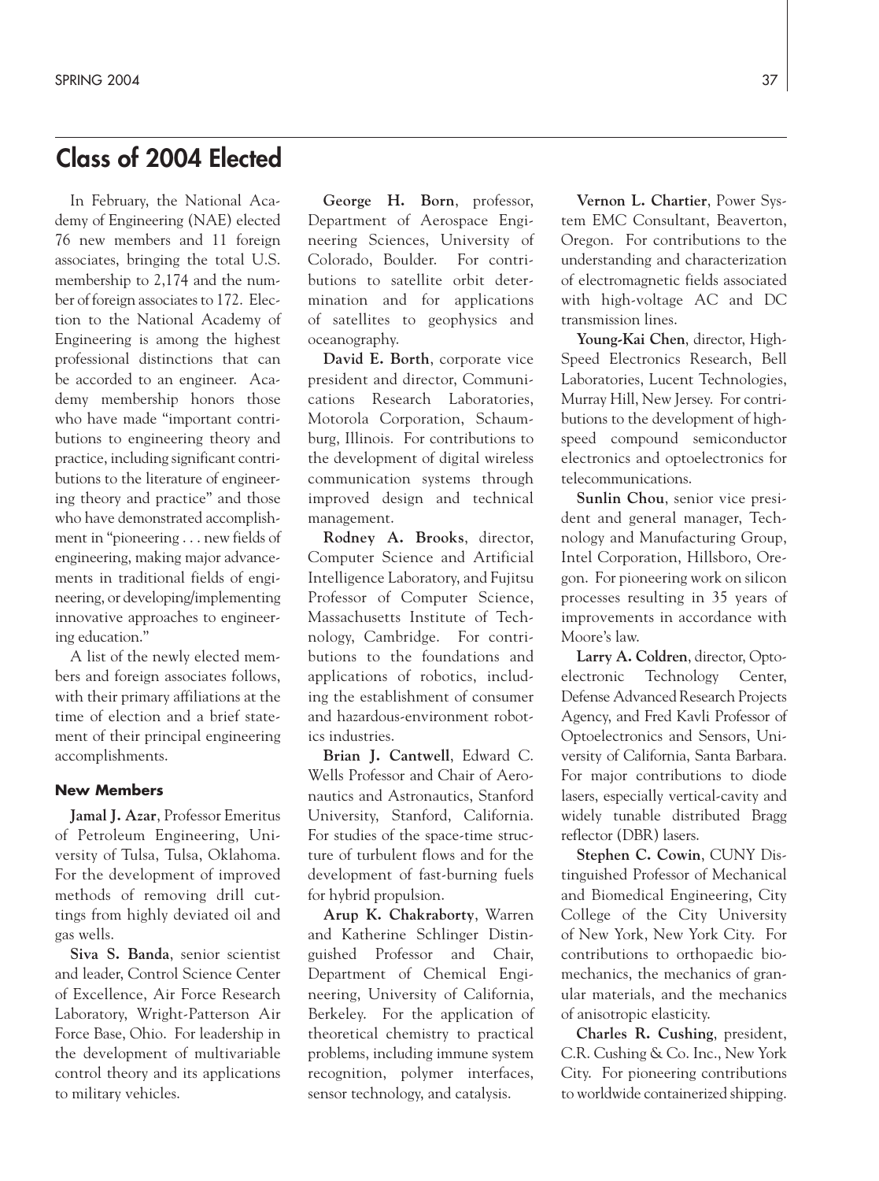## Class of 2004 Elected

In February, the National Academy of Engineering (NAE) elected 76 new members and 11 foreign associates, bringing the total U.S. membership to 2,174 and the number of foreign associates to 172. Election to the National Academy of Engineering is among the highest professional distinctions that can be accorded to an engineer. Academy membership honors those who have made "important contributions to engineering theory and practice, including significant contributions to the literature of engineering theory and practice" and those who have demonstrated accomplishment in "pioneering . . . new fields of engineering, making major advancements in traditional fields of engineering, or developing/implementing innovative approaches to engineering education."

A list of the newly elected members and foreign associates follows, with their primary affiliations at the time of election and a brief statement of their principal engineering accomplishments.

### New Members

**Jamal J. Azar**, Professor Emeritus of Petroleum Engineering, University of Tulsa, Tulsa, Oklahoma. For the development of improved methods of removing drill cuttings from highly deviated oil and gas wells.

**Siva S. Banda**, senior scientist and leader, Control Science Center of Excellence, Air Force Research Laboratory, Wright-Patterson Air Force Base, Ohio. For leadership in the development of multivariable control theory and its applications to military vehicles.

**George H. Born**, professor, Department of Aerospace Engineering Sciences, University of Colorado, Boulder. For contributions to satellite orbit determination and for applications of satellites to geophysics and oceanography.

**David E. Borth**, corporate vice president and director, Communications Research Laboratories, Motorola Corporation, Schaumburg, Illinois. For contributions to the development of digital wireless communication systems through improved design and technical management.

**Rodney A. Brooks**, director, Computer Science and Artificial Intelligence Laboratory, and Fujitsu Professor of Computer Science, Massachusetts Institute of Technology, Cambridge. For contributions to the foundations and applications of robotics, including the establishment of consumer and hazardous-environment robotics industries.

**Brian J. Cantwell**, Edward C. Wells Professor and Chair of Aeronautics and Astronautics, Stanford University, Stanford, California. For studies of the space-time structure of turbulent flows and for the development of fast-burning fuels for hybrid propulsion.

**Arup K. Chakraborty**, Warren and Katherine Schlinger Distinguished Professor and Chair, Department of Chemical Engineering, University of California, Berkeley. For the application of theoretical chemistry to practical problems, including immune system recognition, polymer interfaces, sensor technology, and catalysis.

**Vernon L. Chartier**, Power System EMC Consultant, Beaverton, Oregon. For contributions to the understanding and characterization of electromagnetic fields associated with high-voltage AC and DC transmission lines.

**Young-Kai Chen**, director, High-Speed Electronics Research, Bell Laboratories, Lucent Technologies, Murray Hill, New Jersey. For contributions to the development of high-speed compound semiconductor electronics and optoelectronics for telecommunications.

**Sunlin Chou**, senior vice president and general manager, Technology and Manufacturing Group, Intel Corporation, Hillsboro, Oregon. For pioneering work on silicon processes resulting in 35 years of improvements in accordance with Moore's law.

**Larry A. Coldren**, director, Optoelectronic Technology Center, Defense Advanced Research Projects Agency, and Fred Kavli Professor of Optoelectronics and Sensors, University of California, Santa Barbara. For major contributions to diode lasers, especially vertical-cavity and widely tunable distributed Bragg reflector (DBR) lasers.

**Stephen C. Cowin**, CUNY Distinguished Professor of Mechanical and Biomedical Engineering, City College of the City University of New York, New York City. For contributions to orthopaedic biomechanics, the mechanics of granular materials, and the mechanics of anisotropic elasticity.

**Charles R. Cushing**, president, C.R. Cushing & Co. Inc., New York City. For pioneering contributions to worldwide containerized shipping.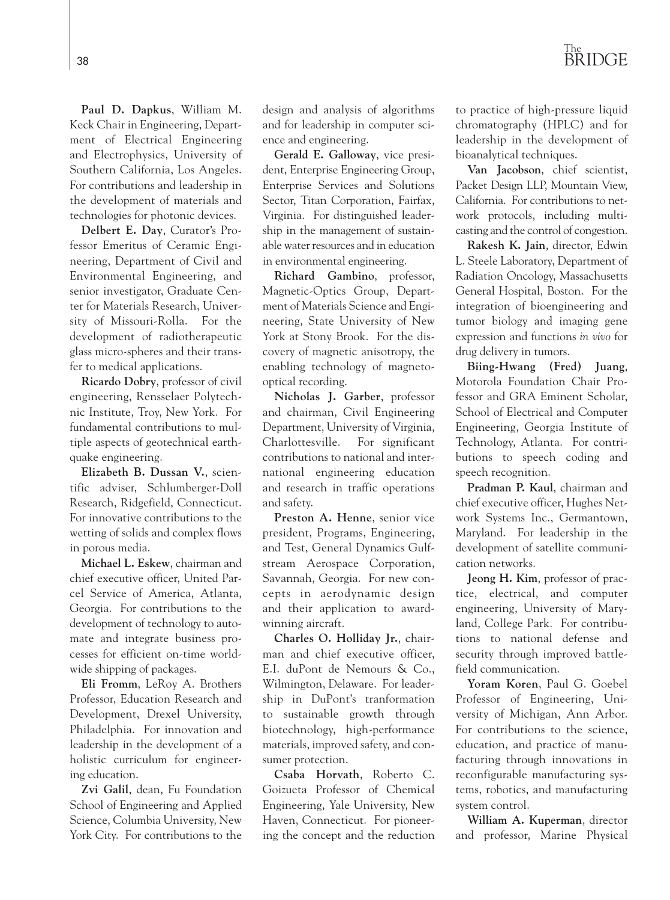**Paul D. Dapkus**, William M. Keck Chair in Engineering, Department of Electrical Engineering and Electrophysics, University of Southern California, Los Angeles. For contributions and leadership in the development of materials and technologies for photonic devices.

**Delbert E. Day**, Curator's Professor Emeritus of Ceramic Engineering, Department of Civil and Environmental Engineering, and senior investigator, Graduate Center for Materials Research, University of Missouri-Rolla. For the development of radiotherapeutic glass micro-spheres and their transfer to medical applications.

**Ricardo Dobry**, professor of civil engineering, Rensselaer Polytechnic Institute, Troy, New York. For fundamental contributions to multiple aspects of geotechnical earthquake engineering.

**Elizabeth B. Dussan V.**, scientific adviser, Schlumberger-Doll Research, Ridgefield, Connecticut. For innovative contributions to the wetting of solids and complex flows in porous media.

**Michael L. Eskew**, chairman and chief executive officer, United Parcel Service of America, Atlanta, Georgia. For contributions to the development of technology to automate and integrate business processes for efficient on-time worldwide shipping of packages.

**Eli Fromm**, LeRoy A. Brothers Professor, Education Research and Development, Drexel University, Philadelphia. For innovation and leadership in the development of a holistic curriculum for engineering education.

**Zvi Galil**, dean, Fu Foundation School of Engineering and Applied Science, Columbia University, New York City. For contributions to the design and analysis of algorithms and for leadership in computer science and engineering.

**Gerald E. Galloway**, vice president, Enterprise Engineering Group, Enterprise Services and Solutions Sector, Titan Corporation, Fairfax, Virginia. For distinguished leadership in the management of sustainable water resources and in education in environmental engineering.

**Richard Gambino**, professor, Magnetic-Optics Group, Department of Materials Science and Engineering, State University of New York at Stony Brook. For the discovery of magnetic anisotropy, the enabling technology of magneto-optical recording.

**Nicholas J. Garber**, professor and chairman, Civil Engineering Department, University of Virginia, Charlottesville. For significant contributions to national and international engineering education and research in traffic operations and safety.

**Preston A. Henne**, senior vice president, Programs, Engineering, and Test, General Dynamics Gulfstream Aerospace Corporation, Savannah, Georgia. For new concepts in aerodynamic design and their application to award-winning aircraft.

**Charles O. Holliday Jr.**, chairman and chief executive officer, E.I. duPont de Nemours & Co., Wilmington, Delaware. For leadership in DuPont's tranformation to sustainable growth through biotechnology, high-performance materials, improved safety, and consumer protection.

**Csaba Horvath**, Roberto C. Goizueta Professor of Chemical Engineering, Yale University, New Haven, Connecticut. For pioneering the concept and the reduction to practice of high-pressure liquid chromatography (HPLC) and for leadership in the development of bioanalytical techniques.

**Van Jacobson**, chief scientist, Packet Design LLP, Mountain View, California. For contributions to network protocols, including multicasting and the control of congestion.

**Rakesh K. Jain**, director, Edwin L. Steele Laboratory, Department of Radiation Oncology, Massachusetts General Hospital, Boston. For the integration of bioengineering and tumor biology and imaging gene expression and functions *in vivo* for drug delivery in tumors.

**Biing-Hwang (Fred) Juang**, Motorola Foundation Chair Professor and GRA Eminent Scholar, School of Electrical and Computer Engineering, Georgia Institute of Technology, Atlanta. For contributions to speech coding and speech recognition.

**Pradman P. Kaul**, chairman and chief executive officer, Hughes Network Systems Inc., Germantown, Maryland. For leadership in the development of satellite communication networks.

**Jeong H. Kim**, professor of practice, electrical, and computer engineering, University of Maryland, College Park. For contributions to national defense and security through improved battlefield communication.

**Yoram Koren**, Paul G. Goebel Professor of Engineering, University of Michigan, Ann Arbor. For contributions to the science, education, and practice of manufacturing through innovations in reconfigurable manufacturing systems, robotics, and manufacturing system control.

**William A. Kuperman**, director and professor, Marine Physical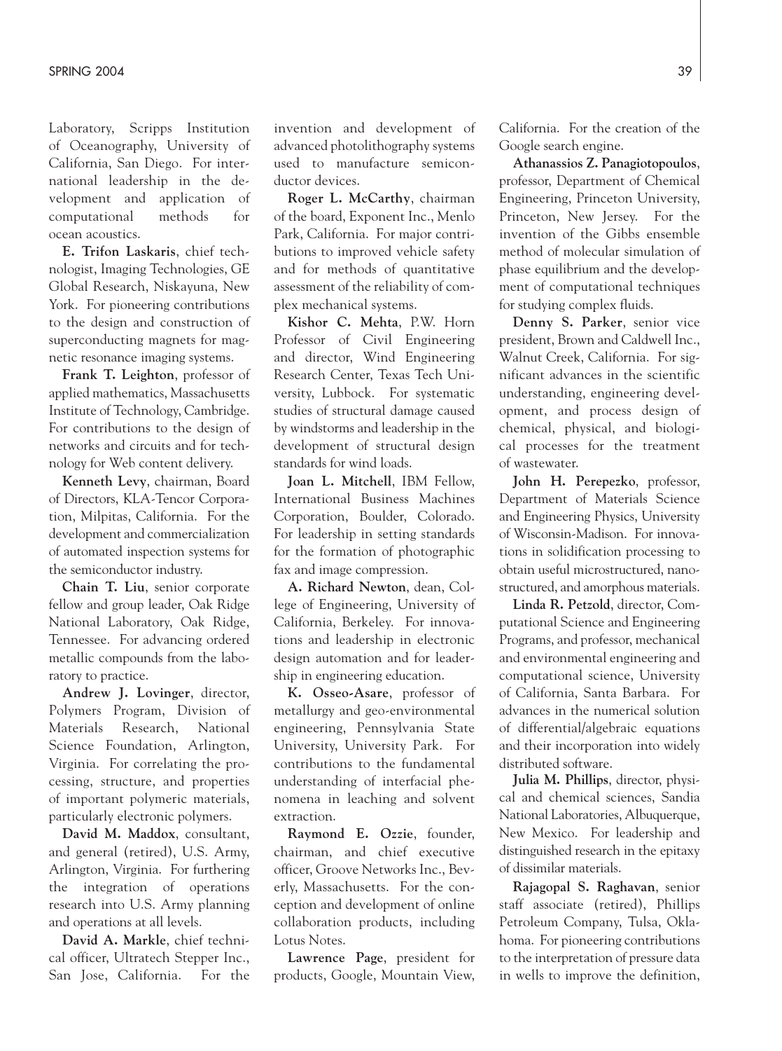Laboratory, Scripps Institution of Oceanography, University of California, San Diego. For international leadership in the development and application of computational methods for ocean acoustics.

**E. Trifon Laskaris**, chief technologist, Imaging Technologies, GE Global Research, Niskayuna, New York. For pioneering contributions to the design and construction of superconducting magnets for magnetic resonance imaging systems.

**Frank T. Leighton**, professor of applied mathematics, Massachusetts Institute of Technology, Cambridge. For contributions to the design of networks and circuits and for technology for Web content delivery.

**Kenneth Levy**, chairman, Board of Directors, KLA-Tencor Corporation, Milpitas, California. For the development and commercialization of automated inspection systems for the semiconductor industry.

**Chain T. Liu**, senior corporate fellow and group leader, Oak Ridge National Laboratory, Oak Ridge, Tennessee. For advancing ordered metallic compounds from the laboratory to practice.

**Andrew J. Lovinger**, director, Polymers Program, Division of Materials Research, National Science Foundation, Arlington, Virginia. For correlating the processing, structure, and properties of important polymeric materials, particularly electronic polymers.

**David M. Maddox**, consultant, and general (retired), U.S. Army, Arlington, Virginia. For furthering the integration of operations research into U.S. Army planning and operations at all levels.

**David A. Markle**, chief technical officer, Ultratech Stepper Inc., San Jose, California. For the invention and development of advanced photolithography systems used to manufacture semiconductor devices.

**Roger L. McCarthy**, chairman of the board, Exponent Inc., Menlo Park, California. For major contributions to improved vehicle safety and for methods of quantitative assessment of the reliability of complex mechanical systems.

**Kishor C. Mehta**, P.W. Horn Professor of Civil Engineering and director, Wind Engineering Research Center, Texas Tech University, Lubbock. For systematic studies of structural damage caused by windstorms and leadership in the development of structural design standards for wind loads.

**Joan L. Mitchell**, IBM Fellow, International Business Machines Corporation, Boulder, Colorado. For leadership in setting standards for the formation of photographic fax and image compression.

**A. Richard Newton**, dean, College of Engineering, University of California, Berkeley. For innovations and leadership in electronic design automation and for leadership in engineering education.

**K. Osseo-Asare**, professor of metallurgy and geo-environmental engineering, Pennsylvania State University, University Park. For contributions to the fundamental understanding of interfacial phenomena in leaching and solvent extraction.

**Raymond E. Ozzie**, founder, chairman, and chief executive officer, Groove Networks Inc., Beverly, Massachusetts. For the conception and development of online collaboration products, including Lotus Notes.

**Lawrence Page**, president for products, Google, Mountain View, California. For the creation of the Google search engine.

**Athanassios Z. Panagiotopoulos**, professor, Department of Chemical Engineering, Princeton University, Princeton, New Jersey. For the invention of the Gibbs ensemble method of molecular simulation of phase equilibrium and the development of computational techniques for studying complex fluids.

**Denny S. Parker**, senior vice president, Brown and Caldwell Inc., Walnut Creek, California. For significant advances in the scientific understanding, engineering development, and process design of chemical, physical, and biological processes for the treatment of wastewater.

**John H. Perepezko**, professor, Department of Materials Science and Engineering Physics, University of Wisconsin-Madison. For innovations in solidification processing to obtain useful microstructured, nanostructured, and amorphous materials.

**Linda R. Petzold**, director, Computational Science and Engineering Programs, and professor, mechanical and environmental engineering and computational science, University of California, Santa Barbara. For advances in the numerical solution of differential/algebraic equations and their incorporation into widely distributed software.

**Julia M. Phillips**, director, physical and chemical sciences, Sandia National Laboratories, Albuquerque, New Mexico. For leadership and distinguished research in the epitaxy of dissimilar materials.

**Rajagopal S. Raghavan**, senior staff associate (retired), Phillips Petroleum Company, Tulsa, Oklahoma. For pioneering contributions to the interpretation of pressure data in wells to improve the definition,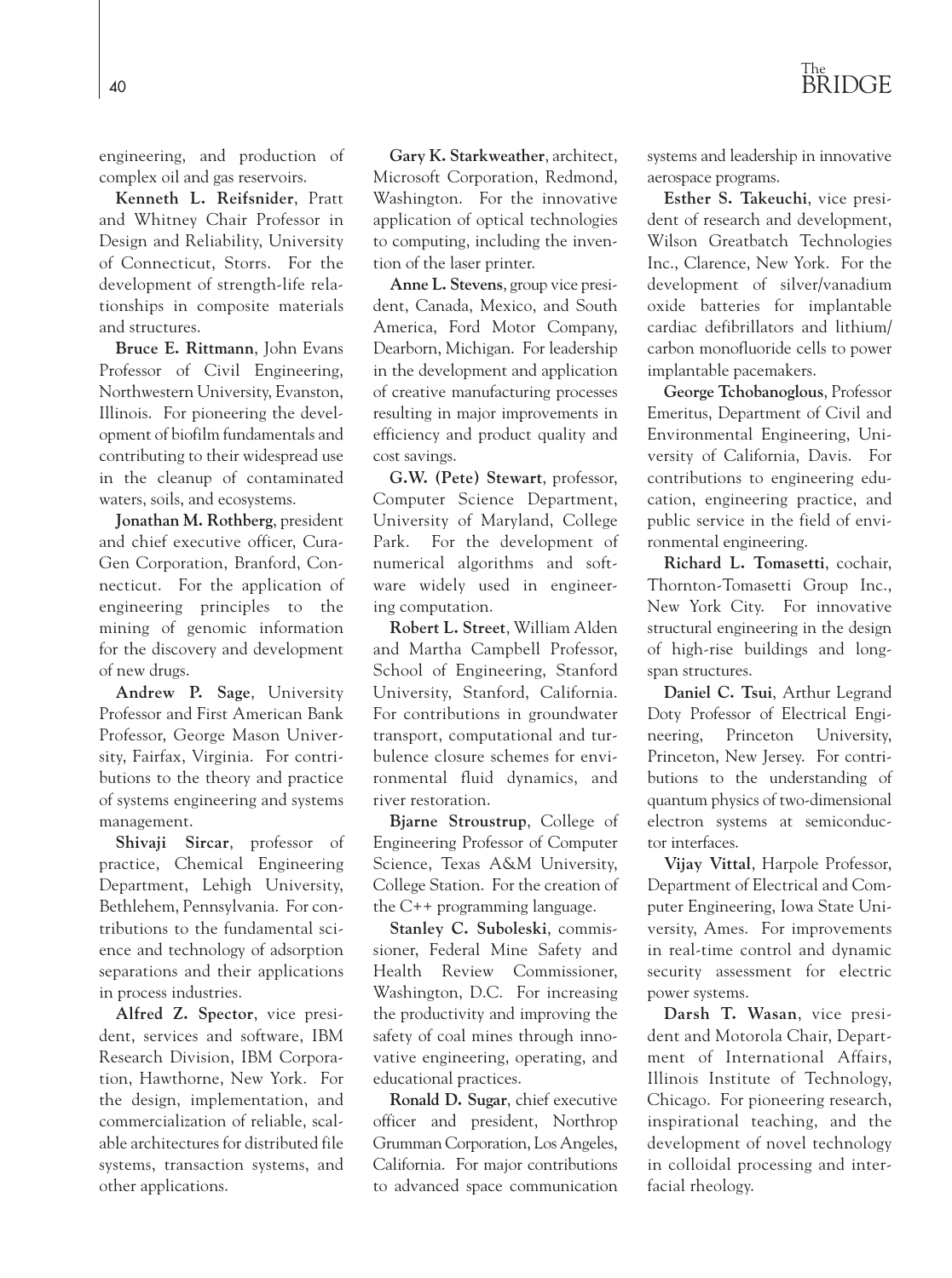engineering, and production of complex oil and gas reservoirs.

**Kenneth L. Reifsnider**, Pratt and Whitney Chair Professor in Design and Reliability, University of Connecticut, Storrs. For the development of strength-life relationships in composite materials and structures.

**Bruce E. Rittmann**, John Evans Professor of Civil Engineering, Northwestern University, Evanston, Illinois. For pioneering the development of biofilm fundamentals and contributing to their widespread use in the cleanup of contaminated waters, soils, and ecosystems.

**Jonathan M. Rothberg**, president and chief executive officer, CuraGen Corporation, Branford, Connecticut. For the application of engineering principles to the mining of genomic information for the discovery and development of new drugs.

**Andrew P. Sage**, University Professor and First American Bank Professor, George Mason University, Fairfax, Virginia. For contributions to the theory and practice of systems engineering and systems management.

**Shivaji Sircar**, professor of practice, Chemical Engineering Department, Lehigh University, Bethlehem, Pennsylvania. For contributions to the fundamental science and technology of adsorption separations and their applications in process industries.

**Alfred Z. Spector**, vice president, services and software, IBM Research Division, IBM Corporation, Hawthorne, New York. For the design, implementation, and commercialization of reliable, scalable architectures for distributed file systems, transaction systems, and other applications.

**Gary K. Starkweather**, architect, Microsoft Corporation, Redmond, Washington. For the innovative application of optical technologies to computing, including the invention of the laser printer.

**Anne L. Stevens**, group vice president, Canada, Mexico, and South America, Ford Motor Company, Dearborn, Michigan. For leadership in the development and application of creative manufacturing processes resulting in major improvements in efficiency and product quality and cost savings.

**G.W. (Pete) Stewart**, professor, Computer Science Department, University of Maryland, College Park. For the development of numerical algorithms and software widely used in engineering computation.

**Robert L. Street**, William Alden and Martha Campbell Professor, School of Engineering, Stanford University, Stanford, California. For contributions in groundwater transport, computational and turbulence closure schemes for environmental fluid dynamics, and river restoration.

**Bjarne Stroustrup**, College of Engineering Professor of Computer Science, Texas A&M University, College Station. For the creation of the C++ programming language.

**Stanley C. Suboleski**, commissioner, Federal Mine Safety and Health Review Commissioner, Washington, D.C. For increasing the productivity and improving the safety of coal mines through innovative engineering, operating, and educational practices.

**Ronald D. Sugar**, chief executive officer and president, Northrop Grumman Corporation, Los Angeles, California. For major contributions to advanced space communication systems and leadership in innovative aerospace programs.

**Esther S. Takeuchi**, vice president of research and development, Wilson Greatbatch Technologies Inc., Clarence, New York. For the development of silver/vanadium oxide batteries for implantable cardiac defibrillators and lithium/carbon monofluoride cells to power implantable pacemakers.

**George Tchobanoglous**, Professor Emeritus, Department of Civil and Environmental Engineering, University of California, Davis. For contributions to engineering education, engineering practice, and public service in the field of environmental engineering.

**Richard L. Tomasetti**, cochair, Thornton-Tomasetti Group Inc., New York City. For innovative structural engineering in the design of high-rise buildings and long-span structures.

**Daniel C. Tsui**, Arthur Legrand Doty Professor of Electrical Engineering, Princeton University, Princeton, New Jersey. For contributions to the understanding of quantum physics of two-dimensional electron systems at semiconductor interfaces.

**Vijay Vittal**, Harpole Professor, Department of Electrical and Computer Engineering, Iowa State University, Ames. For improvements in real-time control and dynamic security assessment for electric power systems.

**Darsh T. Wasan**, vice president and Motorola Chair, Department of International Affairs, Illinois Institute of Technology, Chicago. For pioneering research, inspirational teaching, and the development of novel technology in colloidal processing and interfacial rheology.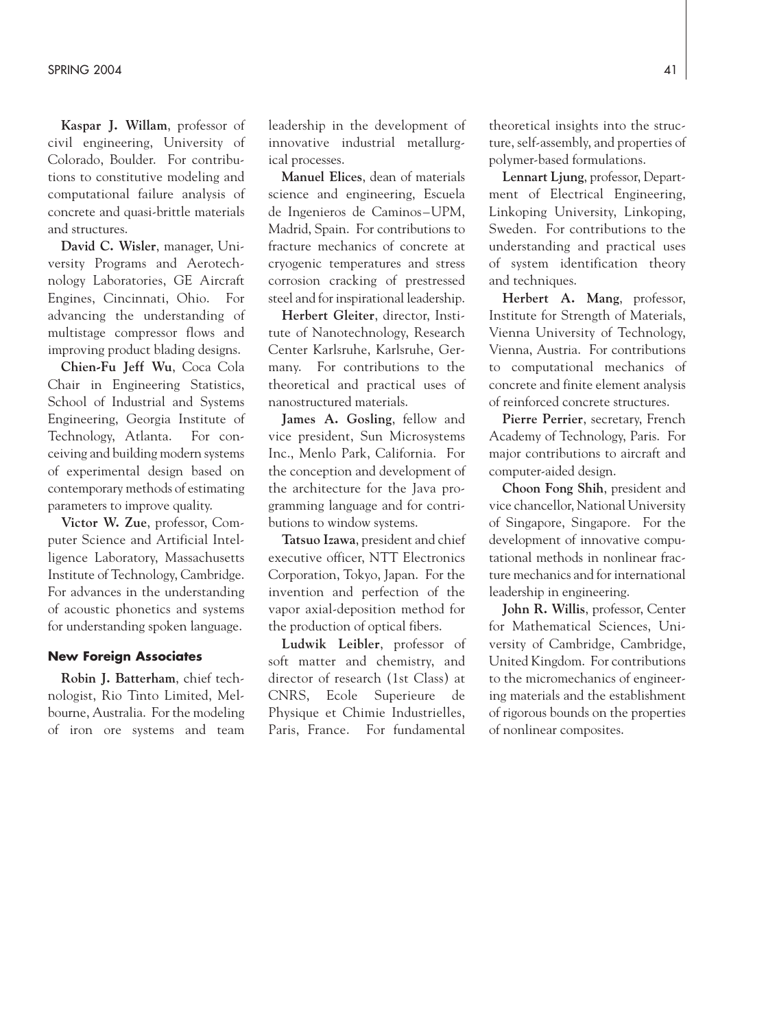**Kaspar J. Willam**, professor of civil engineering, University of Colorado, Boulder. For contributions to constitutive modeling and computational failure analysis of concrete and quasi-brittle materials and structures.

**David C. Wisler**, manager, University Programs and Aerotechnology Laboratories, GE Aircraft Engines, Cincinnati, Ohio. For advancing the understanding of multistage compressor flows and improving product blading designs.

**Chien-Fu Jeff Wu**, Coca Cola Chair in Engineering Statistics, School of Industrial and Systems Engineering, Georgia Institute of Technology, Atlanta. For conceiving and building modern systems of experimental design based on contemporary methods of estimating parameters to improve quality.

**Victor W. Zue**, professor, Computer Science and Artificial Intelligence Laboratory, Massachusetts Institute of Technology, Cambridge. For advances in the understanding of acoustic phonetics and systems for understanding spoken language.

#### New Foreign Associates

**Robin J. Batterham**, chief technologist, Rio Tinto Limited, Melbourne, Australia. For the modeling of iron ore systems and team leadership in the development of innovative industrial metallurgical processes.

**Manuel Elices**, dean of materials science and engineering, Escuela de Ingenieros de Caminos–UPM, Madrid, Spain. For contributions to fracture mechanics of concrete at cryogenic temperatures and stress corrosion cracking of prestressed steel and for inspirational leadership.

**Herbert Gleiter**, director, Institute of Nanotechnology, Research Center Karlsruhe, Karlsruhe, Germany. For contributions to the theoretical and practical uses of nanostructured materials.

**James A. Gosling**, fellow and vice president, Sun Microsystems Inc., Menlo Park, California. For the conception and development of the architecture for the Java programming language and for contributions to window systems.

**Tatsuo Izawa**, president and chief executive officer, NTT Electronics Corporation, Tokyo, Japan. For the invention and perfection of the vapor axial-deposition method for the production of optical fibers.

**Ludwik Leibler**, professor of soft matter and chemistry, and director of research (1st Class) at CNRS, Ecole Superieure de Physique et Chimie Industrielles, Paris, France. For fundamental theoretical insights into the structure, self-assembly, and properties of polymer-based formulations.

**Lennart Ljung**, professor, Department of Electrical Engineering, Linkoping University, Linkoping, Sweden. For contributions to the understanding and practical uses of system identification theory and techniques.

**Herbert A. Mang**, professor, Institute for Strength of Materials, Vienna University of Technology, Vienna, Austria. For contributions to computational mechanics of concrete and finite element analysis of reinforced concrete structures.

**Pierre Perrier**, secretary, French Academy of Technology, Paris. For major contributions to aircraft and computer-aided design.

**Choon Fong Shih**, president and vice chancellor, National University of Singapore, Singapore. For the development of innovative computational methods in nonlinear fracture mechanics and for international leadership in engineering.

**John R. Willis**, professor, Center for Mathematical Sciences, University of Cambridge, Cambridge, United Kingdom. For contributions to the micromechanics of engineering materials and the establishment of rigorous bounds on the properties of nonlinear composites.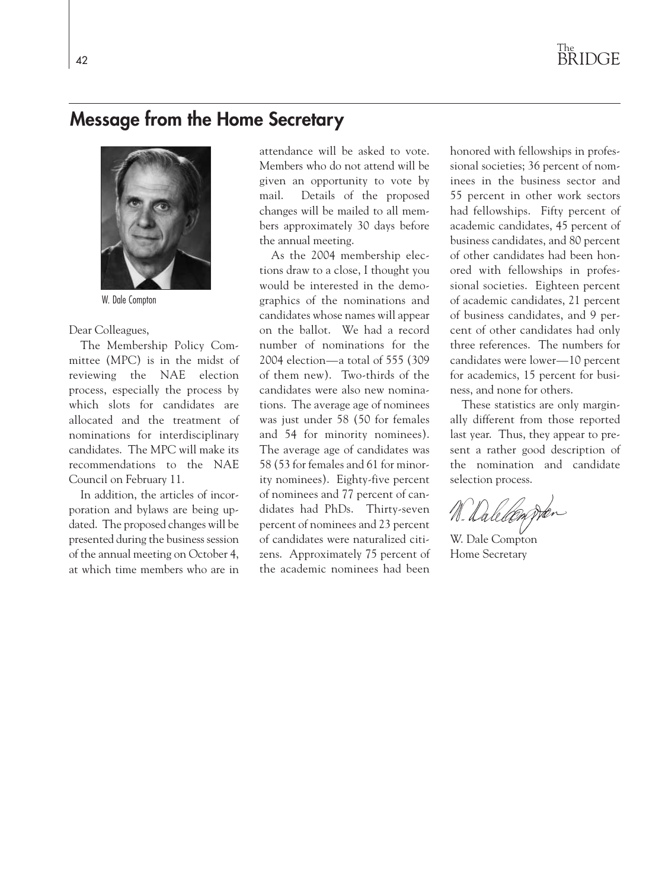## Message from the Home Secretary

W. Dale Compton

Dear Colleagues,

The Membership Policy Committee (MPC) is in the midst of reviewing the NAE election process, especially the process by which slots for candidates are allocated and the treatment of nominations for interdisciplinary candidates. The MPC will make its recommendations to the NAE Council on February 11.

In addition, the articles of incorporation and bylaws are being updated. The proposed changes will be presented during the business session of the annual meeting on October 4, at which time members who are in attendance will be asked to vote. Members who do not attend will be given an opportunity to vote by mail. Details of the proposed changes will be mailed to all members approximately 30 days before the annual meeting.

As the 2004 membership elections draw to a close, I thought you would be interested in the demographics of the nominations and candidates whose names will appear on the ballot. We had a record number of nominations for the 2004 election—a total of 555 (309 of them new). Two-thirds of the candidates were also new nominations. The average age of nominees was just under 58 (50 for females and 54 for minority nominees). The average age of candidates was 58 (53 for females and 61 for minority nominees). Eighty-five percent of nominees and 77 percent of candidates had PhDs. Thirty-seven percent of nominees and 23 percent of candidates were naturalized citizens. Approximately 75 percent of the academic nominees had been honored with fellowships in professional societies; 36 percent of nominees in the business sector and 55 percent in other work sectors had fellowships. Fifty percent of academic candidates, 45 percent of business candidates, and 80 percent of other candidates had been honored with fellowships in professional societies. Eighteen percent of academic candidates, 21 percent of business candidates, and 9 percent of other candidates had only three references. The numbers for candidates were lower—10 percent for academics, 15 percent for business, and none for others.

These statistics are only marginally different from those reported last year. Thus, they appear to present a rather good description of the nomination and candidate selection process.

W. Dale Compton
Home Secretary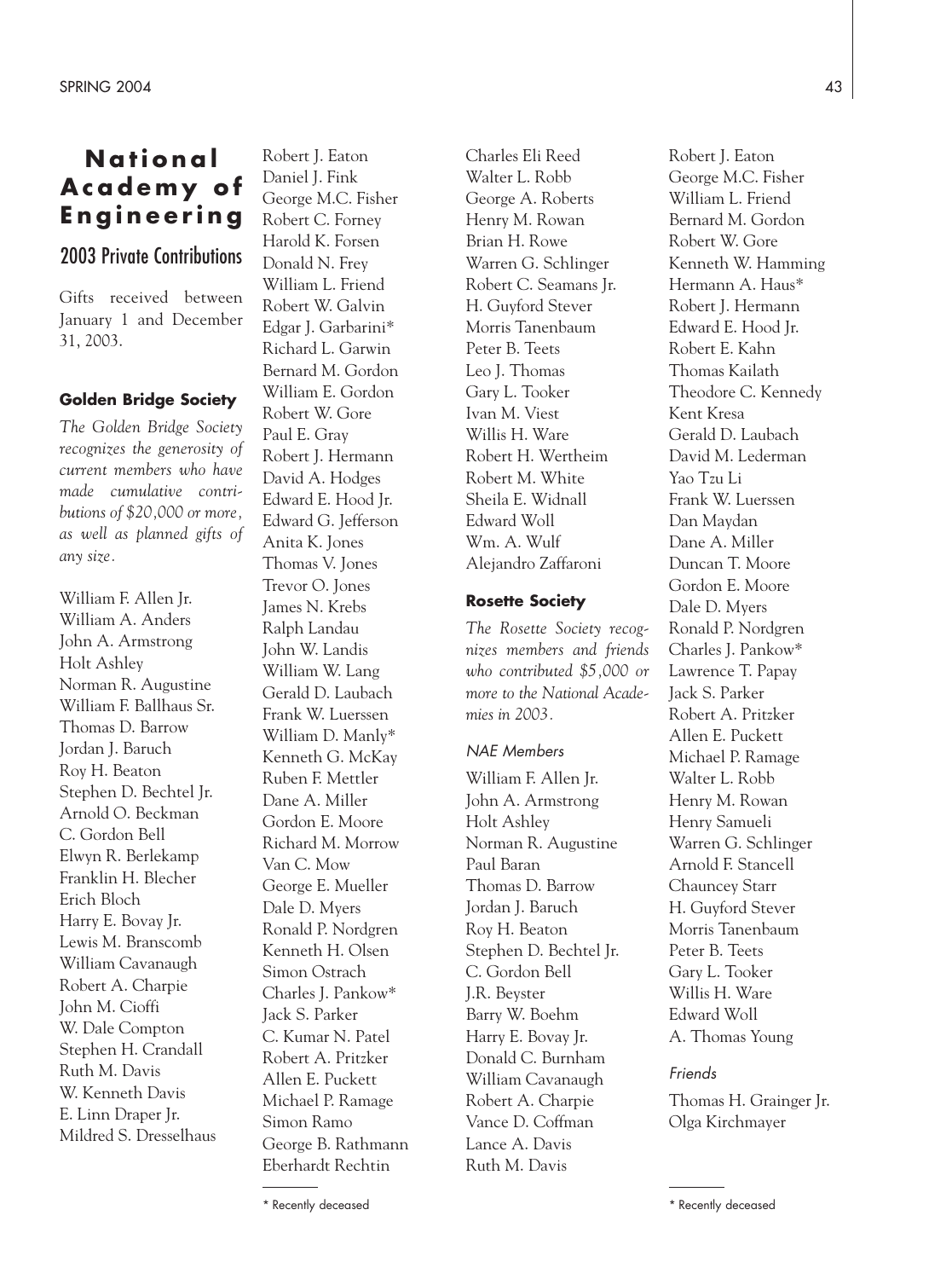# National Academy of Engineering

## 2003 Private Contributions

Gifts received between January 1 and December 31, 2003.

### Golden Bridge Society

*The Golden Bridge Society recognizes the generosity of current members who have made cumulative contributions of $20,000 or more, as well as planned gifts of any size.*

William F. Allen Jr.
William A. Anders
John A. Armstrong
Holt Ashley
Norman R. Augustine
William F. Ballhaus Sr.
Thomas D. Barrow
Jordan J. Baruch
Roy H. Beaton
Stephen D. Bechtel Jr.
Arnold O. Beckman
C. Gordon Bell
Elwyn R. Berlekamp
Franklin H. Blecher
Erich Bloch
Harry E. Bovay Jr.
Lewis M. Branscomb
William Cavanaugh
Robert A. Charpie
John M. Cioffi
W. Dale Compton
Stephen H. Crandall
Ruth M. Davis
W. Kenneth Davis
E. Linn Draper Jr.
Mildred S. Dresselhaus
Robert J. Eaton
Daniel J. Fink
George M.C. Fisher
Robert C. Forney
Harold K. Forsen
Donald N. Frey
William L. Friend
Robert W. Galvin
Edgar J. Garbarini*
Richard L. Garwin
Bernard M. Gordon
William E. Gordon
Robert W. Gore
Paul E. Gray
Robert J. Hermann
David A. Hodges
Edward E. Hood Jr.
Edward G. Jefferson
Anita K. Jones
Thomas V. Jones
Trevor O. Jones
James N. Krebs
Ralph Landau
John W. Landis
William W. Lang
Gerald D. Laubach
Frank W. Luerssen
William D. Manly*
Kenneth G. McKay
Ruben F. Mettler
Dane A. Miller
Gordon E. Moore
Richard M. Morrow
Van C. Mow
George E. Mueller
Dale D. Myers
Ronald P. Nordgren
Kenneth H. Olsen
Simon Ostrach
Charles J. Pankow*
Jack S. Parker
C. Kumar N. Patel
Robert A. Pritzker
Allen E. Puckett
Michael P. Ramage
Simon Ramo
George B. Rathmann
Eberhardt Rechtin
Charles Eli Reed
Walter L. Robb
George A. Roberts
Henry M. Rowan
Brian H. Rowe
Warren G. Schlinger
Robert C. Seamans Jr.
H. Guyford Stever
Morris Tanenbaum
Peter B. Teets
Leo J. Thomas
Gary L. Tooker
Ivan M. Viest
Willis H. Ware
Robert H. Wertheim
Robert M. White
Sheila E. Widnall
Edward Woll
Wm. A. Wulf
Alejandro Zaffaroni

### Rosette Society

*The Rosette Society recognizes members and friends who contributed $5,000 or more to the National Academies in 2003.*

*NAE Members*

William F. Allen Jr.
John A. Armstrong
Holt Ashley
Norman R. Augustine
Paul Baran
Thomas D. Barrow
Jordan J. Baruch
Roy H. Beaton
Stephen D. Bechtel Jr.
C. Gordon Bell
J.R. Beyster
Barry W. Boehm
Harry E. Bovay Jr.
Donald C. Burnham
William Cavanaugh
Robert A. Charpie
Vance D. Coffman
Lance A. Davis
Ruth M. Davis
Robert J. Eaton
George M.C. Fisher
William L. Friend
Bernard M. Gordon
Robert W. Gore
Kenneth W. Hamming
Hermann A. Haus*
Robert J. Hermann
Edward E. Hood Jr.
Robert E. Kahn
Thomas Kailath
Theodore C. Kennedy
Kent Kresa
Gerald D. Laubach
David M. Lederman
Yao Tzu Li
Frank W. Luerssen
Dan Maydan
Dane A. Miller
Duncan T. Moore
Gordon E. Moore
Dale D. Myers
Ronald P. Nordgren
Charles J. Pankow*
Lawrence T. Papay
Jack S. Parker
Robert A. Pritzker
Allen E. Puckett
Michael P. Ramage
Walter L. Robb
Henry M. Rowan
Henry Samueli
Warren G. Schlinger
Arnold F. Stancell
Chauncey Starr
H. Guyford Stever
Morris Tanenbaum
Peter B. Teets
Gary L. Tooker
Willis H. Ware
Edward Woll
A. Thomas Young

*Friends*

Thomas H. Grainger Jr.
Olga Kirchmayer

\* Recently deceased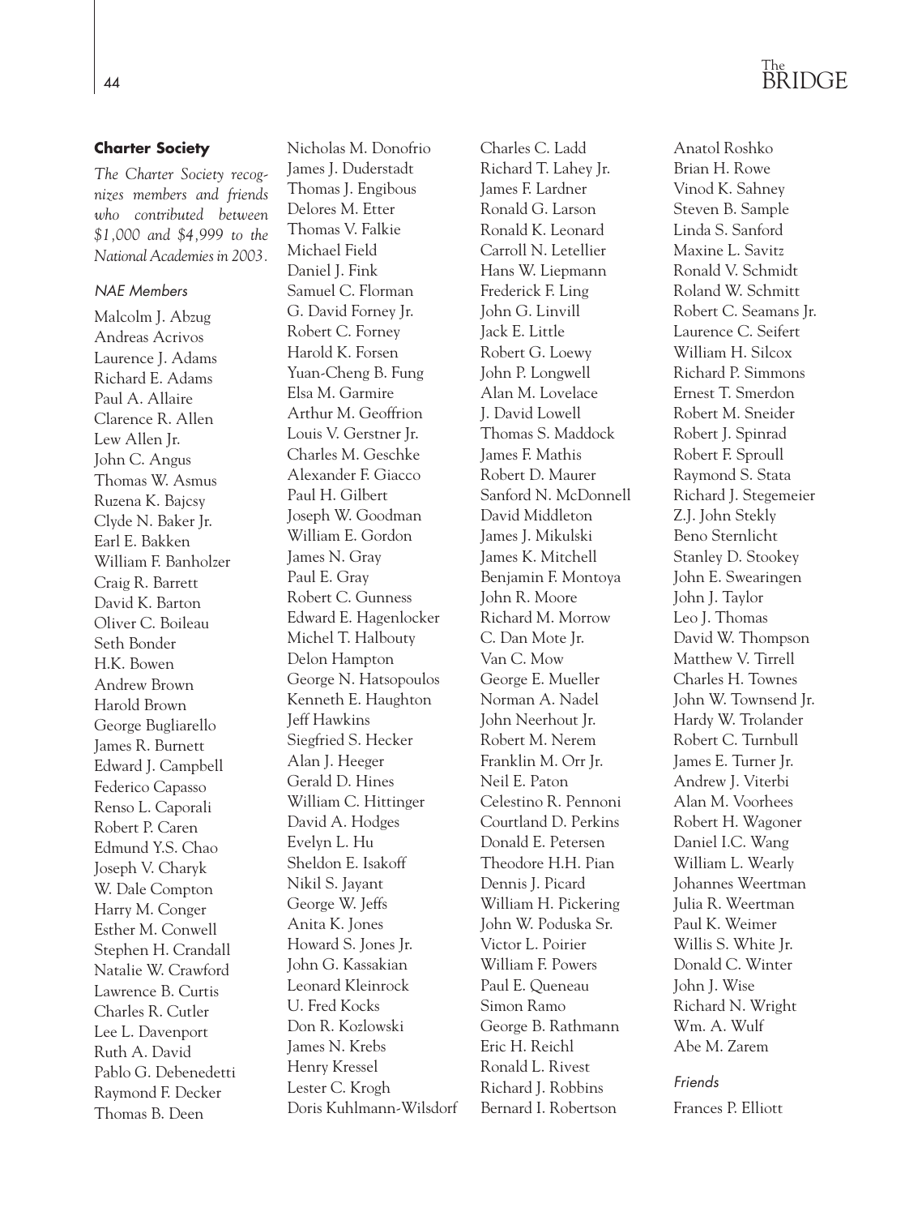### Charter Society

*The Charter Society recognizes members and friends who contributed between $1,000 and $4,999 to the National Academies in 2003.*

*NAE Members*

Malcolm J. Abzug
Andreas Acrivos
Laurence J. Adams
Richard E. Adams
Paul A. Allaire
Clarence R. Allen
Lew Allen Jr.
John C. Angus
Thomas W. Asmus
Ruzena K. Bajcsy
Clyde N. Baker Jr.
Earl E. Bakken
William F. Banholzer
Craig R. Barrett
David K. Barton
Oliver C. Boileau
Seth Bonder
H.K. Bowen
Andrew Brown
Harold Brown
George Bugliarello
James R. Burnett
Edward J. Campbell
Federico Capasso
Renso L. Caporali
Robert P. Caren
Edmund Y.S. Chao
Joseph V. Charyk
W. Dale Compton
Harry M. Conger
Esther M. Conwell
Stephen H. Crandall
Natalie W. Crawford
Lawrence B. Curtis
Charles R. Cutler
Lee L. Davenport
Ruth A. David
Pablo G. Debenedetti
Raymond F. Decker
Thomas B. Deen
Nicholas M. Donofrio
James J. Duderstadt
Thomas J. Engibous
Delores M. Etter
Thomas V. Falkie
Michael Field
Daniel J. Fink
Samuel C. Florman
G. David Forney Jr.
Robert C. Forney
Harold K. Forsen
Yuan-Cheng B. Fung
Elsa M. Garmire
Arthur M. Geoffrion
Louis V. Gerstner Jr.
Charles M. Geschke
Alexander F. Giacco
Paul H. Gilbert
Joseph W. Goodman
William E. Gordon
James N. Gray
Paul E. Gray
Robert C. Gunness
Edward E. Hagenlocker
Michel T. Halbouty
Delon Hampton
George N. Hatsopoulos
Kenneth E. Haughton
Jeff Hawkins
Siegfried S. Hecker
Alan J. Heeger
Gerald D. Hines
William C. Hittinger
David A. Hodges
Evelyn L. Hu
Sheldon E. Isakoff
Nikil S. Jayant
George W. Jeffs
Anita K. Jones
Howard S. Jones Jr.
John G. Kassakian
Leonard Kleinrock
U. Fred Kocks
Don R. Kozlowski
James N. Krebs
Henry Kressel
Lester C. Krogh
Doris Kuhlmann-Wilsdorf
Charles C. Ladd
Richard T. Lahey Jr.
James F. Lardner
Ronald G. Larson
Ronald K. Leonard
Carroll N. Letellier
Hans W. Liepmann
Frederick F. Ling
John G. Linvill
Jack E. Little
Robert G. Loewy
John P. Longwell
Alan M. Lovelace
J. David Lowell
Thomas S. Maddock
James F. Mathis
Robert D. Maurer
Sanford N. McDonnell
David Middleton
James J. Mikulski
James K. Mitchell
Benjamin F. Montoya
John R. Moore
Richard M. Morrow
C. Dan Mote Jr.
Van C. Mow
George E. Mueller
Norman A. Nadel
John Neerhout Jr.
Robert M. Nerem
Franklin M. Orr Jr.
Neil E. Paton
Celestino R. Pennoni
Courtland D. Perkins
Donald E. Petersen
Theodore H.H. Pian
Dennis J. Picard
William H. Pickering
John W. Poduska Sr.
Victor L. Poirier
William F. Powers
Paul E. Queneau
Simon Ramo
George B. Rathmann
Eric H. Reichl
Ronald L. Rivest
Richard J. Robbins
Bernard I. Robertson
Anatol Roshko
Brian H. Rowe
Vinod K. Sahney
Steven B. Sample
Linda S. Sanford
Maxine L. Savitz
Ronald V. Schmidt
Roland W. Schmitt
Robert C. Seamans Jr.
Laurence C. Seifert
William H. Silcox
Richard P. Simmons
Ernest T. Smerdon
Robert M. Sneider
Robert J. Spinrad
Robert F. Sproull
Raymond S. Stata
Richard J. Stegemeier
Z.J. John Stekly
Beno Sternlicht
Stanley D. Stookey
John E. Swearingen
John J. Taylor
Leo J. Thomas
David W. Thompson
Matthew V. Tirrell
Charles H. Townes
John W. Townsend Jr.
Hardy W. Trolander
Robert C. Turnbull
James E. Turner Jr.
Andrew J. Viterbi
Alan M. Voorhees
Robert H. Wagoner
Daniel I.C. Wang
William L. Wearly
Johannes Weertman
Julia R. Weertman
Paul K. Weimer
Willis S. White Jr.
Donald C. Winter
John J. Wise
Richard N. Wright
Wm. A. Wulf
Abe M. Zarem

*Friends*

Frances P. Elliott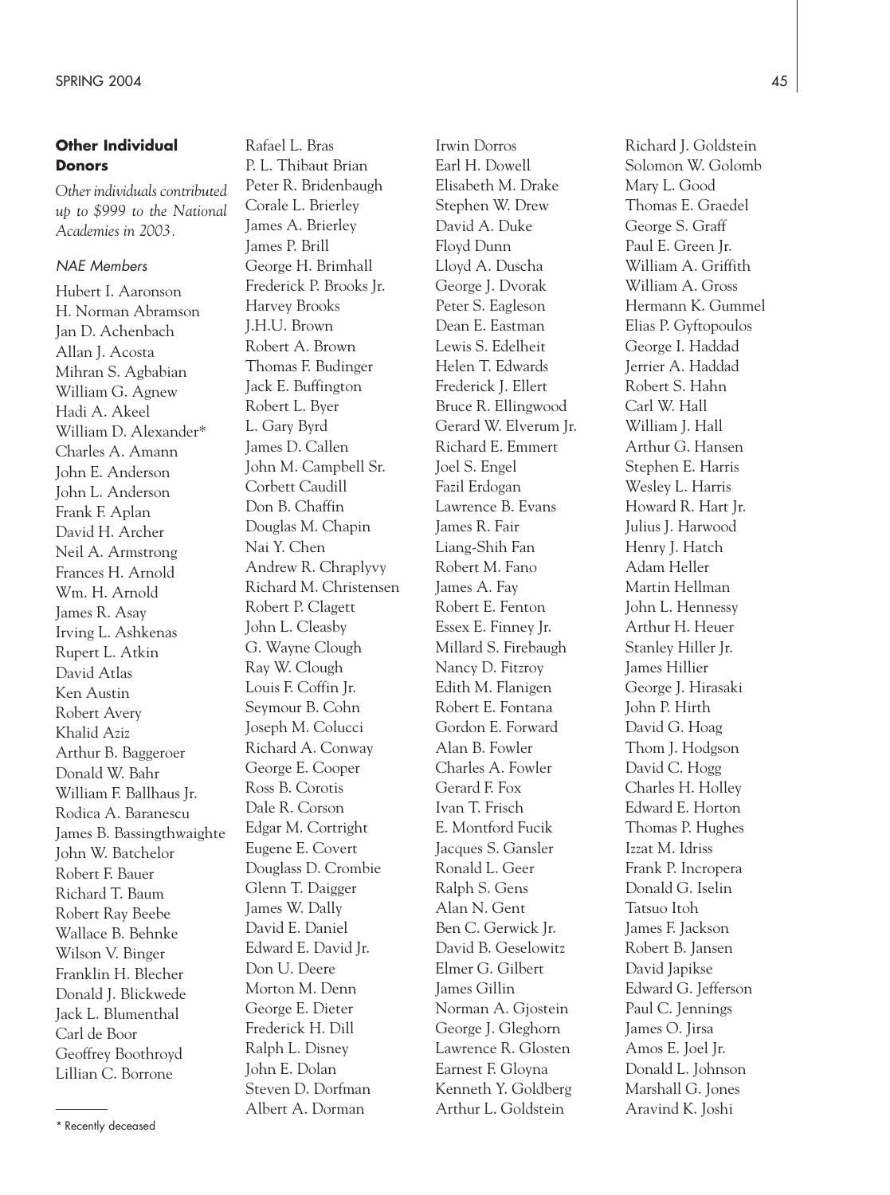### Other Individual Donors

*Other individuals contributed up to $999 to the National Academies in 2003.*

*NAE Members*

Hubert I. Aaronson
H. Norman Abramson
Jan D. Achenbach
Allan J. Acosta
Mihran S. Agbabian
William G. Agnew
Hadi A. Akeel
William D. Alexander*
Charles A. Amann
John E. Anderson
John L. Anderson
Frank F. Aplan
David H. Archer
Neil A. Armstrong
Frances H. Arnold
Wm. H. Arnold
James R. Asay
Irving L. Ashkenas
Rupert L. Atkin
David Atlas
Ken Austin
Robert Avery
Khalid Aziz
Arthur B. Baggeroer
Donald W. Bahr
William F. Ballhaus Jr.
Rodica A. Baranescu
James B. Bassingthwaighte
John W. Batchelor
Robert F. Bauer
Richard T. Baum
Robert Ray Beebe
Wallace B. Behnke
Wilson V. Binger
Franklin H. Blecher
Donald J. Blickwede
Jack L. Blumenthal
Carl de Boor
Geoffrey Boothroyd
Lillian C. Borrone
Rafael L. Bras
P. L. Thibaut Brian
Peter R. Bridenbaugh
Corale L. Brierley
James A. Brierley
James P. Brill
George H. Brimhall
Frederick P. Brooks Jr.
Harvey Brooks
J.H.U. Brown
Robert A. Brown
Thomas F. Budinger
Jack E. Buffington
Robert L. Byer
L. Gary Byrd
James D. Callen
John M. Campbell Sr.
Corbett Caudill
Don B. Chaffin
Douglas M. Chapin
Nai Y. Chen
Andrew R. Chraplyvy
Richard M. Christensen
Robert P. Clagett
John L. Cleasby
G. Wayne Clough
Ray W. Clough
Louis F. Coffin Jr.
Seymour B. Cohn
Joseph M. Colucci
Richard A. Conway
George E. Cooper
Ross B. Corotis
Dale R. Corson
Edgar M. Cortright
Eugene E. Covert
Douglass D. Crombie
Glenn T. Daigger
James W. Dally
David E. Daniel
Edward E. David Jr.
Don U. Deere
Morton M. Denn
George E. Dieter
Frederick H. Dill
Ralph L. Disney
John E. Dolan
Steven D. Dorfman
Albert A. Dorman
Irwin Dorros
Earl H. Dowell
Elisabeth M. Drake
Stephen W. Drew
David A. Duke
Floyd Dunn
Lloyd A. Duscha
George J. Dvorak
Peter S. Eagleson
Dean E. Eastman
Lewis S. Edelheit
Helen T. Edwards
Frederick J. Ellert
Bruce R. Ellingwood
Gerard W. Elverum Jr.
Richard E. Emmert
Joel S. Engel
Fazil Erdogan
Lawrence B. Evans
James R. Fair
Liang-Shih Fan
Robert M. Fano
James A. Fay
Robert E. Fenton
Essex E. Finney Jr.
Millard S. Firebaugh
Nancy D. Fitzroy
Edith M. Flanigen
Robert E. Fontana
Gordon E. Forward
Alan B. Fowler
Charles A. Fowler
Gerard F. Fox
Ivan T. Frisch
E. Montford Fucik
Jacques S. Gansler
Ronald L. Geer
Ralph S. Gens
Alan N. Gent
Ben C. Gerwick Jr.
David B. Geselowitz
Elmer G. Gilbert
James Gillin
Norman A. Gjostein
George J. Gleghorn
Lawrence R. Glosten
Earnest F. Gloyna
Kenneth Y. Goldberg
Arthur L. Goldstein
Richard J. Goldstein
Solomon W. Golomb
Mary L. Good
Thomas E. Graedel
George S. Graff
Paul E. Green Jr.
William A. Griffith
William A. Gross
Hermann K. Gummel
Elias P. Gyftopoulos
George I. Haddad
Jerrier A. Haddad
Robert S. Hahn
Carl W. Hall
William J. Hall
Arthur G. Hansen
Stephen E. Harris
Wesley L. Harris
Howard R. Hart Jr.
Julius J. Harwood
Henry J. Hatch
Adam Heller
Martin Hellman
John L. Hennessy
Arthur H. Heuer
Stanley Hiller Jr.
James Hillier
George J. Hirasaki
John P. Hirth
David G. Hoag
Thom J. Hodgson
David C. Hogg
Charles H. Holley
Edward E. Horton
Thomas P. Hughes
Izzat M. Idriss
Frank P. Incropera
Donald G. Iselin
Tatsuo Itoh
James F. Jackson
Robert B. Jansen
David Japikse
Edward G. Jefferson
Paul C. Jennings
James O. Jirsa
Amos E. Joel Jr.
Donald L. Johnson
Marshall G. Jones
Aravind K. Joshi

\* Recently deceased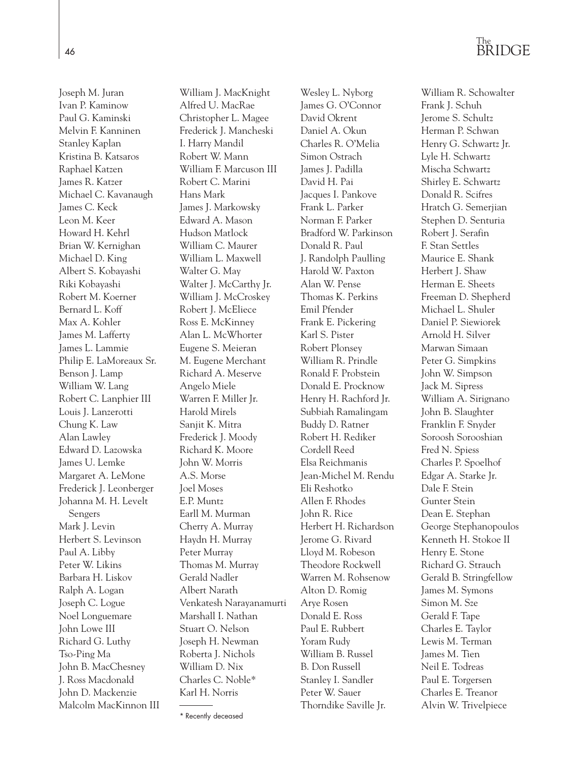Joseph M. Juran
Ivan P. Kaminow
Paul G. Kaminski
Melvin F. Kanninen
Stanley Kaplan
Kristina B. Katsaros
Raphael Katzen
James R. Katzer
Michael C. Kavanaugh
James C. Keck
Leon M. Keer
Howard H. Kehrl
Brian W. Kernighan
Michael D. King
Albert S. Kobayashi
Riki Kobayashi
Robert M. Koerner
Bernard L. Koff
Max A. Kohler
James M. Lafferty
James L. Lammie
Philip E. LaMoreaux Sr.
Benson J. Lamp
William W. Lang
Robert C. Lanphier III
Louis J. Lanzerotti
Chung K. Law
Alan Lawley
Edward D. Lazowska
James U. Lemke
Margaret A. LeMone
Frederick J. Leonberger
Johanna M. H. Levelt Sengers
Mark J. Levin
Herbert S. Levinson
Paul A. Libby
Peter W. Likins
Barbara H. Liskov
Ralph A. Logan
Joseph C. Logue
Noel Longuemare
John Lowe III
Richard G. Luthy
Tso-Ping Ma
John B. MacChesney
J. Ross Macdonald
John D. Mackenzie
Malcolm MacKinnon III
William J. MacKnight
Alfred U. MacRae
Christopher L. Magee
Frederick J. Mancheski
I. Harry Mandil
Robert W. Mann
William F. Marcuson III
Robert C. Marini
Hans Mark
James J. Markowsky
Edward A. Mason
Hudson Matlock
William C. Maurer
William L. Maxwell
Walter G. May
Walter J. McCarthy Jr.
William J. McCroskey
Robert J. McEliece
Ross E. McKinney
Alan L. McWhorter
Eugene S. Meieran
M. Eugene Merchant
Richard A. Meserve
Angelo Miele
Warren F. Miller Jr.
Harold Mirels
Sanjit K. Mitra
Frederick J. Moody
Richard K. Moore
John W. Morris
A.S. Morse
Joel Moses
E.P. Muntz
Earll M. Murman
Cherry A. Murray
Haydn H. Murray
Peter Murray
Thomas M. Murray
Gerald Nadler
Albert Narath
Venkatesh Narayanamurti
Marshall I. Nathan
Stuart O. Nelson
Joseph H. Newman
Roberta J. Nichols
William D. Nix
Charles C. Noble*
Karl H. Norris
Wesley L. Nyborg
James G. O'Connor
David Okrent
Daniel A. Okun
Charles R. O'Melia
Simon Ostrach
James J. Padilla
David H. Pai
Jacques I. Pankove
Frank L. Parker
Norman F. Parker
Bradford W. Parkinson
Donald R. Paul
J. Randolph Paulling
Harold W. Paxton
Alan W. Pense
Thomas K. Perkins
Emil Pfender
Frank E. Pickering
Karl S. Pister
Robert Plonsey
William R. Prindle
Ronald F. Probstein
Donald E. Procknow
Henry H. Rachford Jr.
Subbiah Ramalingam
Buddy D. Ratner
Robert H. Rediker
Cordell Reed
Elsa Reichmanis
Jean-Michel M. Rendu
Eli Reshotko
Allen F. Rhodes
John R. Rice
Herbert H. Richardson
Jerome G. Rivard
Lloyd M. Robeson
Theodore Rockwell
Warren M. Rohsenow
Alton D. Romig
Arye Rosen
Donald E. Ross
Paul E. Rubbert
Yoram Rudy
William B. Russel
B. Don Russell
Stanley I. Sandler
Peter W. Sauer
Thorndike Saville Jr.
William R. Schowalter
Frank J. Schuh
Jerome S. Schultz
Herman P. Schwan
Henry G. Schwartz Jr.
Lyle H. Schwartz
Mischa Schwartz
Shirley E. Schwartz
Donald R. Scifres
Hratch G. Semerjian
Stephen D. Senturia
Robert J. Serafin
F. Stan Settles
Maurice E. Shank
Herbert J. Shaw
Herman E. Sheets
Freeman D. Shepherd
Michael L. Shuler
Daniel P. Siewiorek
Arnold H. Silver
Marwan Simaan
Peter G. Simpkins
John W. Simpson
Jack M. Sipress
William A. Sirignano
John B. Slaughter
Franklin F. Snyder
Soroosh Sorooshian
Fred N. Spiess
Charles P. Spoelhof
Edgar A. Starke Jr.
Dale F. Stein
Gunter Stein
Dean E. Stephan
George Stephanopoulos
Kenneth H. Stokoe II
Henry E. Stone
Richard G. Strauch
Gerald B. Stringfellow
James M. Symons
Simon M. Sze
Gerald F. Tape
Charles E. Taylor
Lewis M. Terman
James M. Tien
Neil E. Todreas
Paul E. Torgersen
Charles E. Treanor
Alvin W. Trivelpiece

\* Recently deceased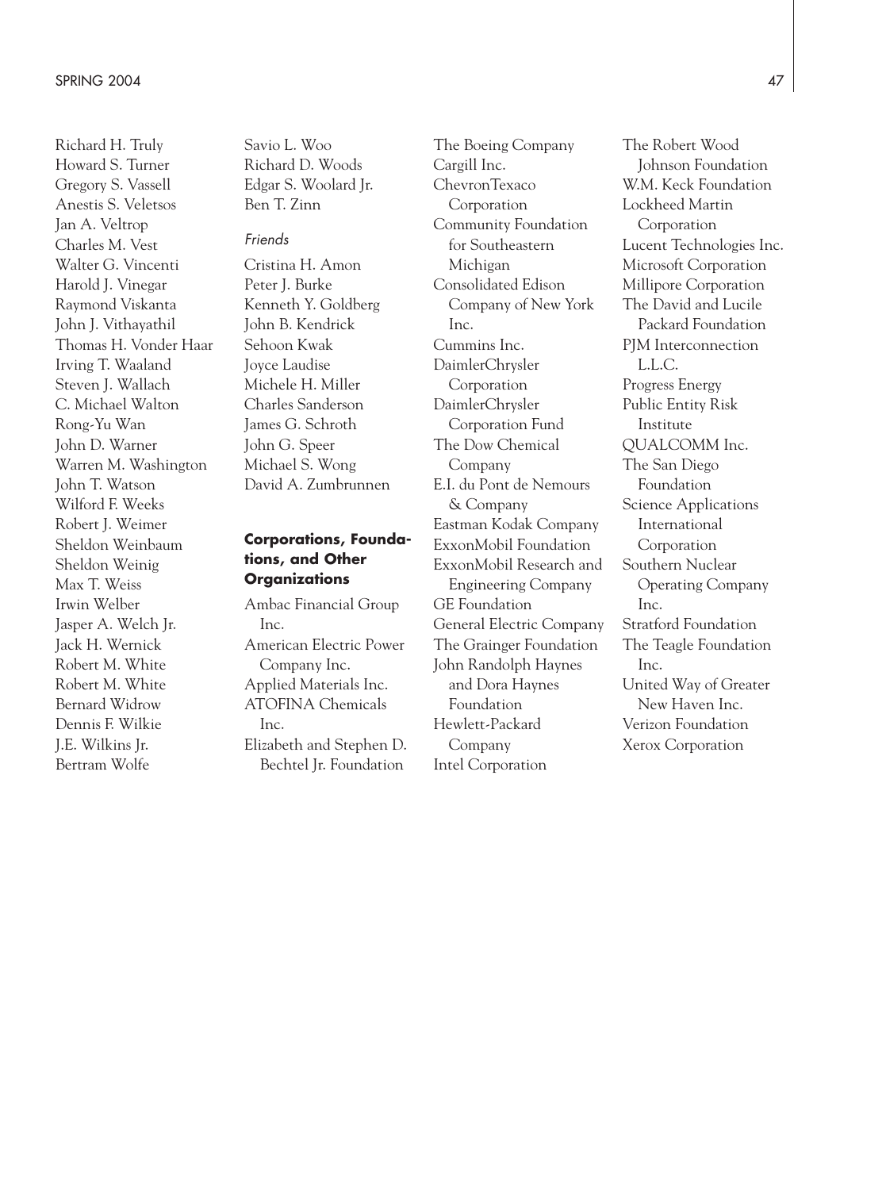Richard H. Truly
Howard S. Turner
Gregory S. Vassell
Anestis S. Veletsos
Jan A. Veltrop
Charles M. Vest
Walter G. Vincenti
Harold J. Vinegar
Raymond Viskanta
John J. Vithayathil
Thomas H. Vonder Haar
Irving T. Waaland
Steven J. Wallach
C. Michael Walton
Rong-Yu Wan
John D. Warner
Warren M. Washington
John T. Watson
Wilford F. Weeks
Robert J. Weimer
Sheldon Weinbaum
Sheldon Weinig
Max T. Weiss
Irwin Welber
Jasper A. Welch Jr.
Jack H. Wernick
Robert M. White
Robert M. White
Bernard Widrow
Dennis F. Wilkie
J.E. Wilkins Jr.
Bertram Wolfe
Savio L. Woo
Richard D. Woods
Edgar S. Woolard Jr.
Ben T. Zinn

*Friends*

Cristina H. Amon
Peter J. Burke
Kenneth Y. Goldberg
John B. Kendrick
Sehoon Kwak
Joyce Laudise
Michele H. Miller
Charles Sanderson
James G. Schroth
John G. Speer
Michael S. Wong
David A. Zumbrunnen

**Corporations, Foundations, and Other Organizations**

Ambac Financial Group Inc.
American Electric Power Company Inc.
Applied Materials Inc.
ATOFINA Chemicals Inc.
Elizabeth and Stephen D. Bechtel Jr. Foundation
The Boeing Company
Cargill Inc.
ChevronTexaco Corporation
Community Foundation for Southeastern Michigan
Consolidated Edison Company of New York Inc.
Cummins Inc.
DaimlerChrysler Corporation
DaimlerChrysler Corporation Fund
The Dow Chemical Company
E.I. du Pont de Nemours & Company
Eastman Kodak Company
ExxonMobil Foundation
ExxonMobil Research and Engineering Company
GE Foundation
General Electric Company
The Grainger Foundation
John Randolph Haynes and Dora Haynes Foundation
Hewlett-Packard Company
Intel Corporation
The Robert Wood Johnson Foundation
W.M. Keck Foundation
Lockheed Martin Corporation
Lucent Technologies Inc.
Microsoft Corporation
Millipore Corporation
The David and Lucile Packard Foundation
PJM Interconnection L.L.C.
Progress Energy
Public Entity Risk Institute
QUALCOMM Inc.
The San Diego Foundation
Science Applications International Corporation
Southern Nuclear Operating Company Inc.
Stratford Foundation
The Teagle Foundation Inc.
United Way of Greater New Haven Inc.
Verizon Foundation
Xerox Corporation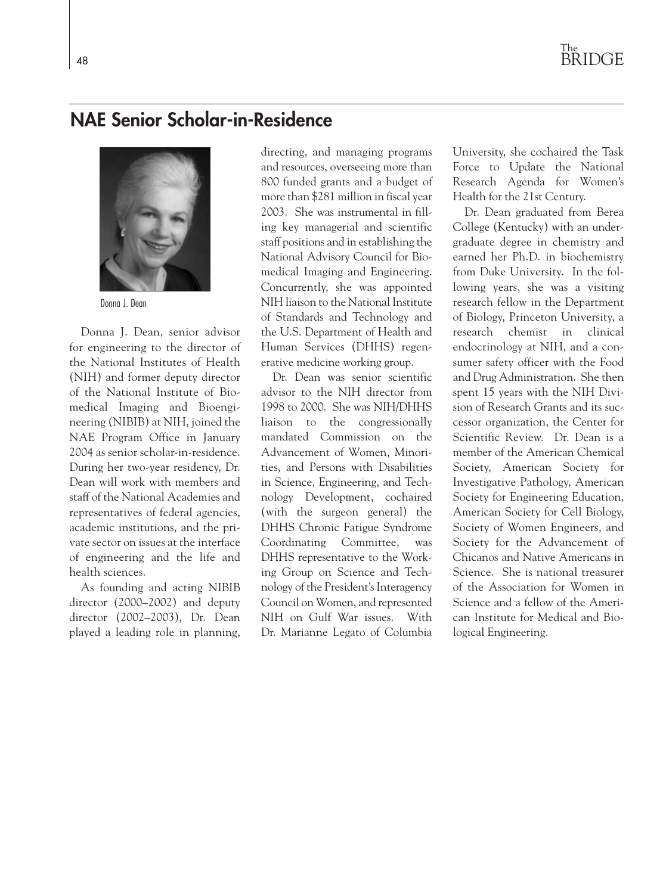## NAE Senior Scholar-in-Residence

Donna J. Dean

Donna J. Dean, senior advisor for engineering to the director of the National Institutes of Health (NIH) and former deputy director of the National Institute of Biomedical Imaging and Bioengineering (NIBIB) at NIH, joined the NAE Program Office in January 2004 as senior scholar-in-residence. During her two-year residency, Dr. Dean will work with members and staff of the National Academies and representatives of federal agencies, academic institutions, and the private sector on issues at the interface of engineering and the life and health sciences.

As founding and acting NIBIB director (2000–2002) and deputy director (2002–2003), Dr. Dean played a leading role in planning, directing, and managing programs and resources, overseeing more than 800 funded grants and a budget of more than $281 million in fiscal year 2003. She was instrumental in filling key managerial and scientific staff positions and in establishing the National Advisory Council for Biomedical Imaging and Engineering. Concurrently, she was appointed NIH liaison to the National Institute of Standards and Technology and the U.S. Department of Health and Human Services (DHHS) regenerative medicine working group.

Dr. Dean was senior scientific advisor to the NIH director from 1998 to 2000. She was NIH/DHHS liaison to the congressionally mandated Commission on the Advancement of Women, Minorities, and Persons with Disabilities in Science, Engineering, and Technology Development, cochaired (with the surgeon general) the DHHS Chronic Fatigue Syndrome Coordinating Committee, was DHHS representative to the Working Group on Science and Technology of the President's Interagency Council on Women, and represented NIH on Gulf War issues. With Dr. Marianne Legato of Columbia University, she cochaired the Task Force to Update the National Research Agenda for Women's Health for the 21st Century.

Dr. Dean graduated from Berea College (Kentucky) with an undergraduate degree in chemistry and earned her Ph.D. in biochemistry from Duke University. In the following years, she was a visiting research fellow in the Department of Biology, Princeton University, a research chemist in clinical endocrinology at NIH, and a consumer safety officer with the Food and Drug Administration. She then spent 15 years with the NIH Division of Research Grants and its successor organization, the Center for Scientific Review. Dr. Dean is a member of the American Chemical Society, American Society for Investigative Pathology, American Society for Engineering Education, American Society for Cell Biology, Society of Women Engineers, and Society for the Advancement of Chicanos and Native Americans in Science. She is national treasurer of the Association for Women in Science and a fellow of the American Institute for Medical and Biological Engineering.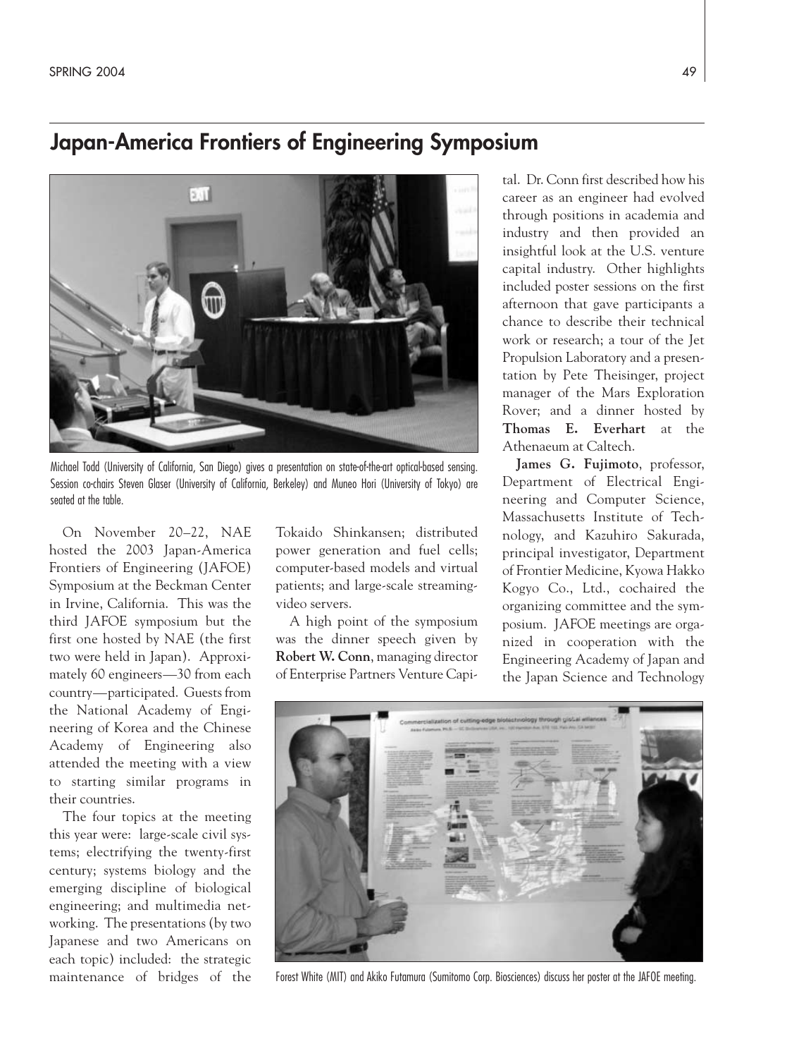## Japan-America Frontiers of Engineering Symposium

Michael Todd (University of California, San Diego) gives a presentation on state-of-the-art optical-based sensing. Session co-chairs Steven Glaser (University of California, Berkeley) and Muneo Hori (University of Tokyo) are seated at the table.

On November 20–22, NAE hosted the 2003 Japan-America Frontiers of Engineering (JAFOE) Symposium at the Beckman Center in Irvine, California. This was the third JAFOE symposium but the first one hosted by NAE (the first two were held in Japan). Approximately 60 engineers—30 from each country—participated. Guests from the National Academy of Engineering of Korea and the Chinese Academy of Engineering also attended the meeting with a view to starting similar programs in their countries.

The four topics at the meeting this year were: large-scale civil systems; electrifying the twenty-first century; systems biology and the emerging discipline of biological engineering; and multimedia networking. The presentations (by two Japanese and two Americans on each topic) included: the strategic maintenance of bridges of the Tokaido Shinkansen; distributed power generation and fuel cells; computer-based models and virtual patients; and large-scale streaming-video servers.

A high point of the symposium was the dinner speech given by **Robert W. Conn**, managing director of Enterprise Partners Venture Capital. Dr. Conn first described how his career as an engineer had evolved through positions in academia and industry and then provided an insightful look at the U.S. venture capital industry. Other highlights included poster sessions on the first afternoon that gave participants a chance to describe their technical work or research; a tour of the Jet Propulsion Laboratory and a presentation by Pete Theisinger, project manager of the Mars Exploration Rover; and a dinner hosted by **Thomas E. Everhart** at the Athenaeum at Caltech.

**James G. Fujimoto**, professor, Department of Electrical Engineering and Computer Science, Massachusetts Institute of Technology, and Kazuhiro Sakurada, principal investigator, Department of Frontier Medicine, Kyowa Hakko Kogyo Co., Ltd., cochaired the organizing committee and the symposium. JAFOE meetings are organized in cooperation with the Engineering Academy of Japan and the Japan Science and Technology

Forest White (MIT) and Akiko Futamura (Sumitomo Corp. Biosciences) discuss her poster at the JAFOE meeting.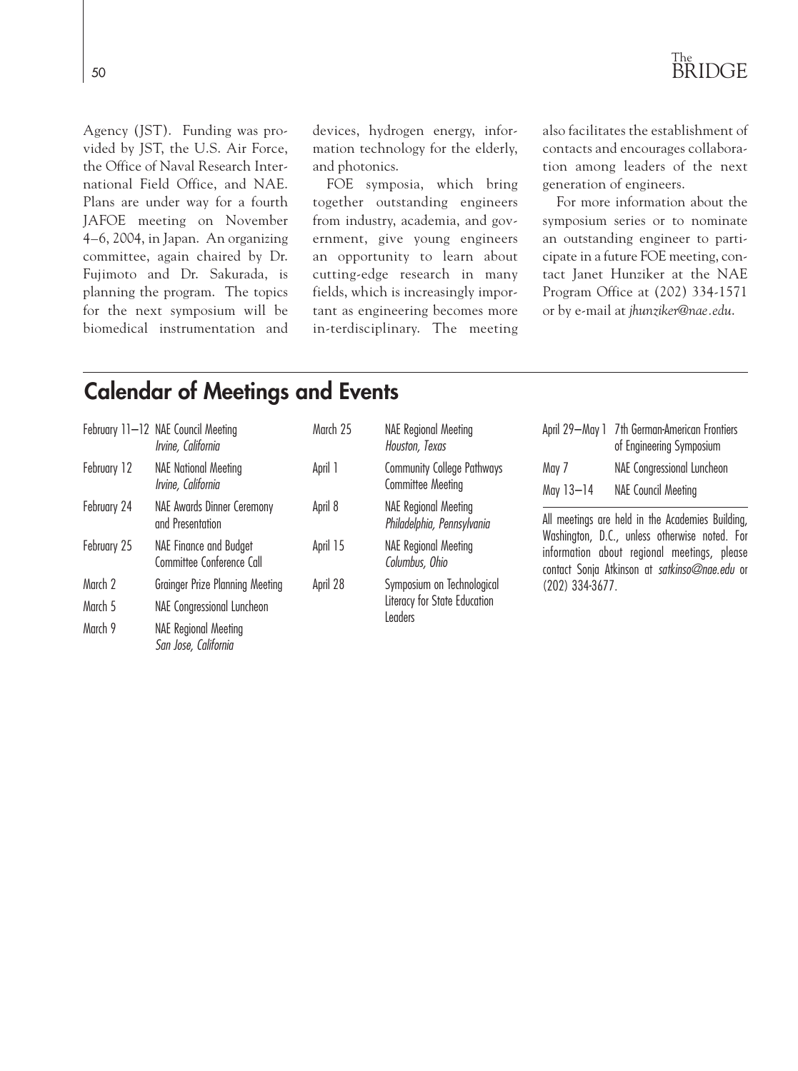Agency (JST). Funding was provided by JST, the U.S. Air Force, the Office of Naval Research International Field Office, and NAE. Plans are under way for a fourth JAFOE meeting on November 4–6, 2004, in Japan. An organizing committee, again chaired by Dr. Fujimoto and Dr. Sakurada, is planning the program. The topics for the next symposium will be biomedical instrumentation and devices, hydrogen energy, information technology for the elderly, and photonics.

FOE symposia, which bring together outstanding engineers from industry, academia, and government, give young engineers an opportunity to learn about cutting-edge research in many fields, which is increasingly important as engineering becomes more in-terdisciplinary. The meeting also facilitates the establishment of contacts and encourages collaboration among leaders of the next generation of engineers.

For more information about the symposium series or to nominate an outstanding engineer to participate in a future FOE meeting, contact Janet Hunziker at the NAE Program Office at (202) 334-1571 or by e-mail at *jhunziker@nae.edu*.

## Calendar of Meetings and Events

| Date | Event |
|---|---|
| February 11–12 | NAE Council Meeting *Irvine, California* |
| February 12 | NAE National Meeting *Irvine, California* |
| February 24 | NAE Awards Dinner Ceremony and Presentation |
| February 25 | NAE Finance and Budget Committee Conference Call |
| March 2 | Grainger Prize Planning Meeting |
| March 5 | NAE Congressional Luncheon |
| March 9 | NAE Regional Meeting *San Jose, California* |
| March 25 | NAE Regional Meeting *Houston, Texas* |
| April 1 | Community College Pathways Committee Meeting |
| April 8 | NAE Regional Meeting *Philadelphia, Pennsylvania* |
| April 15 | NAE Regional Meeting *Columbus, Ohio* |
| April 28 | Symposium on Technological Literacy for State Education Leaders |
| April 29–May 1 | 7th German-American Frontiers of Engineering Symposium |
| May 7 | NAE Congressional Luncheon |
| May 13–14 | NAE Council Meeting |

All meetings are held in the Academies Building, Washington, D.C., unless otherwise noted. For information about regional meetings, please contact Sonja Atkinson at *satkinso@nae.edu* or (202) 334-3677.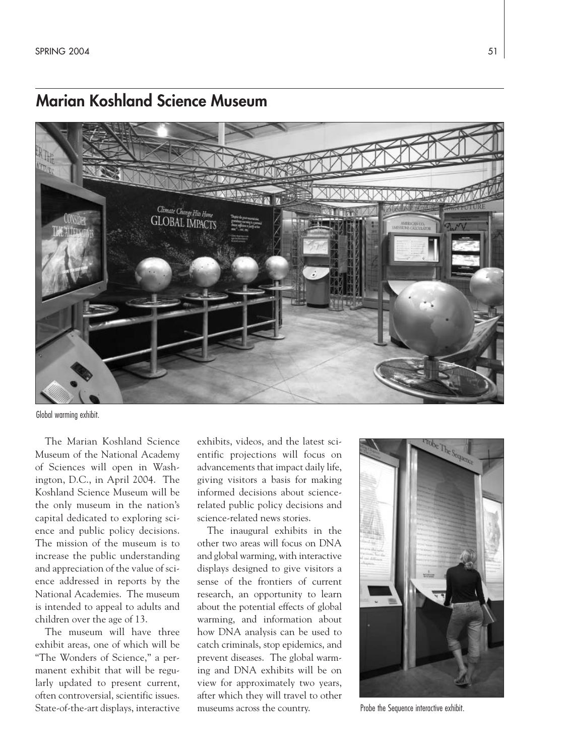## Marian Koshland Science Museum

Global warming exhibit.

The Marian Koshland Science Museum of the National Academy of Sciences will open in Washington, D.C., in April 2004. The Koshland Science Museum will be the only museum in the nation's capital dedicated to exploring science and public policy decisions. The mission of the museum is to increase the public understanding and appreciation of the value of science addressed in reports by the National Academies. The museum is intended to appeal to adults and children over the age of 13.

The museum will have three exhibit areas, one of which will be "The Wonders of Science," a permanent exhibit that will be regularly updated to present current, often controversial, scientific issues. State-of-the-art displays, interactive exhibits, videos, and the latest scientific projections will focus on advancements that impact daily life, giving visitors a basis for making informed decisions about science-related public policy decisions and science-related news stories.

The inaugural exhibits in the other two areas will focus on DNA and global warming, with interactive displays designed to give visitors a sense of the frontiers of current research, an opportunity to learn about the potential effects of global warming, and information about how DNA analysis can be used to catch criminals, stop epidemics, and prevent diseases. The global warming and DNA exhibits will be on view for approximately two years, after which they will travel to other museums across the country.

Probe the Sequence interactive exhibit.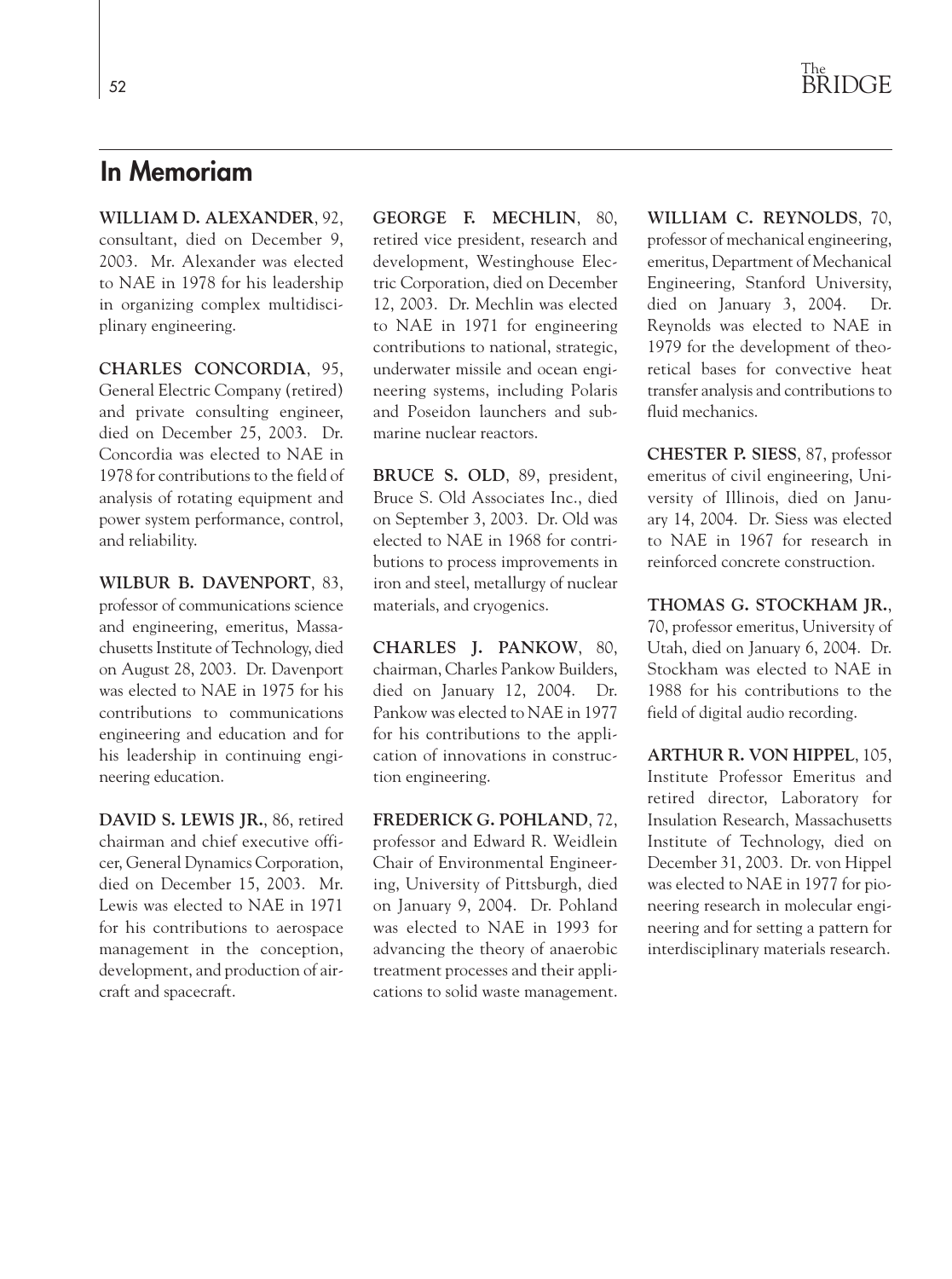## In Memoriam

**WILLIAM D. ALEXANDER**, 92, consultant, died on December 9, 2003. Mr. Alexander was elected to NAE in 1978 for his leadership in organizing complex multidisciplinary engineering.

**CHARLES CONCORDIA**, 95, General Electric Company (retired) and private consulting engineer, died on December 25, 2003. Dr. Concordia was elected to NAE in 1978 for contributions to the field of analysis of rotating equipment and power system performance, control, and reliability.

**WILBUR B. DAVENPORT**, 83, professor of communications science and engineering, emeritus, Massachusetts Institute of Technology, died on August 28, 2003. Dr. Davenport was elected to NAE in 1975 for his contributions to communications engineering and education and for his leadership in continuing engineering education.

**DAVID S. LEWIS JR.**, 86, retired chairman and chief executive officer, General Dynamics Corporation, died on December 15, 2003. Mr. Lewis was elected to NAE in 1971 for his contributions to aerospace management in the conception, development, and production of aircraft and spacecraft.

**GEORGE F. MECHLIN**, 80, retired vice president, research and development, Westinghouse Electric Corporation, died on December 12, 2003. Dr. Mechlin was elected to NAE in 1971 for engineering contributions to national, strategic, underwater missile and ocean engineering systems, including Polaris and Poseidon launchers and submarine nuclear reactors.

**BRUCE S. OLD**, 89, president, Bruce S. Old Associates Inc., died on September 3, 2003. Dr. Old was elected to NAE in 1968 for contributions to process improvements in iron and steel, metallurgy of nuclear materials, and cryogenics.

**CHARLES J. PANKOW**, 80, chairman, Charles Pankow Builders, died on January 12, 2004. Dr. Pankow was elected to NAE in 1977 for his contributions to the application of innovations in construction engineering.

**FREDERICK G. POHLAND**, 72, professor and Edward R. Weidlein Chair of Environmental Engineering, University of Pittsburgh, died on January 9, 2004. Dr. Pohland was elected to NAE in 1993 for advancing the theory of anaerobic treatment processes and their applications to solid waste management.

**WILLIAM C. REYNOLDS**, 70, professor of mechanical engineering, emeritus, Department of Mechanical Engineering, Stanford University, died on January 3, 2004. Dr. Reynolds was elected to NAE in 1979 for the development of theoretical bases for convective heat transfer analysis and contributions to fluid mechanics.

**CHESTER P. SIESS**, 87, professor emeritus of civil engineering, University of Illinois, died on January 14, 2004. Dr. Siess was elected to NAE in 1967 for research in reinforced concrete construction.

**THOMAS G. STOCKHAM JR.**, 70, professor emeritus, University of Utah, died on January 6, 2004. Dr. Stockham was elected to NAE in 1988 for his contributions to the field of digital audio recording.

**ARTHUR R. VON HIPPEL**, 105, Institute Professor Emeritus and retired director, Laboratory for Insulation Research, Massachusetts Institute of Technology, died on December 31, 2003. Dr. von Hippel was elected to NAE in 1977 for pioneering research in molecular engineering and for setting a pattern for interdisciplinary materials research.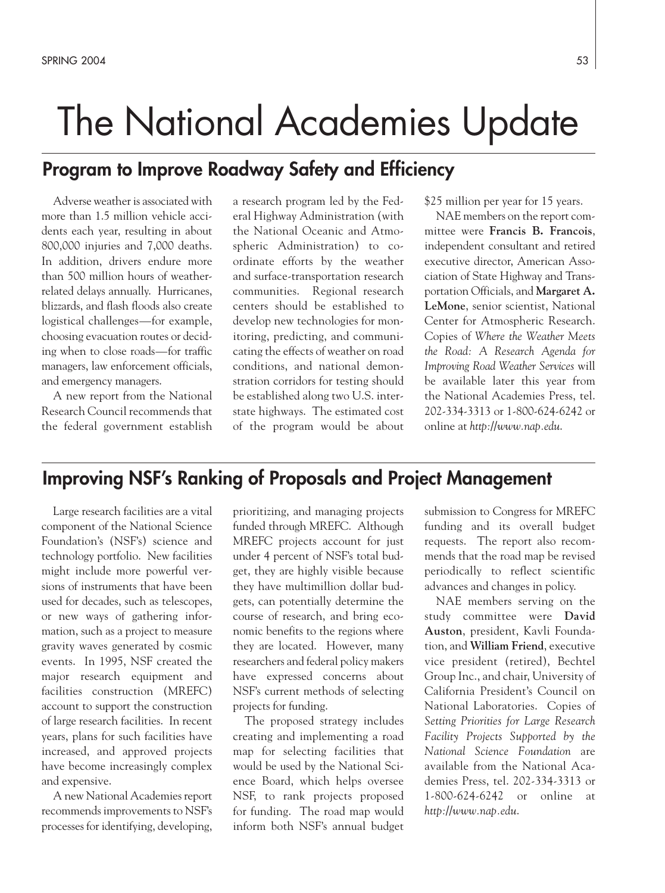# The National Academies Update

## Program to Improve Roadway Safety and Efficiency

Adverse weather is associated with more than 1.5 million vehicle accidents each year, resulting in about 800,000 injuries and 7,000 deaths. In addition, drivers endure more than 500 million hours of weather-related delays annually. Hurricanes, blizzards, and flash floods also create logistical challenges—for example, choosing evacuation routes or deciding when to close roads—for traffic managers, law enforcement officials, and emergency managers.

A new report from the National Research Council recommends that the federal government establish a research program led by the Federal Highway Administration (with the National Oceanic and Atmospheric Administration) to coordinate efforts by the weather and surface-transportation research communities. Regional research centers should be established to develop new technologies for monitoring, predicting, and communicating the effects of weather on road conditions, and national demonstration corridors for testing should be established along two U.S. interstate highways. The estimated cost of the program would be about $25 million per year for 15 years.

NAE members on the report committee were **Francis B. Francois**, independent consultant and retired executive director, American Association of State Highway and Transportation Officials, and **Margaret A. LeMone**, senior scientist, National Center for Atmospheric Research. Copies of *Where the Weather Meets the Road: A Research Agenda for Improving Road Weather Services* will be available later this year from the National Academies Press, tel. 202-334-3313 or 1-800-624-6242 or online at *http://www.nap.edu*.

## Improving NSF's Ranking of Proposals and Project Management

Large research facilities are a vital component of the National Science Foundation's (NSF's) science and technology portfolio. New facilities might include more powerful versions of instruments that have been used for decades, such as telescopes, or new ways of gathering information, such as a project to measure gravity waves generated by cosmic events. In 1995, NSF created the major research equipment and facilities construction (MREFC) account to support the construction of large research facilities. In recent years, plans for such facilities have increased, and approved projects have become increasingly complex and expensive.

A new National Academies report recommends improvements to NSF's processes for identifying, developing, prioritizing, and managing projects funded through MREFC. Although MREFC projects account for just under 4 percent of NSF's total budget, they are highly visible because they have multimillion dollar budgets, can potentially determine the course of research, and bring economic benefits to the regions where they are located. However, many researchers and federal policy makers have expressed concerns about NSF's current methods of selecting projects for funding.

The proposed strategy includes creating and implementing a road map for selecting facilities that would be used by the National Science Board, which helps oversee NSF, to rank projects proposed for funding. The road map would inform both NSF's annual budget submission to Congress for MREFC funding and its overall budget requests. The report also recommends that the road map be revised periodically to reflect scientific advances and changes in policy.

NAE members serving on the study committee were **David Auston**, president, Kavli Foundation, and **William Friend**, executive vice president (retired), Bechtel Group Inc., and chair, University of California President's Council on National Laboratories. Copies of *Setting Priorities for Large Research Facility Projects Supported by the National Science Foundation* are available from the National Academies Press, tel. 202-334-3313 or 1-800-624-6242 or online at *http://www.nap.edu*.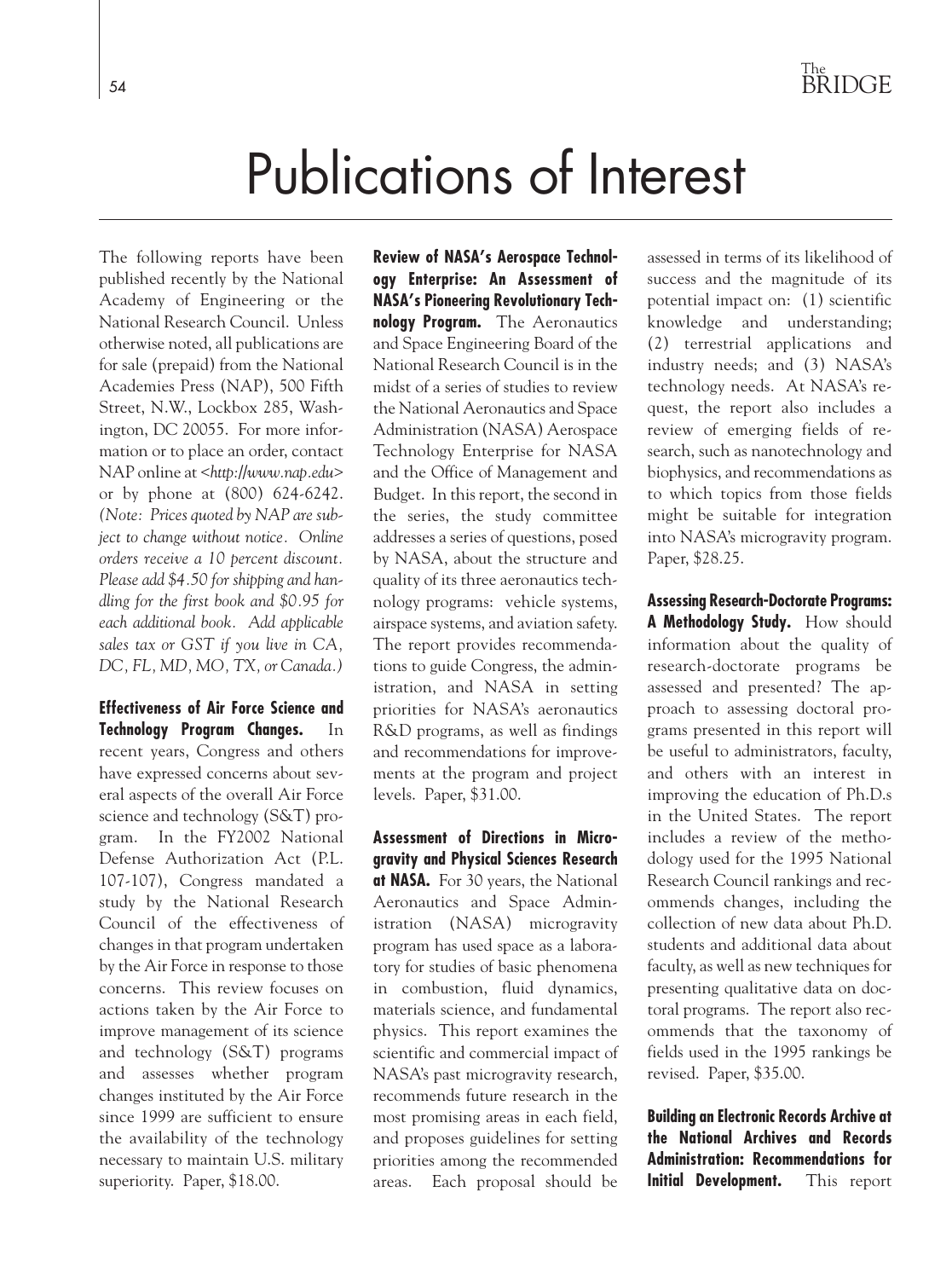# Publications of Interest

The following reports have been published recently by the National Academy of Engineering or the National Research Council. Unless otherwise noted, all publications are for sale (prepaid) from the National Academies Press (NAP), 500 Fifth Street, N.W., Lockbox 285, Washington, DC 20055. For more information or to place an order, contact NAP online at <*http://www.nap.edu*> or by phone at (800) 624-6242. *(Note: Prices quoted by NAP are subject to change without notice. Online orders receive a 10 percent discount. Please add $4.50 for shipping and handling for the first book and $0.95 for each additional book. Add applicable sales tax or GST if you live in CA, DC, FL, MD, MO, TX, or Canada.)*

**Effectiveness of Air Force Science and Technology Program Changes.** In recent years, Congress and others have expressed concerns about several aspects of the overall Air Force science and technology (S&T) program. In the FY2002 National Defense Authorization Act (P.L. 107-107), Congress mandated a study by the National Research Council of the effectiveness of changes in that program undertaken by the Air Force in response to those concerns. This review focuses on actions taken by the Air Force to improve management of its science and technology (S&T) programs and assesses whether program changes instituted by the Air Force since 1999 are sufficient to ensure the availability of the technology necessary to maintain U.S. military superiority. Paper, $18.00.

**Review of NASA's Aerospace Technology Enterprise: An Assessment of NASA's Pioneering Revolutionary Technology Program.** The Aeronautics and Space Engineering Board of the National Research Council is in the midst of a series of studies to review the National Aeronautics and Space Administration (NASA) Aerospace Technology Enterprise for NASA and the Office of Management and Budget. In this report, the second in the series, the study committee addresses a series of questions, posed by NASA, about the structure and quality of its three aeronautics technology programs: vehicle systems, airspace systems, and aviation safety. The report provides recommendations to guide Congress, the administration, and NASA in setting priorities for NASA's aeronautics R&D programs, as well as findings and recommendations for improvements at the program and project levels. Paper, $31.00.

**Assessment of Directions in Microgravity and Physical Sciences Research at NASA.** For 30 years, the National Aeronautics and Space Administration (NASA) microgravity program has used space as a laboratory for studies of basic phenomena in combustion, fluid dynamics, materials science, and fundamental physics. This report examines the scientific and commercial impact of NASA's past microgravity research, recommends future research in the most promising areas in each field, and proposes guidelines for setting priorities among the recommended areas. Each proposal should be assessed in terms of its likelihood of success and the magnitude of its potential impact on: (1) scientific knowledge and understanding; (2) terrestrial applications and industry needs; and (3) NASA's technology needs. At NASA's request, the report also includes a review of emerging fields of research, such as nanotechnology and biophysics, and recommendations as to which topics from those fields might be suitable for integration into NASA's microgravity program. Paper, $28.25.

**Assessing Research-Doctorate Programs: A Methodology Study.** How should information about the quality of research-doctorate programs be assessed and presented? The approach to assessing doctoral programs presented in this report will be useful to administrators, faculty, and others with an interest in improving the education of Ph.D.s in the United States. The report includes a review of the methodology used for the 1995 National Research Council rankings and recommends changes, including the collection of new data about Ph.D. students and additional data about faculty, as well as new techniques for presenting qualitative data on doctoral programs. The report also recommends that the taxonomy of fields used in the 1995 rankings be revised. Paper, $35.00.

**Building an Electronic Records Archive at the National Archives and Records Administration: Recommendations for Initial Development.** This report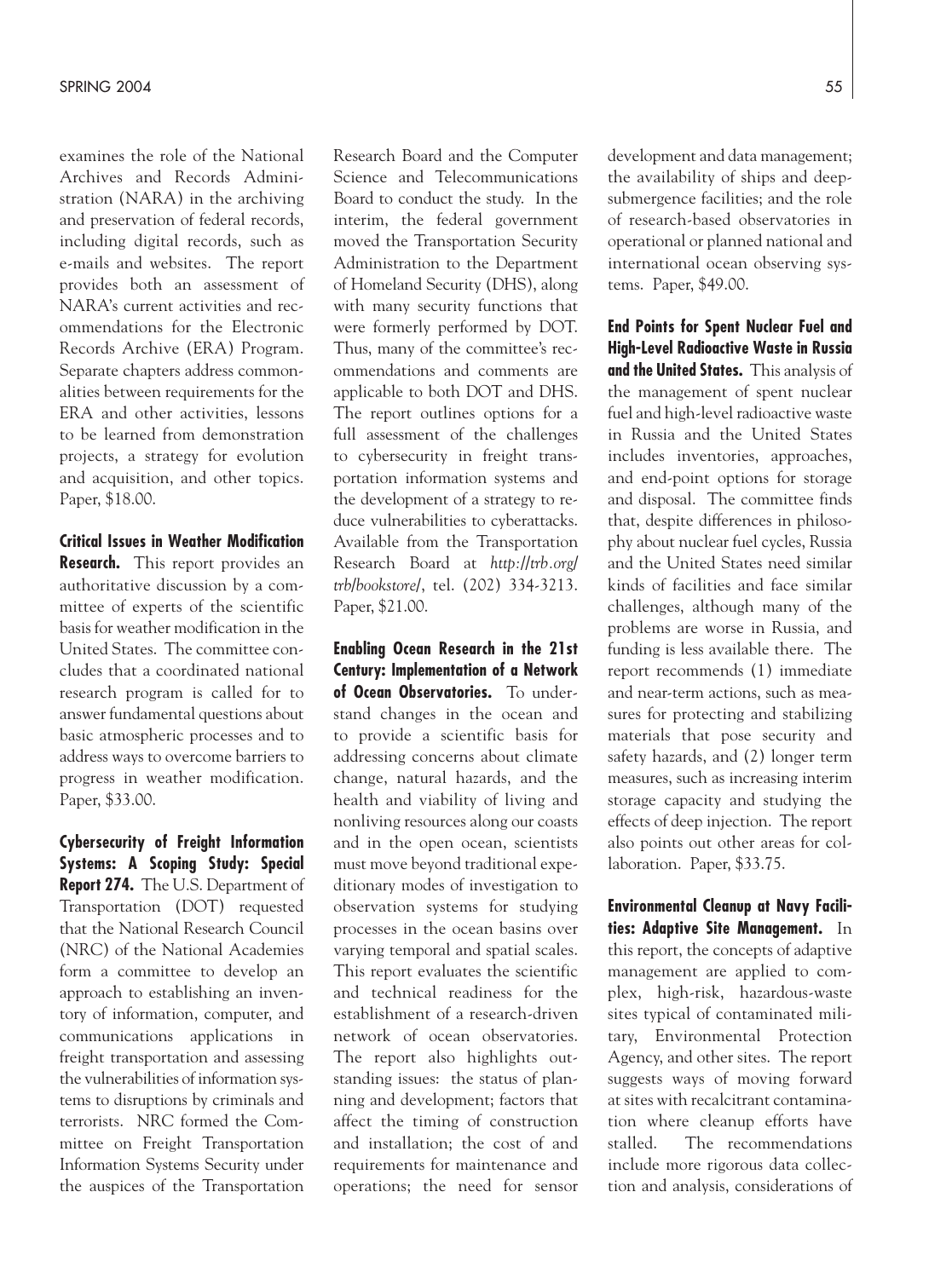examines the role of the National Archives and Records Administration (NARA) in the archiving and preservation of federal records, including digital records, such as e-mails and websites. The report provides both an assessment of NARA's current activities and recommendations for the Electronic Records Archive (ERA) Program. Separate chapters address commonalities between requirements for the ERA and other activities, lessons to be learned from demonstration projects, a strategy for evolution and acquisition, and other topics. Paper, $18.00.

**Critical Issues in Weather Modification Research.** This report provides an authoritative discussion by a committee of experts of the scientific basis for weather modification in the United States. The committee concludes that a coordinated national research program is called for to answer fundamental questions about basic atmospheric processes and to address ways to overcome barriers to progress in weather modification. Paper, $33.00.

**Cybersecurity of Freight Information Systems: A Scoping Study: Special Report 274.** The U.S. Department of Transportation (DOT) requested that the National Research Council (NRC) of the National Academies form a committee to develop an approach to establishing an inventory of information, computer, and communications applications in freight transportation and assessing the vulnerabilities of information systems to disruptions by criminals and terrorists. NRC formed the Committee on Freight Transportation Information Systems Security under the auspices of the Transportation Research Board and the Computer Science and Telecommunications Board to conduct the study. In the interim, the federal government moved the Transportation Security Administration to the Department of Homeland Security (DHS), along with many security functions that were formerly performed by DOT. Thus, many of the committee's recommendations and comments are applicable to both DOT and DHS. The report outlines options for a full assessment of the challenges to cybersecurity in freight transportation information systems and the development of a strategy to reduce vulnerabilities to cyberattacks. Available from the Transportation Research Board at *http://trb.org/trb/bookstore/*, tel. (202) 334-3213. Paper, $21.00.

**Enabling Ocean Research in the 21st Century: Implementation of a Network of Ocean Observatories.** To understand changes in the ocean and to provide a scientific basis for addressing concerns about climate change, natural hazards, and the health and viability of living and nonliving resources along our coasts and in the open ocean, scientists must move beyond traditional expeditionary modes of investigation to observation systems for studying processes in the ocean basins over varying temporal and spatial scales. This report evaluates the scientific and technical readiness for the establishment of a research-driven network of ocean observatories. The report also highlights outstanding issues: the status of planning and development; factors that affect the timing of construction and installation; the cost of and requirements for maintenance and operations; the need for sensor development and data management; the availability of ships and deep-submergence facilities; and the role of research-based observatories in operational or planned national and international ocean observing systems. Paper, $49.00.

**End Points for Spent Nuclear Fuel and High-Level Radioactive Waste in Russia and the United States.** This analysis of the management of spent nuclear fuel and high-level radioactive waste in Russia and the United States includes inventories, approaches, and end-point options for storage and disposal. The committee finds that, despite differences in philosophy about nuclear fuel cycles, Russia and the United States need similar kinds of facilities and face similar challenges, although many of the problems are worse in Russia, and funding is less available there. The report recommends (1) immediate and near-term actions, such as measures for protecting and stabilizing materials that pose security and safety hazards, and (2) longer term measures, such as increasing interim storage capacity and studying the effects of deep injection. The report also points out other areas for collaboration. Paper, $33.75.

**Environmental Cleanup at Navy Facilities: Adaptive Site Management.** In this report, the concepts of adaptive management are applied to complex, high-risk, hazardous-waste sites typical of contaminated military, Environmental Protection Agency, and other sites. The report suggests ways of moving forward at sites with recalcitrant contamination where cleanup efforts have stalled. The recommendations include more rigorous data collection and analysis, considerations of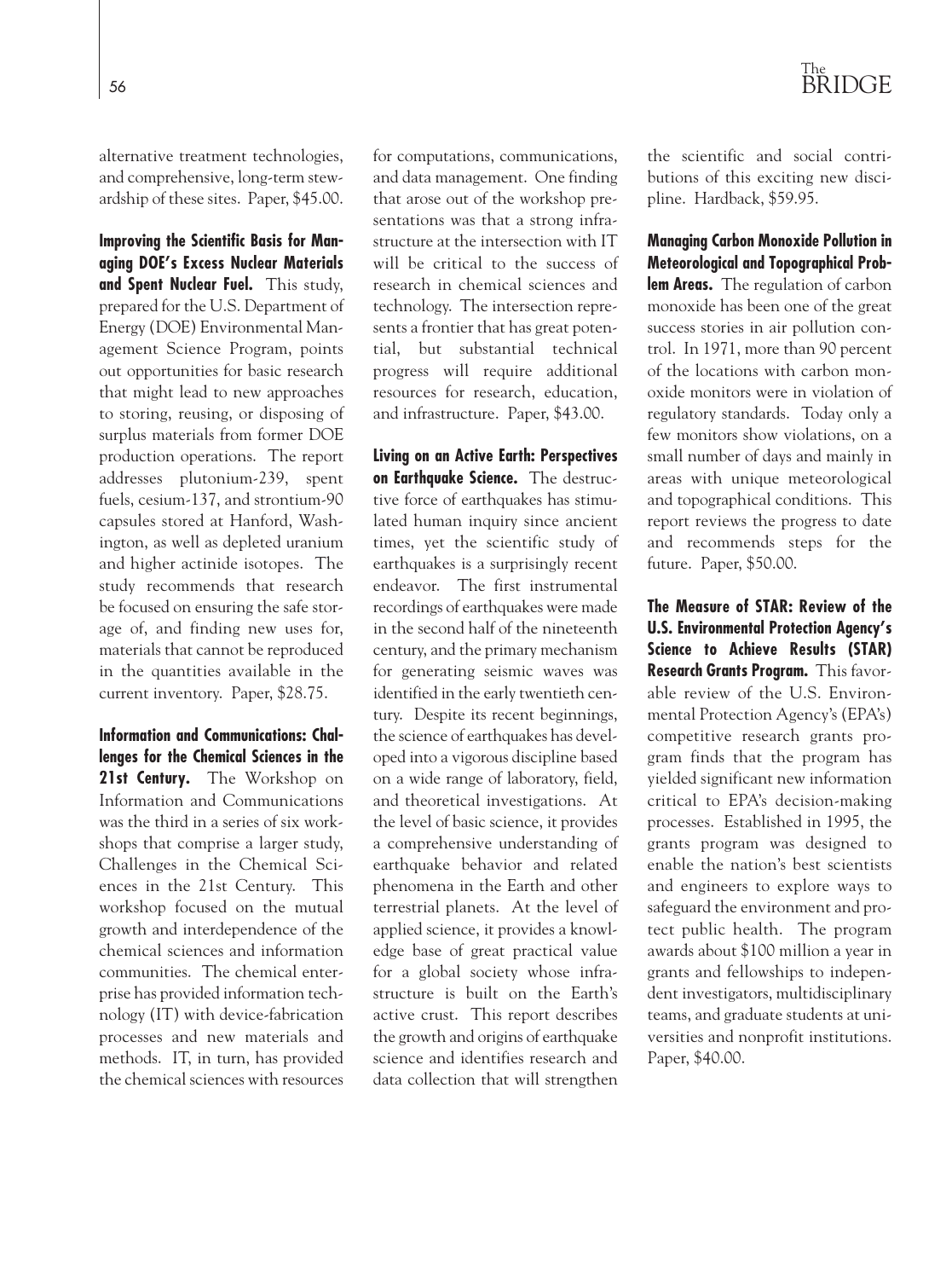alternative treatment technologies, and comprehensive, long-term stewardship of these sites. Paper, $45.00.

**Improving the Scientific Basis for Managing DOE's Excess Nuclear Materials and Spent Nuclear Fuel.** This study, prepared for the U.S. Department of Energy (DOE) Environmental Management Science Program, points out opportunities for basic research that might lead to new approaches to storing, reusing, or disposing of surplus materials from former DOE production operations. The report addresses plutonium-239, spent fuels, cesium-137, and strontium-90 capsules stored at Hanford, Washington, as well as depleted uranium and higher actinide isotopes. The study recommends that research be focused on ensuring the safe storage of, and finding new uses for, materials that cannot be reproduced in the quantities available in the current inventory. Paper, $28.75.

**Information and Communications: Challenges for the Chemical Sciences in the 21st Century.** The Workshop on Information and Communications was the third in a series of six workshops that comprise a larger study, Challenges in the Chemical Sciences in the 21st Century. This workshop focused on the mutual growth and interdependence of the chemical sciences and information communities. The chemical enterprise has provided information technology (IT) with device-fabrication processes and new materials and methods. IT, in turn, has provided the chemical sciences with resources for computations, communications, and data management. One finding that arose out of the workshop presentations was that a strong infrastructure at the intersection with IT will be critical to the success of research in chemical sciences and technology. The intersection represents a frontier that has great potential, but substantial technical progress will require additional resources for research, education, and infrastructure. Paper, $43.00.

**Living on an Active Earth: Perspectives on Earthquake Science.** The destructive force of earthquakes has stimulated human inquiry since ancient times, yet the scientific study of earthquakes is a surprisingly recent endeavor. The first instrumental recordings of earthquakes were made in the second half of the nineteenth century, and the primary mechanism for generating seismic waves was identified in the early twentieth century. Despite its recent beginnings, the science of earthquakes has developed into a vigorous discipline based on a wide range of laboratory, field, and theoretical investigations. At the level of basic science, it provides a comprehensive understanding of earthquake behavior and related phenomena in the Earth and other terrestrial planets. At the level of applied science, it provides a knowledge base of great practical value for a global society whose infrastructure is built on the Earth's active crust. This report describes the growth and origins of earthquake science and identifies research and data collection that will strengthen the scientific and social contributions of this exciting new discipline. Hardback, $59.95.

**Managing Carbon Monoxide Pollution in Meteorological and Topographical Problem Areas.** The regulation of carbon monoxide has been one of the great success stories in air pollution control. In 1971, more than 90 percent of the locations with carbon monoxide monitors were in violation of regulatory standards. Today only a few monitors show violations, on a small number of days and mainly in areas with unique meteorological and topographical conditions. This report reviews the progress to date and recommends steps for the future. Paper, $50.00.

**The Measure of STAR: Review of the U.S. Environmental Protection Agency's Science to Achieve Results (STAR) Research Grants Program.** This favorable review of the U.S. Environmental Protection Agency's (EPA's) competitive research grants program finds that the program has yielded significant new information critical to EPA's decision-making processes. Established in 1995, the grants program was designed to enable the nation's best scientists and engineers to explore ways to safeguard the environment and protect public health. The program awards about $100 million a year in grants and fellowships to independent investigators, multidisciplinary teams, and graduate students at universities and nonprofit institutions. Paper, $40.00.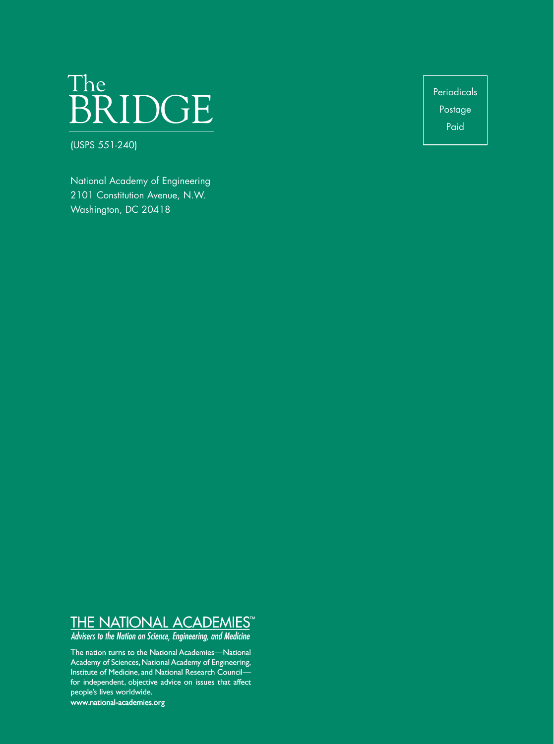# The BRIDGE

(USPS 551-240)

National Academy of Engineering
2101 Constitution Avenue, N.W.
Washington, DC 20418

Periodicals
Postage
Paid

**THE NATIONAL ACADEMIES™**

*Advisers to the Nation on Science, Engineering, and Medicine*

The nation turns to the National Academies—National Academy of Sciences, National Academy of Engineering, Institute of Medicine, and National Research Council—for independent, objective advice on issues that affect people's lives worldwide.

www.national-academies.org